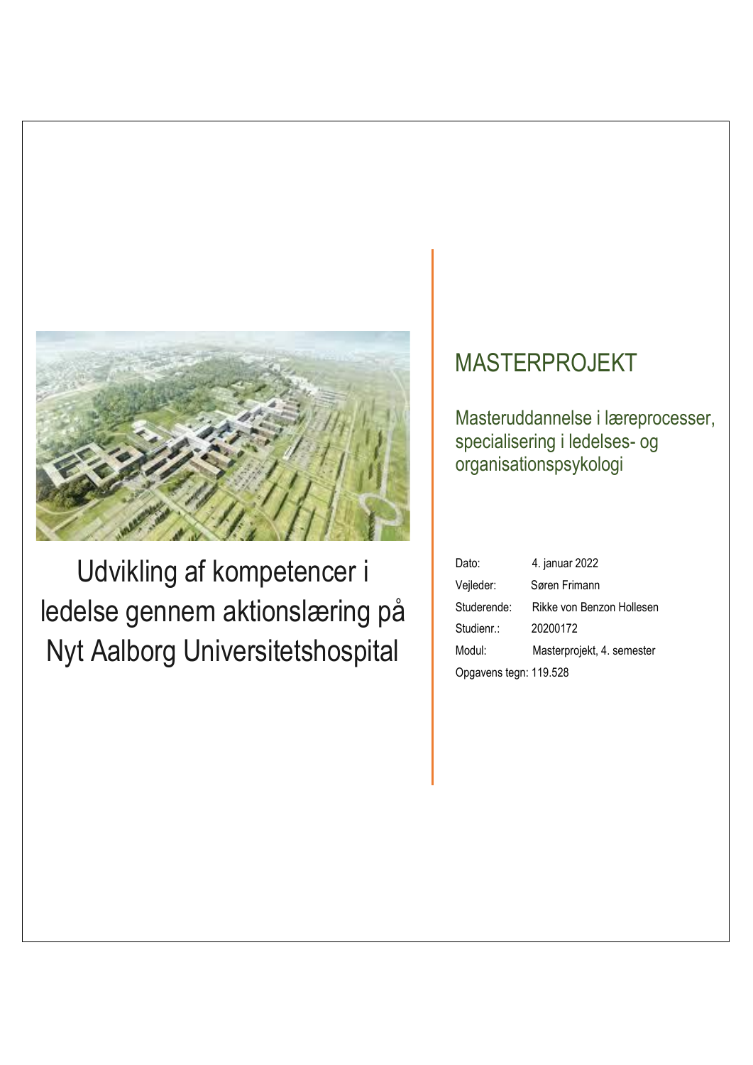# Udvikling af kompetencer i ledelse gennem aktionslæring på Nyt Aalborg Universitetshospital

## MASTERPROJEKT

Masteruddannelse i læreprocesser, specialisering i ledelses- og organisationspsykologi

Dato: 4. januar 2022

Vejleder: Søren Frimann

Studerende: Rikke von Benzon Hollesen

Studienr.: 20200172

Modul: Masterprojekt, 4. semester

Opgavens tegn: 119.528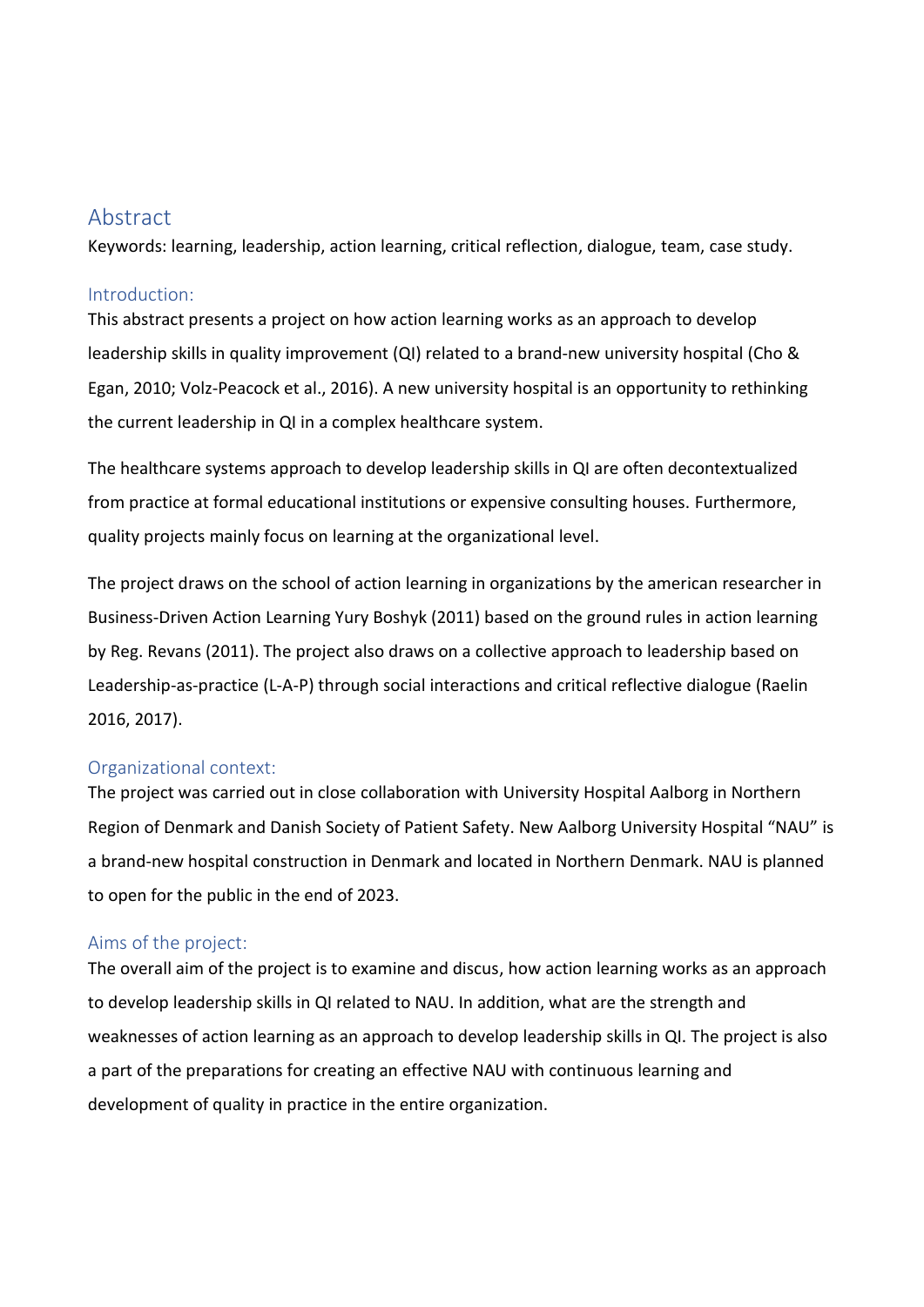# Abstract

Keywords: learning, leadership, action learning, critical reflection, dialogue, team, case study.

## Introduction:

This abstract presents a project on how action learning works as an approach to develop leadership skills in quality improvement (QI) related to a brand-new university hospital (Cho & Egan, 2010; Volz-Peacock et al., 2016). A new university hospital is an opportunity to rethinking the current leadership in QI in a complex healthcare system.

The healthcare systems approach to develop leadership skills in QI are often decontextualized from practice at formal educational institutions or expensive consulting houses. Furthermore, quality projects mainly focus on learning at the organizational level.

The project draws on the school of action learning in organizations by the american researcher in Business-Driven Action Learning Yury Boshyk (2011) based on the ground rules in action learning by Reg. Revans (2011). The project also draws on a collective approach to leadership based on Leadership-as-practice (L-A-P) through social interactions and critical reflective dialogue (Raelin 2016, 2017).

## Organizational context:

The project was carried out in close collaboration with University Hospital Aalborg in Northern Region of Denmark and Danish Society of Patient Safety. New Aalborg University Hospital "NAU" is a brand-new hospital construction in Denmark and located in Northern Denmark. NAU is planned to open for the public in the end of 2023.

## Aims of the project:

The overall aim of the project is to examine and discus, how action learning works as an approach to develop leadership skills in QI related to NAU. In addition, what are the strength and weaknesses of action learning as an approach to develop leadership skills in QI. The project is also a part of the preparations for creating an effective NAU with continuous learning and development of quality in practice in the entire organization.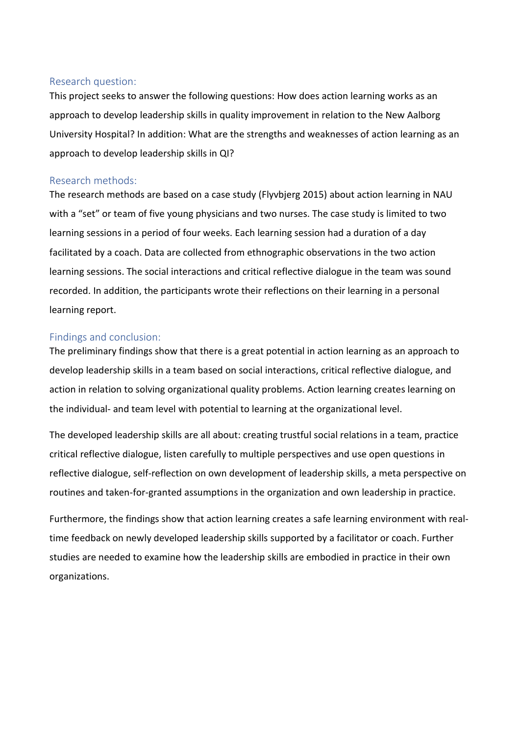## Research question:

This project seeks to answer the following questions: How does action learning works as an approach to develop leadership skills in quality improvement in relation to the New Aalborg University Hospital? In addition: What are the strengths and weaknesses of action learning as an approach to develop leadership skills in QI?

## Research methods:

The research methods are based on a case study (Flyvbjerg 2015) about action learning in NAU with a "set" or team of five young physicians and two nurses. The case study is limited to two learning sessions in a period of four weeks. Each learning session had a duration of a day facilitated by a coach. Data are collected from ethnographic observations in the two action learning sessions. The social interactions and critical reflective dialogue in the team was sound recorded. In addition, the participants wrote their reflections on their learning in a personal learning report.

## Findings and conclusion:

The preliminary findings show that there is a great potential in action learning as an approach to develop leadership skills in a team based on social interactions, critical reflective dialogue, and action in relation to solving organizational quality problems. Action learning creates learning on the individual- and team level with potential to learning at the organizational level.

The developed leadership skills are all about: creating trustful social relations in a team, practice critical reflective dialogue, listen carefully to multiple perspectives and use open questions in reflective dialogue, self-reflection on own development of leadership skills, a meta perspective on routines and taken-for-granted assumptions in the organization and own leadership in practice.

Furthermore, the findings show that action learning creates a safe learning environment with real-time feedback on newly developed leadership skills supported by a facilitator or coach. Further studies are needed to examine how the leadership skills are embodied in practice in their own organizations.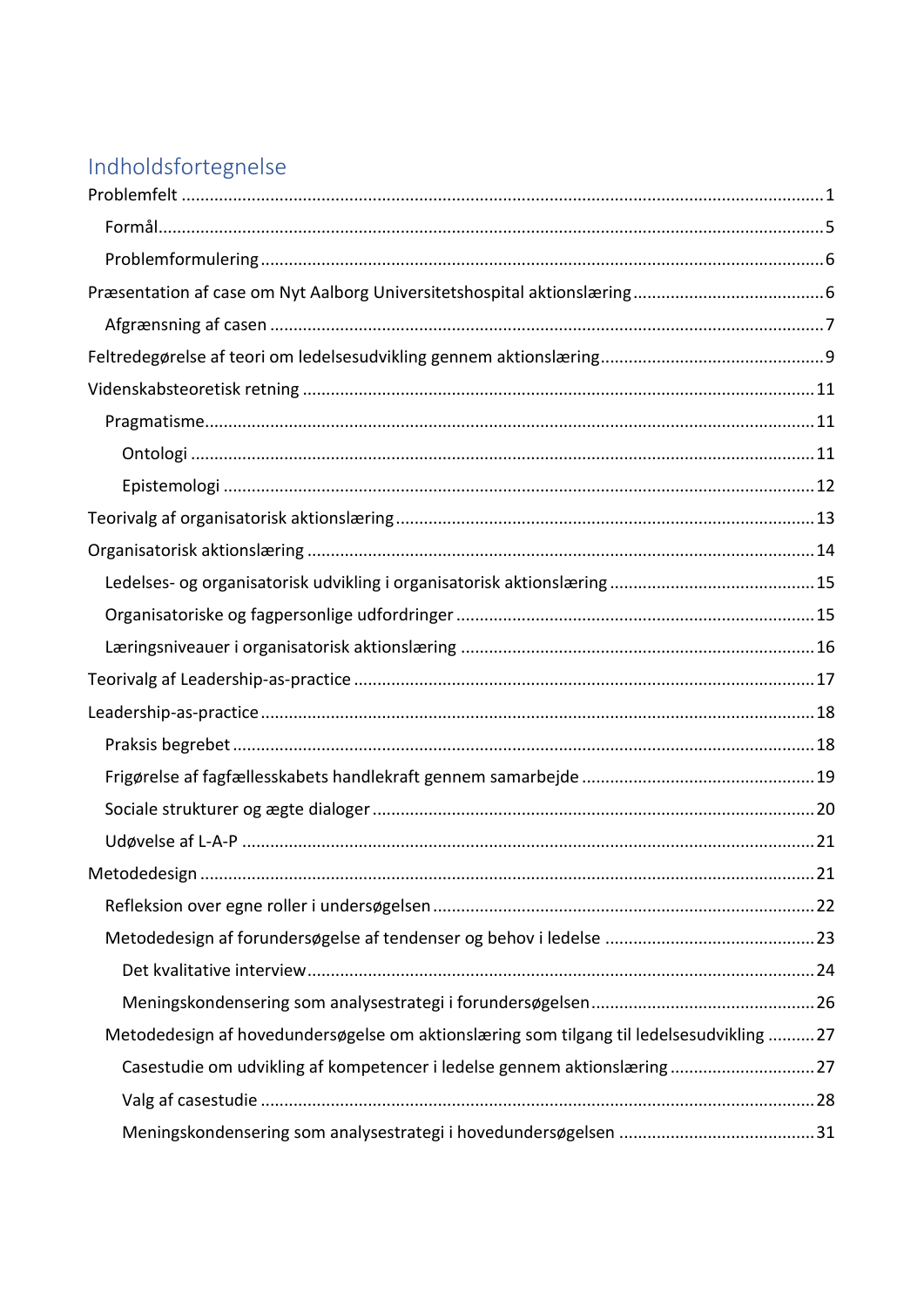# Indholdsfortegnelse

Problemfelt ........................................................................................................................................ 1

- Formål............................................................................................................................................. 5
- Problemformulering ....................................................................................................................... 6

Præsentation af case om Nyt Aalborg Universitetshospital aktionslæring ......................................... 6

- Afgrænsning af casen ...................................................................................................................... 7

Feltredegørelse af teori om ledelsesudvikling gennem aktionslæring ................................................ 9

Videnskabsteoretisk retning ............................................................................................................. 11

- Pragmatisme.................................................................................................................................. 11
  - Ontologi .................................................................................................................................... 11
  - Epistemologi ............................................................................................................................. 12

Teorivalg af organisatorisk aktionslæring ......................................................................................... 13

Organisatorisk aktionslæring ............................................................................................................ 14

- Ledelses- og organisatorisk udvikling i organisatorisk aktionslæring ............................................ 15
- Organisatoriske og fagpersonlige udfordringer ............................................................................. 15
- Læringsniveauer i organisatorisk aktionslæring ........................................................................... 16

Teorivalg af Leadership-as-practice .................................................................................................. 17

Leadership-as-practice ...................................................................................................................... 18

- Praksis begrebet ............................................................................................................................ 18
- Frigørelse af fagfællesskabets handlekraft gennem samarbejde .................................................. 19
- Sociale strukturer og ægte dialoger .............................................................................................. 20
- Udøvelse af L-A-P .......................................................................................................................... 21

Metodedesign ................................................................................................................................... 21

- Refleksion over egne roller i undersøgelsen ................................................................................. 22
- Metodedesign af forundersøgelse af tendenser og behov i ledelse ............................................. 23
  - Det kvalitative interview ............................................................................................................ 24
  - Meningskondensering som analysestrategi i forundersøgelsen ................................................ 26
- Metodedesign af hovedundersøgelse om aktionslæring som tilgang til ledelsesudvikling .......... 27
  - Casestudie om udvikling af kompetencer i ledelse gennem aktionslæring ............................... 27
  - Valg af casestudie ..................................................................................................................... 28
  - Meningskondensering som analysestrategi i hovedundersøgelsen .......................................... 31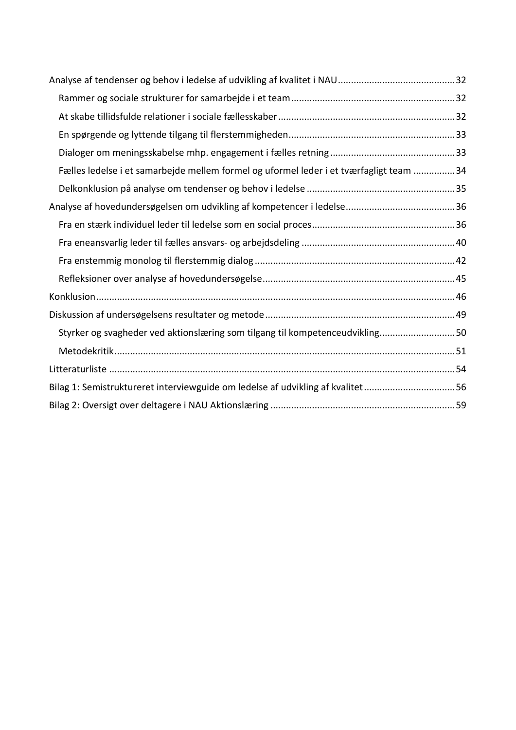Analyse af tendenser og behov i ledelse af udvikling af kvalitet i NAU ............................................ 32

- Rammer og sociale strukturer for samarbejde i et team ............................................................... 32
- At skabe tillidsfulde relationer i sociale fællesskaber .................................................................... 32
- En spørgende og lyttende tilgang til flerstemmigheden ................................................................ 33
- Dialoger om meningsskabelse mhp. engagement i fælles retning ................................................ 33
- Fælles ledelse i et samarbejde mellem formel og uformel leder i et tværfagligt team ................ 34
- Delkonklusion på analyse om tendenser og behov i ledelse ......................................................... 35

Analyse af hovedundersøgelsen om udvikling af kompetencer i ledelse .......................................... 36

- Fra en stærk individuel leder til ledelse som en social proces ....................................................... 36
- Fra eneansvarlig leder til fælles ansvars- og arbejdsdeling ........................................................... 40
- Fra enstemmig monolog til flerstemmig dialog ............................................................................. 42
- Refleksioner over analyse af hovedundersøgelse .......................................................................... 45

Konklusion .......................................................................................................................................... 46

Diskussion af undersøgelsens resultater og metode ......................................................................... 49

- Styrker og svagheder ved aktionslæring som tilgang til kompetenceudvikling ............................. 50
- Metodekritik .................................................................................................................................. 51

Litteraturliste ...................................................................................................................................... 54

Bilag 1: Semistruktureret interviewguide om ledelse af udvikling af kvalitet .................................. 56

Bilag 2: Oversigt over deltagere i NAU Aktionslæring ...................................................................... 59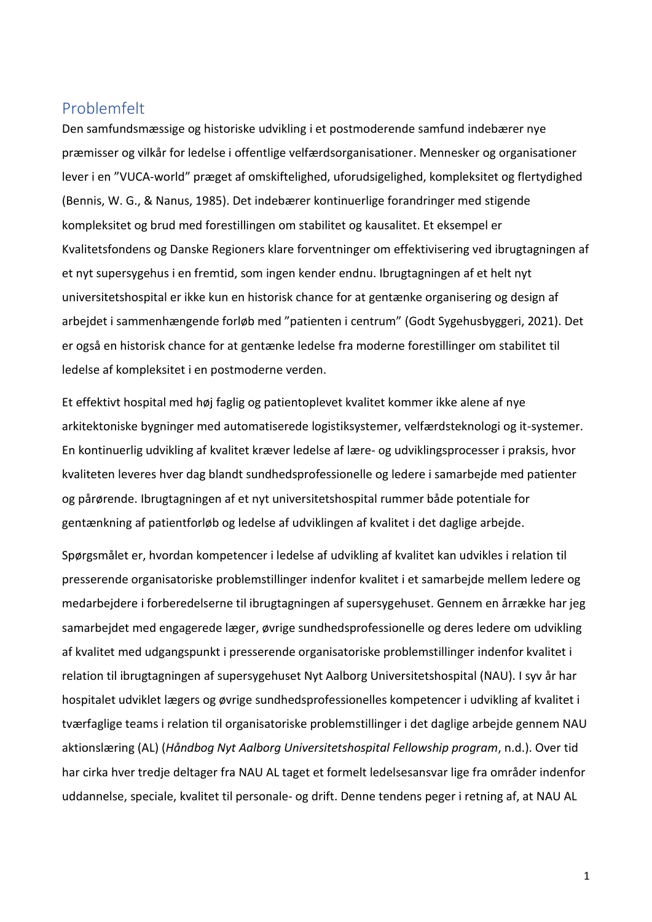## Problemfelt

Den samfundsmæssige og historiske udvikling i et postmoderende samfund indebærer nye præmisser og vilkår for ledelse i offentlige velfærdsorganisationer. Mennesker og organisationer lever i en "VUCA-world" præget af omskiftelighed, uforudsigelighed, kompleksitet og flertydighed (Bennis, W. G., & Nanus, 1985). Det indebærer kontinuerlige forandringer med stigende kompleksitet og brud med forestillingen om stabilitet og kausalitet. Et eksempel er Kvalitetsfondens og Danske Regioners klare forventninger om effektivisering ved ibrugtagningen af et nyt supersygehus i en fremtid, som ingen kender endnu. Ibrugtagningen af et helt nyt universitetshospital er ikke kun en historisk chance for at gentænke organisering og design af arbejdet i sammenhængende forløb med "patienten i centrum" (Godt Sygehusbyggeri, 2021). Det er også en historisk chance for at gentænke ledelse fra moderne forestillinger om stabilitet til ledelse af kompleksitet i en postmoderne verden.

Et effektivt hospital med høj faglig og patientoplevet kvalitet kommer ikke alene af nye arkitektoniske bygninger med automatiserede logistiksystemer, velfærdsteknologi og it-systemer. En kontinuerlig udvikling af kvalitet kræver ledelse af lære- og udviklingsprocesser i praksis, hvor kvaliteten leveres hver dag blandt sundhedsprofessionelle og ledere i samarbejde med patienter og pårørende. Ibrugtagningen af et nyt universitetshospital rummer både potentiale for gentænkning af patientforløb og ledelse af udviklingen af kvalitet i det daglige arbejde.

Spørgsmålet er, hvordan kompetencer i ledelse af udvikling af kvalitet kan udvikles i relation til presserende organisatoriske problemstillinger indenfor kvalitet i et samarbejde mellem ledere og medarbejdere i forberedelserne til ibrugtagningen af supersygehuset. Gennem en årrække har jeg samarbejdet med engagerede læger, øvrige sundhedsprofessionelle og deres ledere om udvikling af kvalitet med udgangspunkt i presserende organisatoriske problemstillinger indenfor kvalitet i relation til ibrugtagningen af supersygehuset Nyt Aalborg Universitetshospital (NAU). I syv år har hospitalet udviklet lægers og øvrige sundhedsprofessionelles kompetencer i udvikling af kvalitet i tværfaglige teams i relation til organisatoriske problemstillinger i det daglige arbejde gennem NAU aktionslæring (AL) (*Håndbog Nyt Aalborg Universitetshospital Fellowship program*, n.d.). Over tid har cirka hver tredje deltager fra NAU AL taget et formelt ledelsesansvar lige fra områder indenfor uddannelse, speciale, kvalitet til personale- og drift. Denne tendens peger i retning af, at NAU AL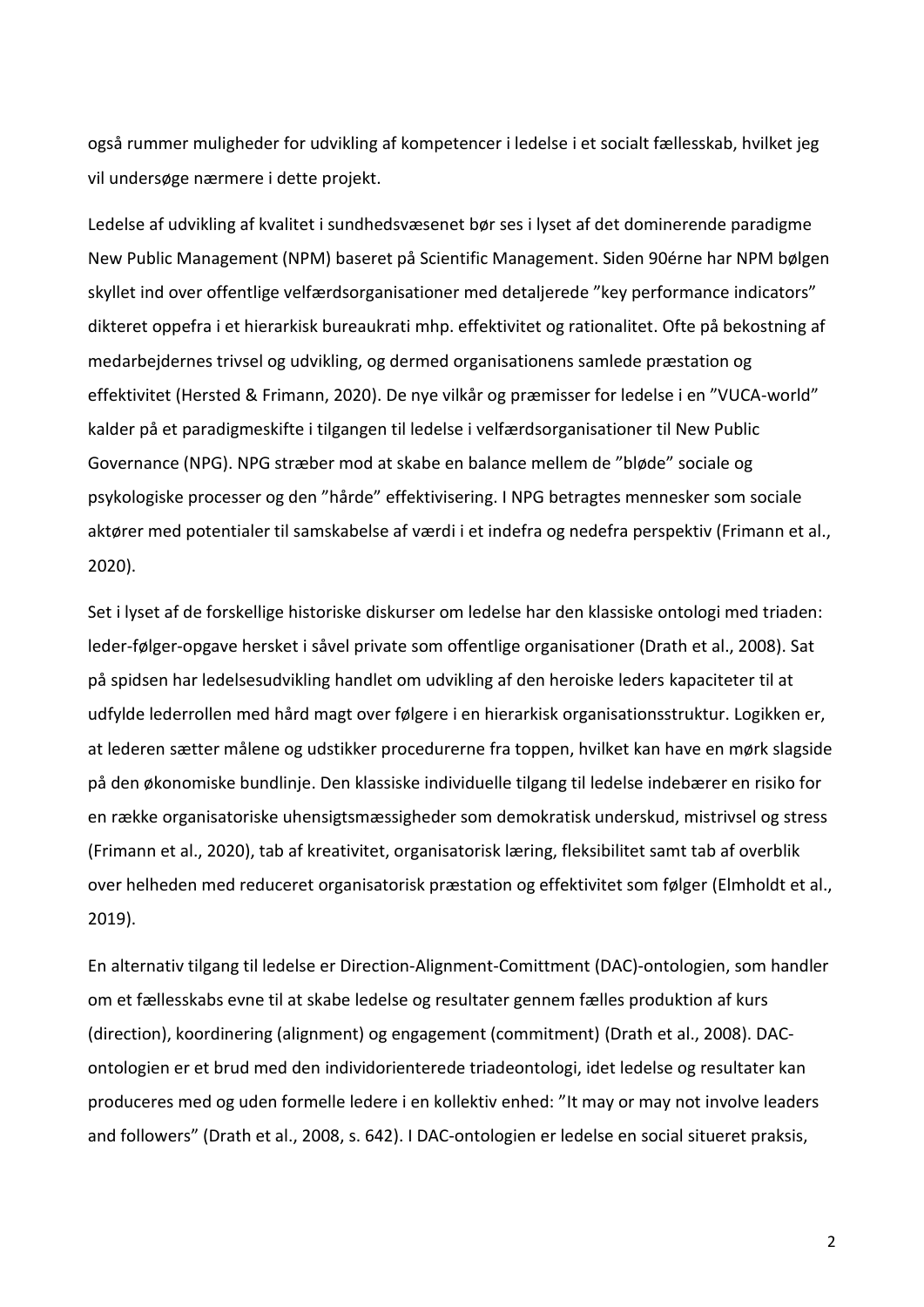også rummer muligheder for udvikling af kompetencer i ledelse i et socialt fællesskab, hvilket jeg vil undersøge nærmere i dette projekt.

Ledelse af udvikling af kvalitet i sundhedsvæsenet bør ses i lyset af det dominerende paradigme New Public Management (NPM) baseret på Scientific Management. Siden 90érne har NPM bølgen skyllet ind over offentlige velfærdsorganisationer med detaljerede "key performance indicators" dikteret oppefra i et hierarkisk bureaukrati mhp. effektivitet og rationalitet. Ofte på bekostning af medarbejdernes trivsel og udvikling, og dermed organisationens samlede præstation og effektivitet (Hersted & Frimann, 2020). De nye vilkår og præmisser for ledelse i en "VUCA-world" kalder på et paradigmeskifte i tilgangen til ledelse i velfærdsorganisationer til New Public Governance (NPG). NPG stræber mod at skabe en balance mellem de "bløde" sociale og psykologiske processer og den "hårde" effektivisering. I NPG betragtes mennesker som sociale aktører med potentialer til samskabelse af værdi i et indefra og nedefra perspektiv (Frimann et al., 2020).

Set i lyset af de forskellige historiske diskurser om ledelse har den klassiske ontologi med triaden: leder-følger-opgave hersket i såvel private som offentlige organisationer (Drath et al., 2008). Sat på spidsen har ledelsesudvikling handlet om udvikling af den heroiske leders kapaciteter til at udfylde lederrollen med hård magt over følgere i en hierarkisk organisationsstruktur. Logikken er, at lederen sætter målene og udstikker procedurerne fra toppen, hvilket kan have en mørk slagside på den økonomiske bundlinje. Den klassiske individuelle tilgang til ledelse indebærer en risiko for en række organisatoriske uhensigtsmæssigheder som demokratisk underskud, mistrivsel og stress (Frimann et al., 2020), tab af kreativitet, organisatorisk læring, fleksibilitet samt tab af overblik over helheden med reduceret organisatorisk præstation og effektivitet som følger (Elmholdt et al., 2019).

En alternativ tilgang til ledelse er Direction-Alignment-Comittment (DAC)-ontologien, som handler om et fællesskabs evne til at skabe ledelse og resultater gennem fælles produktion af kurs (direction), koordinering (alignment) og engagement (commitment) (Drath et al., 2008). DAC-ontologien er et brud med den individorienterede triadeontologi, idet ledelse og resultater kan produceres med og uden formelle ledere i en kollektiv enhed: "It may or may not involve leaders and followers" (Drath et al., 2008, s. 642). I DAC-ontologien er ledelse en social situeret praksis,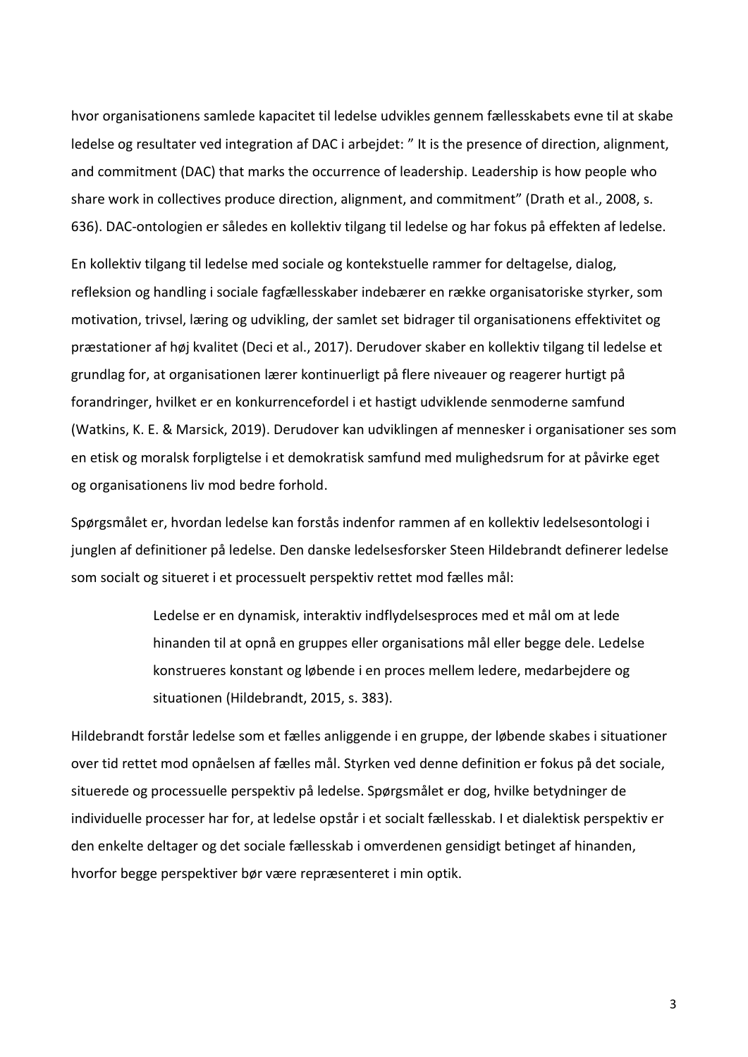hvor organisationens samlede kapacitet til ledelse udvikles gennem fællesskabets evne til at skabe ledelse og resultater ved integration af DAC i arbejdet: " It is the presence of direction, alignment, and commitment (DAC) that marks the occurrence of leadership. Leadership is how people who share work in collectives produce direction, alignment, and commitment" (Drath et al., 2008, s. 636). DAC-ontologien er således en kollektiv tilgang til ledelse og har fokus på effekten af ledelse.

En kollektiv tilgang til ledelse med sociale og kontekstuelle rammer for deltagelse, dialog, refleksion og handling i sociale fagfællesskaber indebærer en række organisatoriske styrker, som motivation, trivsel, læring og udvikling, der samlet set bidrager til organisationens effektivitet og præstationer af høj kvalitet (Deci et al., 2017). Derudover skaber en kollektiv tilgang til ledelse et grundlag for, at organisationen lærer kontinuerligt på flere niveauer og reagerer hurtigt på forandringer, hvilket er en konkurrencefordel i et hastigt udviklende senmoderne samfund (Watkins, K. E. & Marsick, 2019). Derudover kan udviklingen af mennesker i organisationer ses som en etisk og moralsk forpligtelse i et demokratisk samfund med mulighedsrum for at påvirke eget og organisationens liv mod bedre forhold.

Spørgsmålet er, hvordan ledelse kan forstås indenfor rammen af en kollektiv ledelsesontologi i junglen af definitioner på ledelse. Den danske ledelsesforsker Steen Hildebrandt definerer ledelse som socialt og situeret i et processuelt perspektiv rettet mod fælles mål:

> Ledelse er en dynamisk, interaktiv indflydelsesproces med et mål om at lede hinanden til at opnå en gruppes eller organisations mål eller begge dele. Ledelse konstrueres konstant og løbende i en proces mellem ledere, medarbejdere og situationen (Hildebrandt, 2015, s. 383).

Hildebrandt forstår ledelse som et fælles anliggende i en gruppe, der løbende skabes i situationer over tid rettet mod opnåelsen af fælles mål. Styrken ved denne definition er fokus på det sociale, situerede og processuelle perspektiv på ledelse. Spørgsmålet er dog, hvilke betydninger de individuelle processer har for, at ledelse opstår i et socialt fællesskab. I et dialektisk perspektiv er den enkelte deltager og det sociale fællesskab i omverdenen gensidigt betinget af hinanden, hvorfor begge perspektiver bør være repræsenteret i min optik.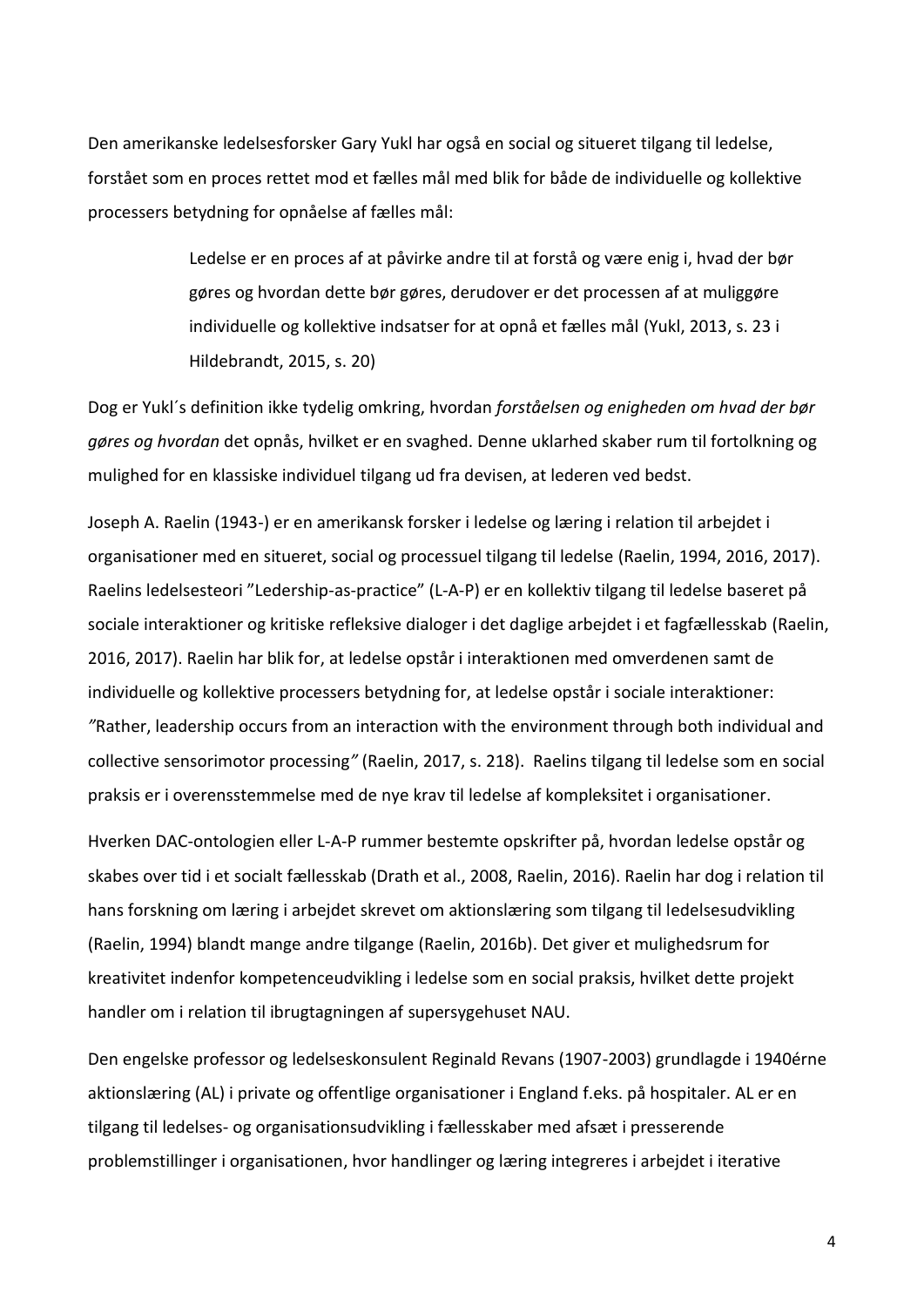Den amerikanske ledelsesforsker Gary Yukl har også en social og situeret tilgang til ledelse, forstået som en proces rettet mod et fælles mål med blik for både de individuelle og kollektive processers betydning for opnåelse af fælles mål:

> Ledelse er en proces af at påvirke andre til at forstå og være enig i, hvad der bør gøres og hvordan dette bør gøres, derudover er det processen af at muliggøre individuelle og kollektive indsatser for at opnå et fælles mål (Yukl, 2013, s. 23 i Hildebrandt, 2015, s. 20)

Dog er Yukl´s definition ikke tydelig omkring, hvordan *forståelsen og enigheden om hvad der bør gøres og hvordan* det opnås, hvilket er en svaghed. Denne uklarhed skaber rum til fortolkning og mulighed for en klassiske individuel tilgang ud fra devisen, at lederen ved bedst.

Joseph A. Raelin (1943-) er en amerikansk forsker i ledelse og læring i relation til arbejdet i organisationer med en situeret, social og processuel tilgang til ledelse (Raelin, 1994, 2016, 2017). Raelins ledelsesteori ”Leadership-as-practice” (L-A-P) er en kollektiv tilgang til ledelse baseret på sociale interaktioner og kritiske refleksive dialoger i det daglige arbejdet i et fagfællesskab (Raelin, 2016, 2017). Raelin har blik for, at ledelse opstår i interaktionen med omverdenen samt de individuelle og kollektive processers betydning for, at ledelse opstår i sociale interaktioner: *”*Rather, leadership occurs from an interaction with the environment through both individual and collective sensorimotor processing*”* (Raelin, 2017, s. 218). Raelins tilgang til ledelse som en social praksis er i overensstemmelse med de nye krav til ledelse af kompleksitet i organisationer.

Hverken DAC-ontologien eller L-A-P rummer bestemte opskrifter på, hvordan ledelse opstår og skabes over tid i et socialt fællesskab (Drath et al., 2008, Raelin, 2016). Raelin har dog i relation til hans forskning om læring i arbejdet skrevet om aktionslæring som tilgang til ledelsesudvikling (Raelin, 1994) blandt mange andre tilgange (Raelin, 2016b). Det giver et mulighedsrum for kreativitet indenfor kompetenceudvikling i ledelse som en social praksis, hvilket dette projekt handler om i relation til ibrugtagningen af supersygehuset NAU.

Den engelske professor og ledelseskonsulent Reginald Revans (1907-2003) grundlagde i 1940érne aktionslæring (AL) i private og offentlige organisationer i England f.eks. på hospitaler. AL er en tilgang til ledelses- og organisationsudvikling i fællesskaber med afsæt i presserende problemstillinger i organisationen, hvor handlinger og læring integreres i arbejdet i iterative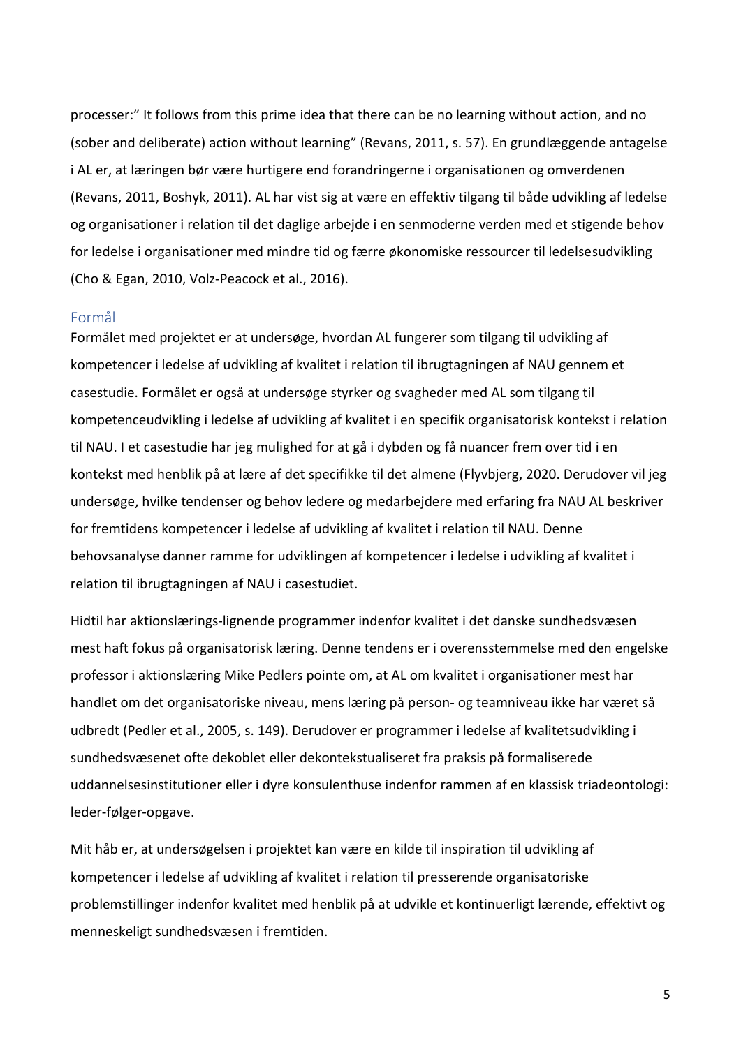processer:" It follows from this prime idea that there can be no learning without action, and no (sober and deliberate) action without learning" (Revans, 2011, s. 57). En grundlæggende antagelse i AL er, at læringen bør være hurtigere end forandringerne i organisationen og omverdenen (Revans, 2011, Boshyk, 2011). AL har vist sig at være en effektiv tilgang til både udvikling af ledelse og organisationer i relation til det daglige arbejde i en senmoderne verden med et stigende behov for ledelse i organisationer med mindre tid og færre økonomiske ressourcer til ledelsesudvikling (Cho & Egan, 2010, Volz-Peacock et al., 2016).

## Formål

Formålet med projektet er at undersøge, hvordan AL fungerer som tilgang til udvikling af kompetencer i ledelse af udvikling af kvalitet i relation til ibrugtagningen af NAU gennem et casestudie. Formålet er også at undersøge styrker og svagheder med AL som tilgang til kompetenceudvikling i ledelse af udvikling af kvalitet i en specifik organisatorisk kontekst i relation til NAU. I et casestudie har jeg mulighed for at gå i dybden og få nuancer frem over tid i en kontekst med henblik på at lære af det specifikke til det almene (Flyvbjerg, 2020. Derudover vil jeg undersøge, hvilke tendenser og behov ledere og medarbejdere med erfaring fra NAU AL beskriver for fremtidens kompetencer i ledelse af udvikling af kvalitet i relation til NAU. Denne behovsanalyse danner ramme for udviklingen af kompetencer i ledelse i udvikling af kvalitet i relation til ibrugtagningen af NAU i casestudiet.

Hidtil har aktionslærings-lignende programmer indenfor kvalitet i det danske sundhedsvæsen mest haft fokus på organisatorisk læring. Denne tendens er i overensstemmelse med den engelske professor i aktionslæring Mike Pedlers pointe om, at AL om kvalitet i organisationer mest har handlet om det organisatoriske niveau, mens læring på person- og teamniveau ikke har været så udbredt (Pedler et al., 2005, s. 149). Derudover er programmer i ledelse af kvalitetsudvikling i sundhedsvæsenet ofte dekoblet eller dekontekstualiseret fra praksis på formaliserede uddannelsesinstitutioner eller i dyre konsulenthuse indenfor rammen af en klassisk triadeontologi: leder-følger-opgave.

Mit håb er, at undersøgelsen i projektet kan være en kilde til inspiration til udvikling af kompetencer i ledelse af udvikling af kvalitet i relation til presserende organisatoriske problemstillinger indenfor kvalitet med henblik på at udvikle et kontinuerligt lærende, effektivt og menneskeligt sundhedsvæsen i fremtiden.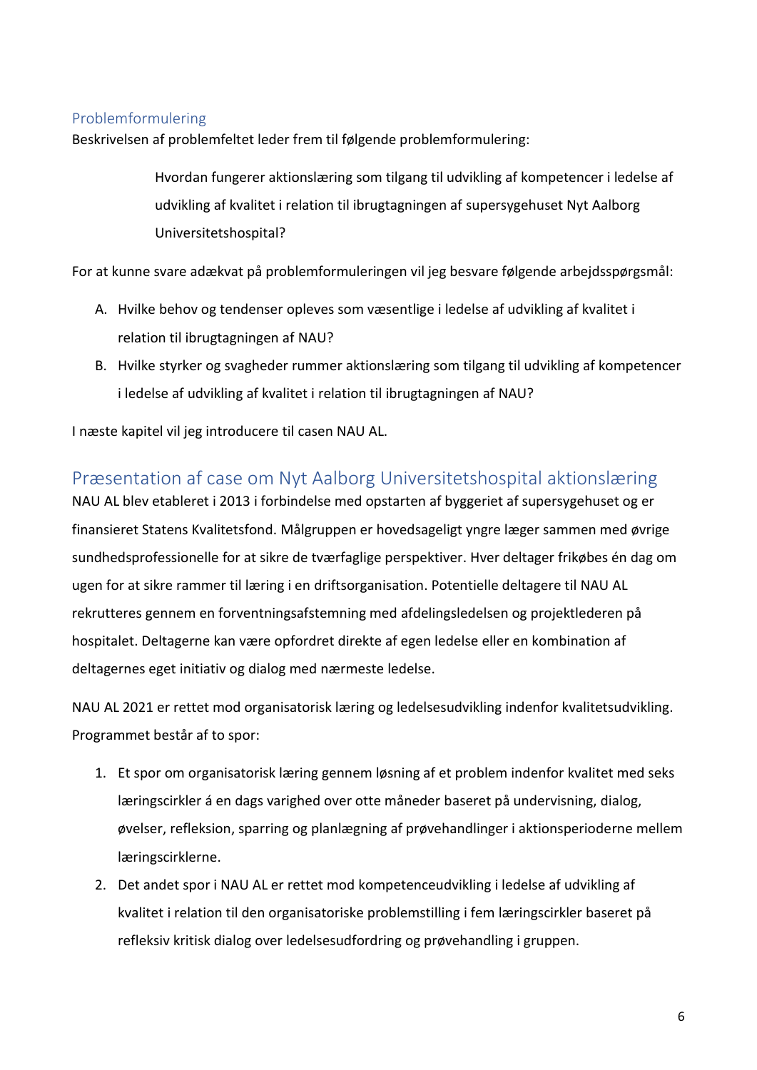### Problemformulering

Beskrivelsen af problemfeltet leder frem til følgende problemformulering:

> Hvordan fungerer aktionslæring som tilgang til udvikling af kompetencer i ledelse af udvikling af kvalitet i relation til ibrugtagningen af supersygehuset Nyt Aalborg Universitetshospital?

For at kunne svare adækvat på problemformuleringen vil jeg besvare følgende arbejdsspørgsmål:

A. Hvilke behov og tendenser opleves som væsentlige i ledelse af udvikling af kvalitet i relation til ibrugtagningen af NAU?

B. Hvilke styrker og svagheder rummer aktionslæring som tilgang til udvikling af kompetencer i ledelse af udvikling af kvalitet i relation til ibrugtagningen af NAU?

I næste kapitel vil jeg introducere til casen NAU AL.

## Præsentation af case om Nyt Aalborg Universitetshospital aktionslæring

NAU AL blev etableret i 2013 i forbindelse med opstarten af byggeriet af supersygehuset og er finansieret Statens Kvalitetsfond. Målgruppen er hovedsageligt yngre læger sammen med øvrige sundhedsprofessionelle for at sikre de tværfaglige perspektiver. Hver deltager frikøbes én dag om ugen for at sikre rammer til læring i en driftsorganisation. Potentielle deltagere til NAU AL rekrutteres gennem en forventningsafstemning med afdelingsledelsen og projektlederen på hospitalet. Deltagerne kan være opfordret direkte af egen ledelse eller en kombination af deltagernes eget initiativ og dialog med nærmeste ledelse.

NAU AL 2021 er rettet mod organisatorisk læring og ledelsesudvikling indenfor kvalitetsudvikling. Programmet består af to spor:

1. Et spor om organisatorisk læring gennem løsning af et problem indenfor kvalitet med seks læringscirkler á en dags varighed over otte måneder baseret på undervisning, dialog, øvelser, refleksion, sparring og planlægning af prøvehandlinger i aktionsperioderne mellem læringscirklerne.
2. Det andet spor i NAU AL er rettet mod kompetenceudvikling i ledelse af udvikling af kvalitet i relation til den organisatoriske problemstilling i fem læringscirkler baseret på refleksiv kritisk dialog over ledelsesudfordring og prøvehandling i gruppen.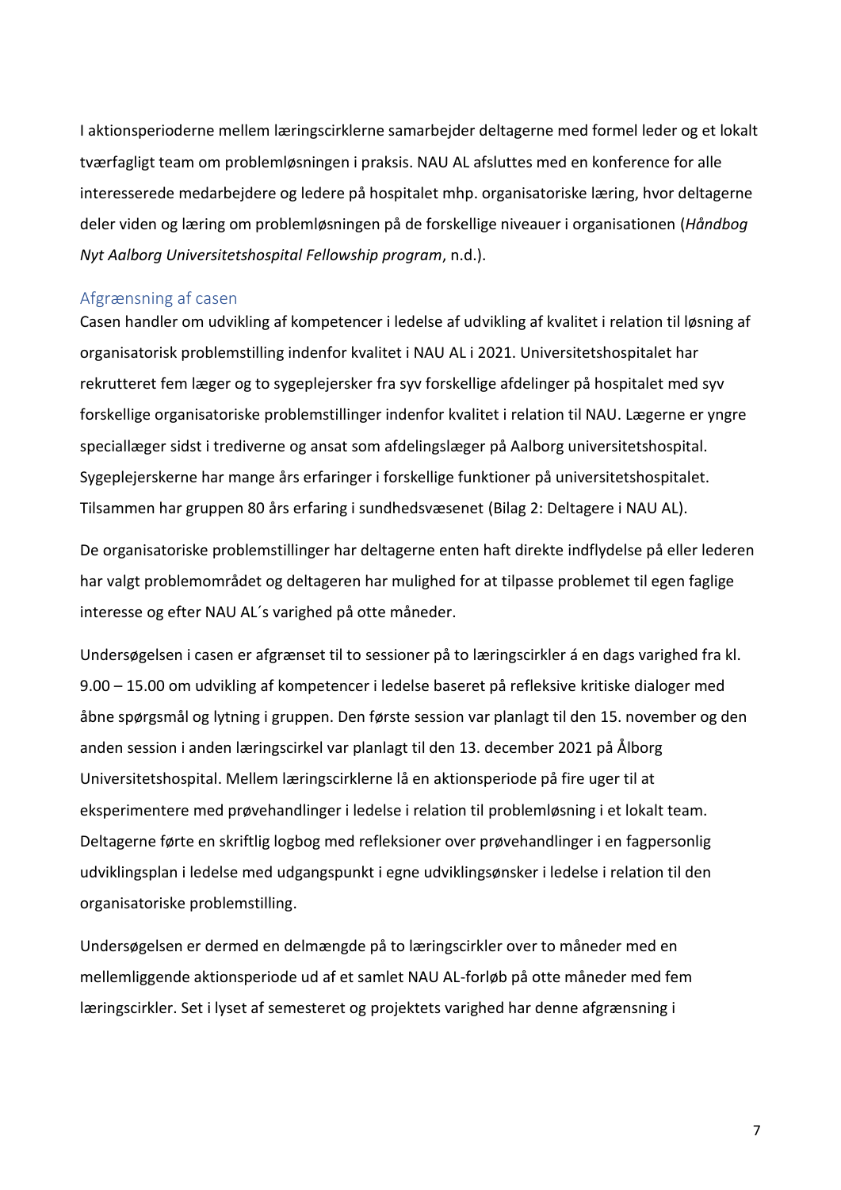I aktionsperioderne mellem læringscirklerne samarbejder deltagerne med formel leder og et lokalt tværfagligt team om problemløsningen i praksis. NAU AL afsluttes med en konference for alle interesserede medarbejdere og ledere på hospitalet mhp. organisatoriske læring, hvor deltagerne deler viden og læring om problemløsningen på de forskellige niveauer i organisationen (*Håndbog Nyt Aalborg Universitetshospital Fellowship program*, n.d.).

## Afgrænsning af casen

Casen handler om udvikling af kompetencer i ledelse af udvikling af kvalitet i relation til løsning af organisatorisk problemstilling indenfor kvalitet i NAU AL i 2021. Universitetshospitalet har rekrutteret fem læger og to sygeplejersker fra syv forskellige afdelinger på hospitalet med syv forskellige organisatoriske problemstillinger indenfor kvalitet i relation til NAU. Lægerne er yngre speciallæger sidst i trediverne og ansat som afdelingslæger på Aalborg universitetshospital. Sygeplejerskerne har mange års erfaringer i forskellige funktioner på universitetshospitalet. Tilsammen har gruppen 80 års erfaring i sundhedsvæsenet (Bilag 2: Deltagere i NAU AL).

De organisatoriske problemstillinger har deltagerne enten haft direkte indflydelse på eller lederen har valgt problemområdet og deltageren har mulighed for at tilpasse problemet til egen faglige interesse og efter NAU AL´s varighed på otte måneder.

Undersøgelsen i casen er afgrænset til to sessioner på to læringscirkler á en dags varighed fra kl. 9.00 – 15.00 om udvikling af kompetencer i ledelse baseret på refleksive kritiske dialoger med åbne spørgsmål og lytning i gruppen. Den første session var planlagt til den 15. november og den anden session i anden læringscirkel var planlagt til den 13. december 2021 på Ålborg Universitetshospital. Mellem læringscirklerne lå en aktionsperiode på fire uger til at eksperimentere med prøvehandlinger i ledelse i relation til problemløsning i et lokalt team. Deltagerne førte en skriftlig logbog med refleksioner over prøvehandlinger i en fagpersonlig udviklingsplan i ledelse med udgangspunkt i egne udviklingsønsker i ledelse i relation til den organisatoriske problemstilling.

Undersøgelsen er dermed en delmængde på to læringscirkler over to måneder med en mellemliggende aktionsperiode ud af et samlet NAU AL-forløb på otte måneder med fem læringscirkler. Set i lyset af semesteret og projektets varighed har denne afgrænsning i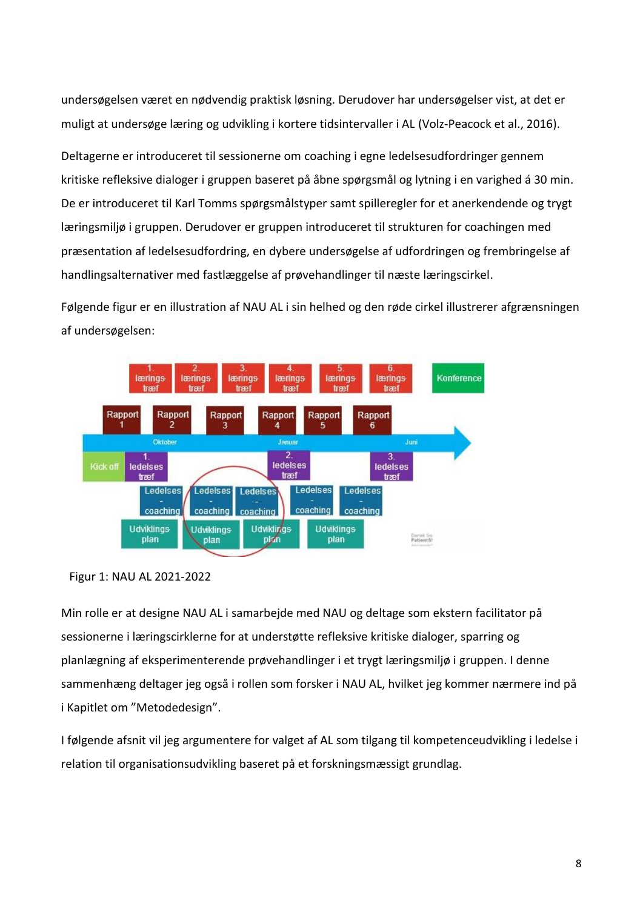undersøgelsen været en nødvendig praktisk løsning. Derudover har undersøgelser vist, at det er muligt at undersøge læring og udvikling i kortere tidsintervaller i AL (Volz-Peacock et al., 2016).

Deltagerne er introduceret til sessionerne om coaching i egne ledelsesudfordringer gennem kritiske refleksive dialoger i gruppen baseret på åbne spørgsmål og lytning i en varighed á 30 min. De er introduceret til Karl Tomms spørgsmålstyper samt spilleregler for et anerkendende og trygt læringsmiljø i gruppen. Derudover er gruppen introduceret til strukturen for coachingen med præsentation af ledelsesudfordring, en dybere undersøgelse af udfordringen og frembringelse af handlingsalternativer med fastlæggelse af prøvehandlinger til næste læringscirkel.

Følgende figur er en illustration af NAU AL i sin helhed og den røde cirkel illustrerer afgrænsningen af undersøgelsen:

Figur 1: NAU AL 2021-2022

Min rolle er at designe NAU AL i samarbejde med NAU og deltage som ekstern facilitator på sessionerne i læringscirklerne for at understøtte refleksive kritiske dialoger, sparring og planlægning af eksperimenterende prøvehandlinger i et trygt læringsmiljø i gruppen. I denne sammenhæng deltager jeg også i rollen som forsker i NAU AL, hvilket jeg kommer nærmere ind på i Kapitlet om "Metodedesign".

I følgende afsnit vil jeg argumentere for valget af AL som tilgang til kompetenceudvikling i ledelse i relation til organisationsudvikling baseret på et forskningsmæssigt grundlag.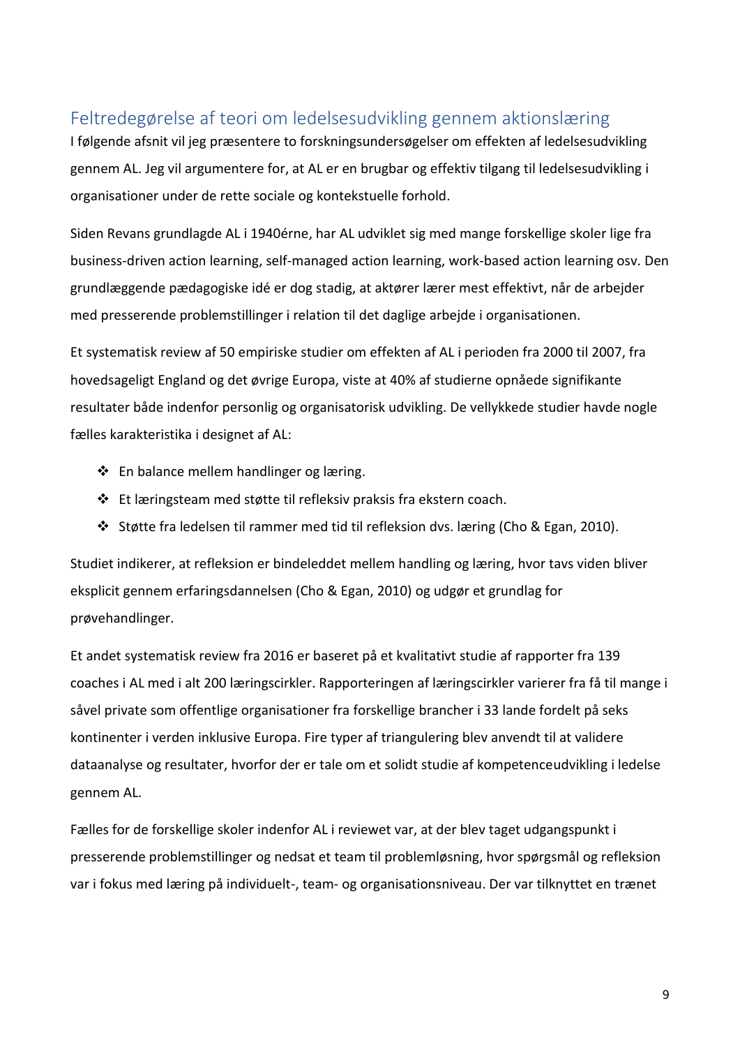## Feltredegørelse af teori om ledelsesudvikling gennem aktionslæring

I følgende afsnit vil jeg præsentere to forskningsundersøgelser om effekten af ledelsesudvikling gennem AL. Jeg vil argumentere for, at AL er en brugbar og effektiv tilgang til ledelsesudvikling i organisationer under de rette sociale og kontekstuelle forhold.

Siden Revans grundlagde AL i 1940érne, har AL udviklet sig med mange forskellige skoler lige fra business-driven action learning, self-managed action learning, work-based action learning osv. Den grundlæggende pædagogiske idé er dog stadig, at aktører lærer mest effektivt, når de arbejder med presserende problemstillinger i relation til det daglige arbejde i organisationen.

Et systematisk review af 50 empiriske studier om effekten af AL i perioden fra 2000 til 2007, fra hovedsageligt England og det øvrige Europa, viste at 40% af studierne opnåede signifikante resultater både indenfor personlig og organisatorisk udvikling. De vellykkede studier havde nogle fælles karakteristika i designet af AL:

- En balance mellem handlinger og læring.
- Et læringsteam med støtte til refleksiv praksis fra ekstern coach.
- Støtte fra ledelsen til rammer med tid til refleksion dvs. læring (Cho & Egan, 2010).

Studiet indikerer, at refleksion er bindeleddet mellem handling og læring, hvor tavs viden bliver eksplicit gennem erfaringsdannelsen (Cho & Egan, 2010) og udgør et grundlag for prøvehandlinger.

Et andet systematisk review fra 2016 er baseret på et kvalitativt studie af rapporter fra 139 coaches i AL med i alt 200 læringscirkler. Rapporteringen af læringscirkler varierer fra få til mange i såvel private som offentlige organisationer fra forskellige brancher i 33 lande fordelt på seks kontinenter i verden inklusive Europa. Fire typer af triangulering blev anvendt til at validere dataanalyse og resultater, hvorfor der er tale om et solidt studie af kompetenceudvikling i ledelse gennem AL.

Fælles for de forskellige skoler indenfor AL i reviewet var, at der blev taget udgangspunkt i presserende problemstillinger og nedsat et team til problemløsning, hvor spørgsmål og refleksion var i fokus med læring på individuelt-, team- og organisationsniveau. Der var tilknyttet en trænet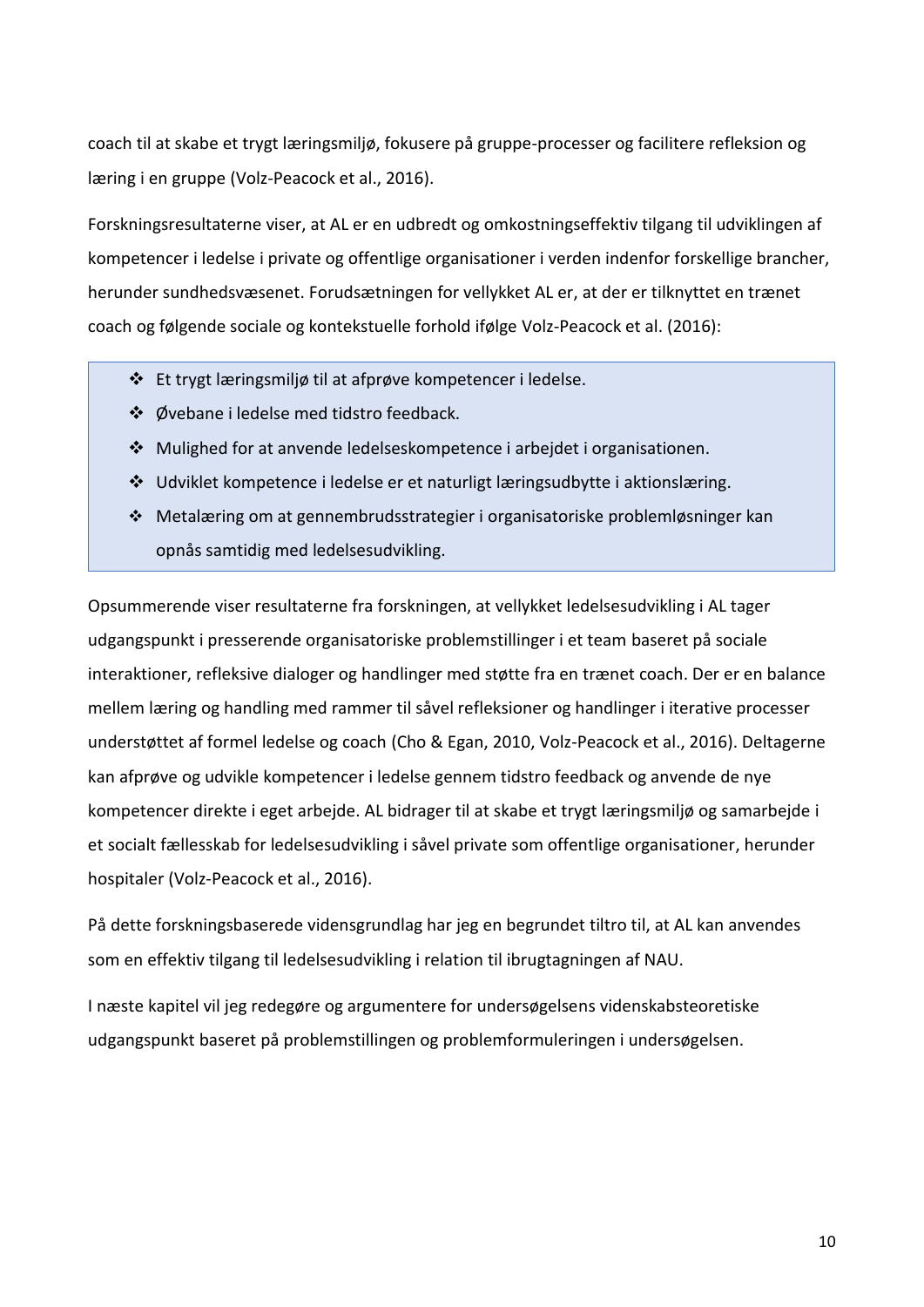coach til at skabe et trygt læringsmiljø, fokusere på gruppe-processer og facilitere refleksion og læring i en gruppe (Volz-Peacock et al., 2016).

Forskningsresultaterne viser, at AL er en udbredt og omkostningseffektiv tilgang til udviklingen af kompetencer i ledelse i private og offentlige organisationer i verden indenfor forskellige brancher, herunder sundhedsvæsenet. Forudsætningen for vellykket AL er, at der er tilknyttet en trænet coach og følgende sociale og kontekstuelle forhold ifølge Volz-Peacock et al. (2016):

- Et trygt læringsmiljø til at afprøve kompetencer i ledelse.
- Øvebane i ledelse med tidstro feedback.
- Mulighed for at anvende ledelseskompetence i arbejdet i organisationen.
- Udviklet kompetence i ledelse er et naturligt læringsudbytte i aktionslæring.
- Metalæring om at gennembrudsstrategier i organisatoriske problemløsninger kan opnås samtidig med ledelsesudvikling.

Opsummerende viser resultaterne fra forskningen, at vellykket ledelsesudvikling i AL tager udgangspunkt i presserende organisatoriske problemstillinger i et team baseret på sociale interaktioner, refleksive dialoger og handlinger med støtte fra en trænet coach. Der er en balance mellem læring og handling med rammer til såvel refleksioner og handlinger i iterative processer understøttet af formel ledelse og coach (Cho & Egan, 2010, Volz-Peacock et al., 2016). Deltagerne kan afprøve og udvikle kompetencer i ledelse gennem tidstro feedback og anvende de nye kompetencer direkte i eget arbejde. AL bidrager til at skabe et trygt læringsmiljø og samarbejde i et socialt fællesskab for ledelsesudvikling i såvel private som offentlige organisationer, herunder hospitaler (Volz-Peacock et al., 2016).

På dette forskningsbaserede vidensgrundlag har jeg en begrundet tiltro til, at AL kan anvendes som en effektiv tilgang til ledelsesudvikling i relation til ibrugtagningen af NAU.

I næste kapitel vil jeg redegøre og argumentere for undersøgelsens videnskabsteoretiske udgangspunkt baseret på problemstillingen og problemformuleringen i undersøgelsen.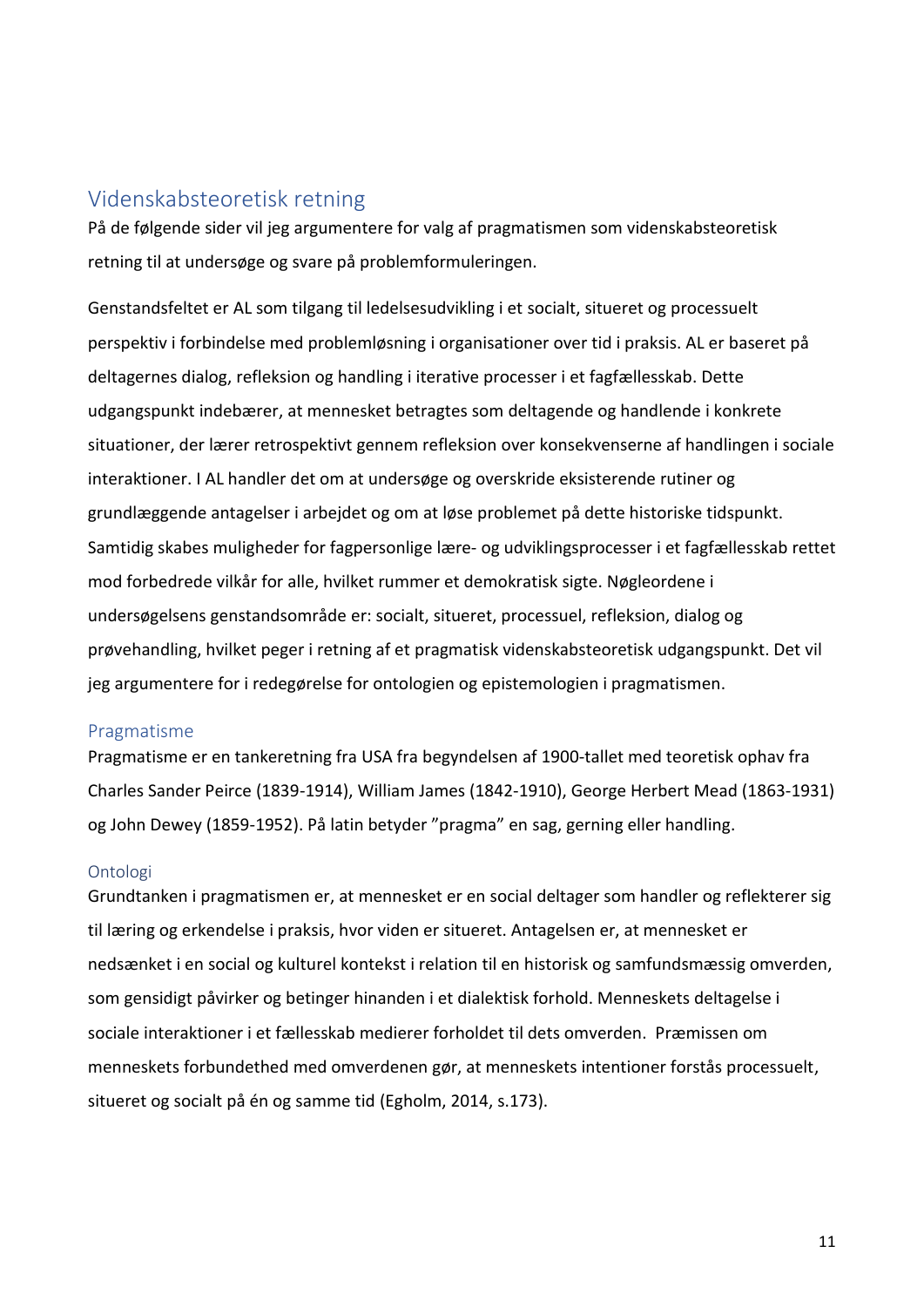## Videnskabsteoretisk retning

På de følgende sider vil jeg argumentere for valg af pragmatismen som videnskabsteoretisk retning til at undersøge og svare på problemformuleringen.

Genstandsfeltet er AL som tilgang til ledelsesudvikling i et socialt, situeret og processuelt perspektiv i forbindelse med problemløsning i organisationer over tid i praksis. AL er baseret på deltagernes dialog, refleksion og handling i iterative processer i et fagfællesskab. Dette udgangspunkt indebærer, at mennesket betragtes som deltagende og handlende i konkrete situationer, der lærer retrospektivt gennem refleksion over konsekvenserne af handlingen i sociale interaktioner. I AL handler det om at undersøge og overskride eksisterende rutiner og grundlæggende antagelser i arbejdet og om at løse problemet på dette historiske tidspunkt. Samtidig skabes muligheder for fagpersonlige lære- og udviklingsprocesser i et fagfællesskab rettet mod forbedrede vilkår for alle, hvilket rummer et demokratisk sigte. Nøgleordene i undersøgelsens genstandsområde er: socialt, situeret, processuel, refleksion, dialog og prøvehandling, hvilket peger i retning af et pragmatisk videnskabsteoretisk udgangspunkt. Det vil jeg argumentere for i redegørelse for ontologien og epistemologien i pragmatismen.

### Pragmatisme

Pragmatisme er en tankeretning fra USA fra begyndelsen af 1900-tallet med teoretisk ophav fra Charles Sander Peirce (1839-1914), William James (1842-1910), George Herbert Mead (1863-1931) og John Dewey (1859-1952). På latin betyder "pragma" en sag, gerning eller handling.

### Ontologi

Grundtanken i pragmatismen er, at mennesket er en social deltager som handler og reflekterer sig til læring og erkendelse i praksis, hvor viden er situeret. Antagelsen er, at mennesket er nedsænket i en social og kulturel kontekst i relation til en historisk og samfundsmæssig omverden, som gensidigt påvirker og betinger hinanden i et dialektisk forhold. Menneskets deltagelse i sociale interaktioner i et fællesskab medierer forholdet til dets omverden. Præmissen om menneskets forbundethed med omverdenen gør, at menneskets intentioner forstås processuelt, situeret og socialt på én og samme tid (Egholm, 2014, s.173).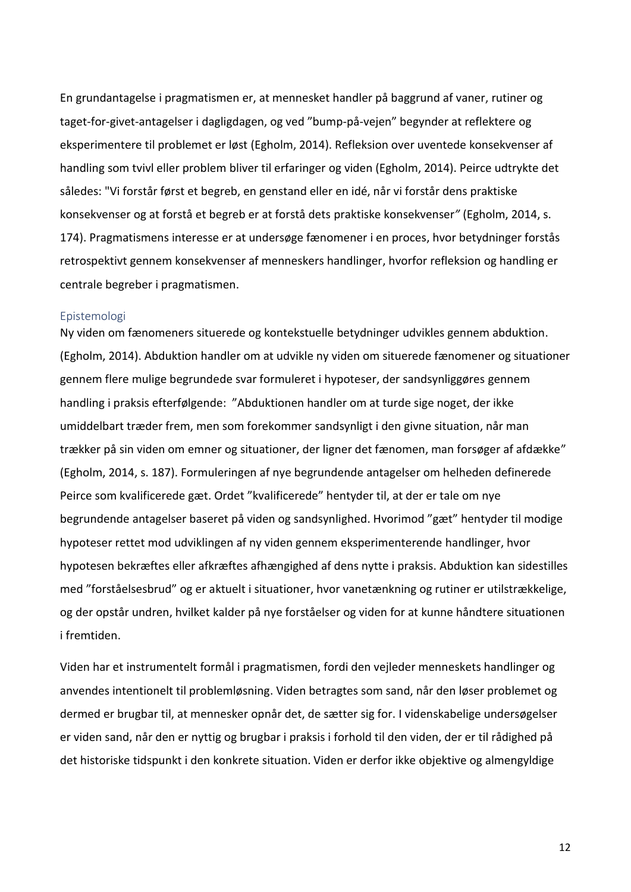En grundantagelse i pragmatismen er, at mennesket handler på baggrund af vaner, rutiner og taget-for-givet-antagelser i dagligdagen, og ved ”bump-på-vejen” begynder at reflektere og eksperimentere til problemet er løst (Egholm, 2014). Refleksion over uventede konsekvenser af handling som tvivl eller problem bliver til erfaringer og viden (Egholm, 2014). Peirce udtrykte det således: "Vi forstår først et begreb, en genstand eller en idé, når vi forstår dens praktiske konsekvenser og at forstå et begreb er at forstå dets praktiske konsekvenser*”* (Egholm, 2014, s. 174). Pragmatismens interesse er at undersøge fænomener i en proces, hvor betydninger forstås retrospektivt gennem konsekvenser af menneskers handlinger, hvorfor refleksion og handling er centrale begreber i pragmatismen.

### Epistemologi

Ny viden om fænomeners situerede og kontekstuelle betydninger udvikles gennem abduktion. (Egholm, 2014). Abduktion handler om at udvikle ny viden om situerede fænomener og situationer gennem flere mulige begrundede svar formuleret i hypoteser, der sandsynliggøres gennem handling i praksis efterfølgende: ”Abduktionen handler om at turde sige noget, der ikke umiddelbart træder frem, men som forekommer sandsynligt i den givne situation, når man trækker på sin viden om emner og situationer, der ligner det fænomen, man forsøger af afdække” (Egholm, 2014, s. 187). Formuleringen af nye begrundende antagelser om helheden definerede Peirce som kvalificerede gæt. Ordet ”kvalificerede” hentyder til, at der er tale om nye begrundende antagelser baseret på viden og sandsynlighed. Hvorimod ”gæt” hentyder til modige hypoteser rettet mod udviklingen af ny viden gennem eksperimenterende handlinger, hvor hypotesen bekræftes eller afkræftes afhængighed af dens nytte i praksis. Abduktion kan sidestilles med ”forståelsesbrud” og er aktuelt i situationer, hvor vanetænkning og rutiner er utilstrækkelige, og der opstår undren, hvilket kalder på nye forståelser og viden for at kunne håndtere situationen i fremtiden.

Viden har et instrumentelt formål i pragmatismen, fordi den vejleder menneskets handlinger og anvendes intentionelt til problemløsning. Viden betragtes som sand, når den løser problemet og dermed er brugbar til, at mennesker opnår det, de sætter sig for. I videnskabelige undersøgelser er viden sand, når den er nyttig og brugbar i praksis i forhold til den viden, der er til rådighed på det historiske tidspunkt i den konkrete situation. Viden er derfor ikke objektive og almengyldige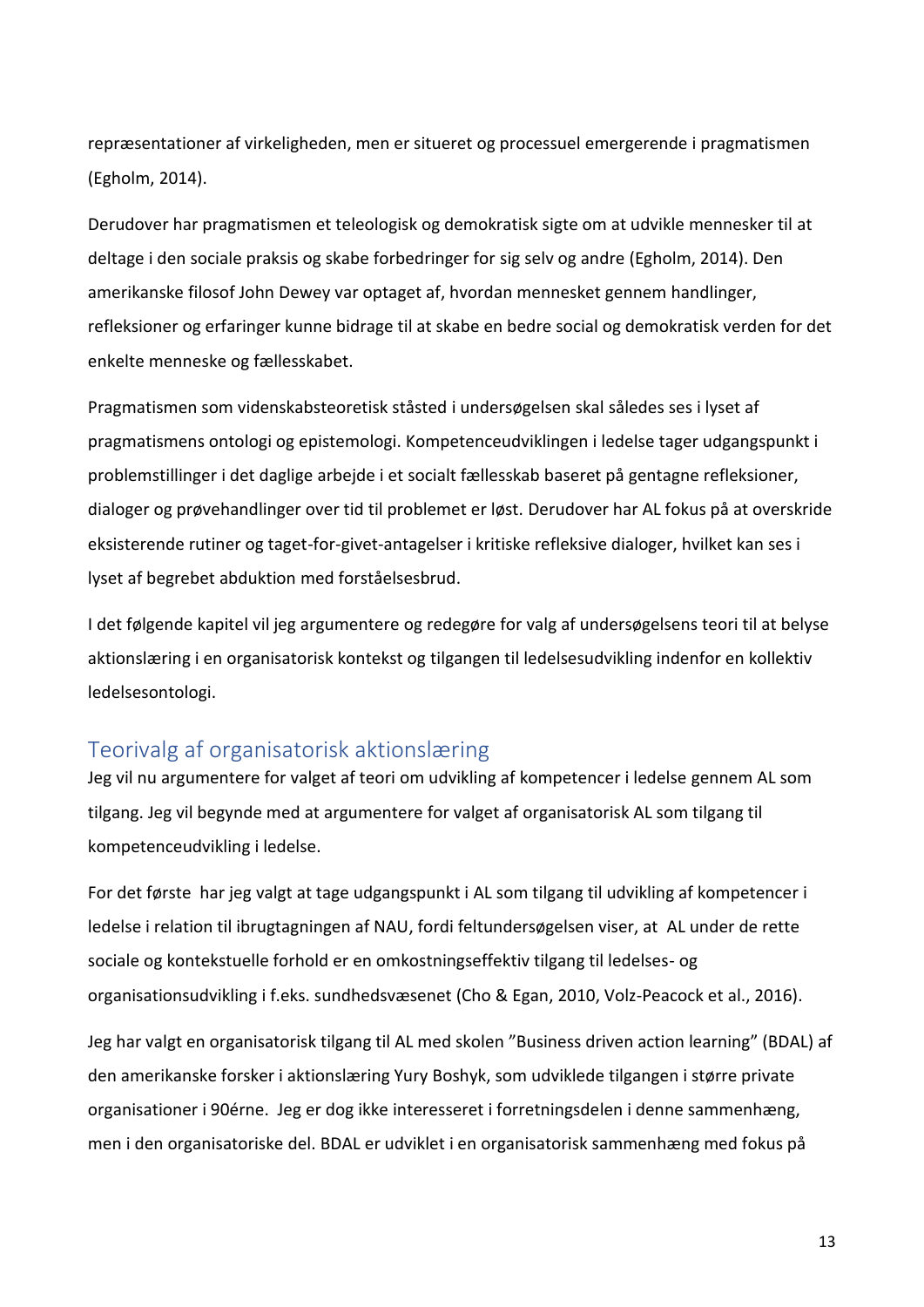repræsentationer af virkeligheden, men er situeret og processuel emergerende i pragmatismen (Egholm, 2014).

Derudover har pragmatismen et teleologisk og demokratisk sigte om at udvikle mennesker til at deltage i den sociale praksis og skabe forbedringer for sig selv og andre (Egholm, 2014). Den amerikanske filosof John Dewey var optaget af, hvordan mennesket gennem handlinger, refleksioner og erfaringer kunne bidrage til at skabe en bedre social og demokratisk verden for det enkelte menneske og fællesskabet.

Pragmatismen som videnskabsteoretisk ståsted i undersøgelsen skal således ses i lyset af pragmatismens ontologi og epistemologi. Kompetenceudviklingen i ledelse tager udgangspunkt i problemstillinger i det daglige arbejde i et socialt fællesskab baseret på gentagne refleksioner, dialoger og prøvehandlinger over tid til problemet er løst. Derudover har AL fokus på at overskride eksisterende rutiner og taget-for-givet-antagelser i kritiske refleksive dialoger, hvilket kan ses i lyset af begrebet abduktion med forståelsesbrud.

I det følgende kapitel vil jeg argumentere og redegøre for valg af undersøgelsens teori til at belyse aktionslæring i en organisatorisk kontekst og tilgangen til ledelsesudvikling indenfor en kollektiv ledelsesontologi.

## Teorivalg af organisatorisk aktionslæring

Jeg vil nu argumentere for valget af teori om udvikling af kompetencer i ledelse gennem AL som tilgang. Jeg vil begynde med at argumentere for valget af organisatorisk AL som tilgang til kompetenceudvikling i ledelse.

For det første har jeg valgt at tage udgangspunkt i AL som tilgang til udvikling af kompetencer i ledelse i relation til ibrugtagningen af NAU, fordi feltundersøgelsen viser, at AL under de rette sociale og kontekstuelle forhold er en omkostningseffektiv tilgang til ledelses- og organisationsudvikling i f.eks. sundhedsvæsenet (Cho & Egan, 2010, Volz-Peacock et al., 2016).

Jeg har valgt en organisatorisk tilgang til AL med skolen "Business driven action learning" (BDAL) af den amerikanske forsker i aktionslæring Yury Boshyk, som udviklede tilgangen i større private organisationer i 90érne. Jeg er dog ikke interesseret i forretningsdelen i denne sammenhæng, men i den organisatoriske del. BDAL er udviklet i en organisatorisk sammenhæng med fokus på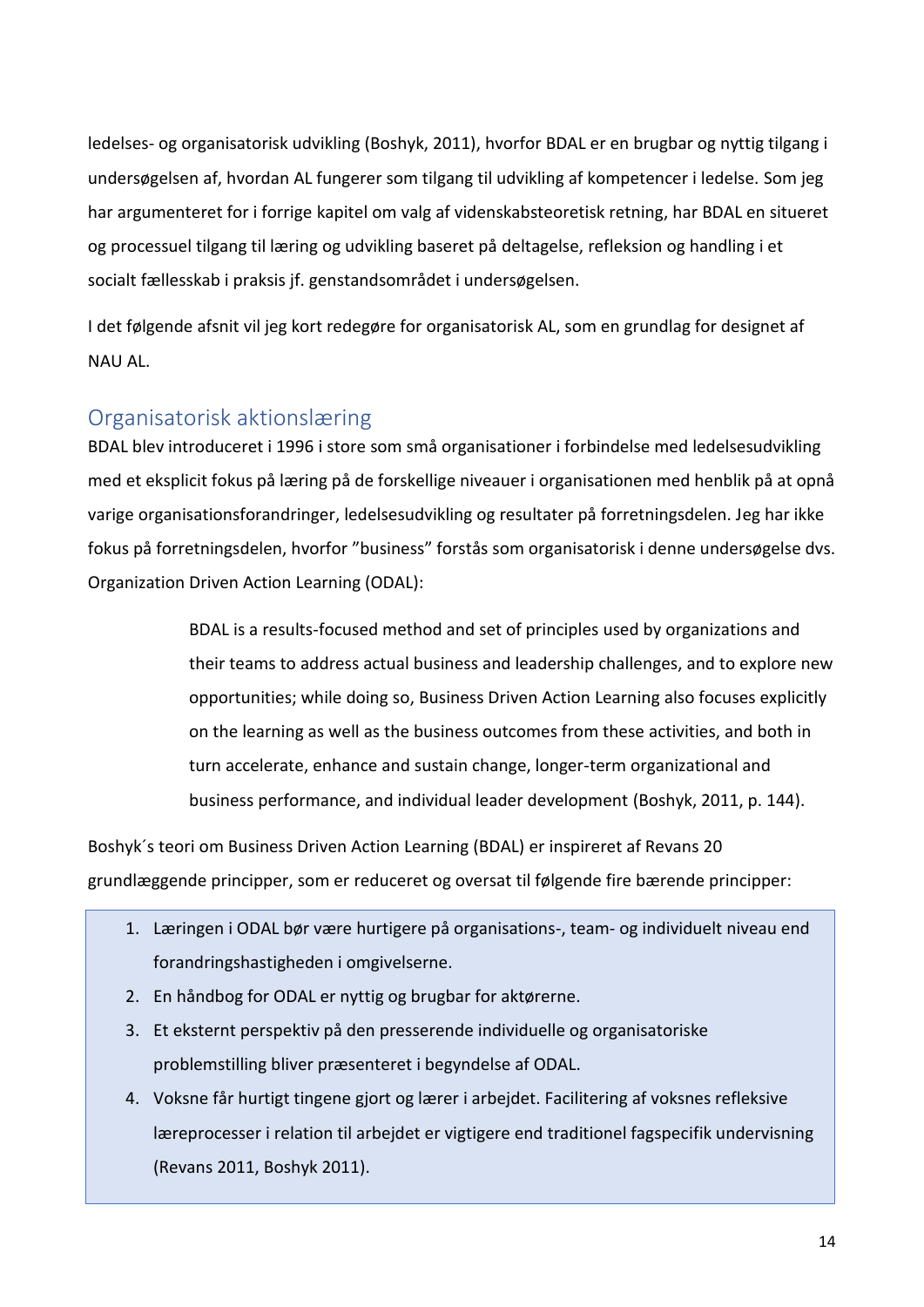ledelses- og organisatorisk udvikling (Boshyk, 2011), hvorfor BDAL er en brugbar og nyttig tilgang i undersøgelsen af, hvordan AL fungerer som tilgang til udvikling af kompetencer i ledelse. Som jeg har argumenteret for i forrige kapitel om valg af videnskabsteoretisk retning, har BDAL en situeret og processuel tilgang til læring og udvikling baseret på deltagelse, refleksion og handling i et socialt fællesskab i praksis jf. genstandsområdet i undersøgelsen.

I det følgende afsnit vil jeg kort redegøre for organisatorisk AL, som en grundlag for designet af NAU AL.

## Organisatorisk aktionslæring

BDAL blev introduceret i 1996 i store som små organisationer i forbindelse med ledelsesudvikling med et eksplicit fokus på læring på de forskellige niveauer i organisationen med henblik på at opnå varige organisationsforandringer, ledelsesudvikling og resultater på forretningsdelen. Jeg har ikke fokus på forretningsdelen, hvorfor "business" forstås som organisatorisk i denne undersøgelse dvs. Organization Driven Action Learning (ODAL):

> BDAL is a results-focused method and set of principles used by organizations and their teams to address actual business and leadership challenges, and to explore new opportunities; while doing so, Business Driven Action Learning also focuses explicitly on the learning as well as the business outcomes from these activities, and both in turn accelerate, enhance and sustain change, longer-term organizational and business performance, and individual leader development (Boshyk, 2011, p. 144).

Boshyk´s teori om Business Driven Action Learning (BDAL) er inspireret af Revans 20 grundlæggende principper, som er reduceret og oversat til følgende fire bærende principper:

1. Læringen i ODAL bør være hurtigere på organisations-, team- og individuelt niveau end forandringshastigheden i omgivelserne.
2. En håndbog for ODAL er nyttig og brugbar for aktørerne.
3. Et eksternt perspektiv på den presserende individuelle og organisatoriske problemstilling bliver præsenteret i begyndelse af ODAL.
4. Voksne får hurtigt tingene gjort og lærer i arbejdet. Facilitering af voksnes refleksive læreprocesser i relation til arbejdet er vigtigere end traditionel fagspecifik undervisning (Revans 2011, Boshyk 2011).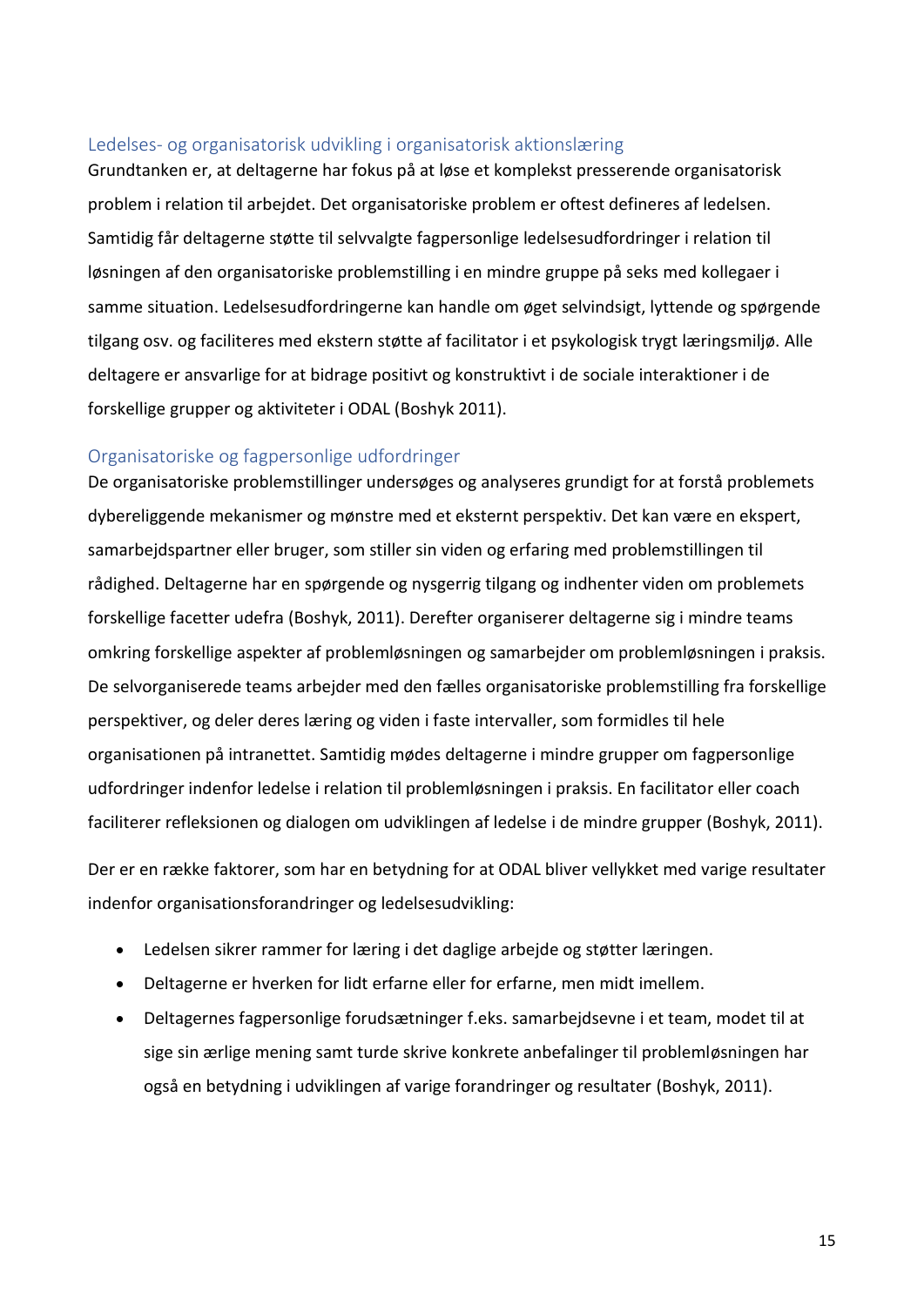## Ledelses- og organisatorisk udvikling i organisatorisk aktionslæring

Grundtanken er, at deltagerne har fokus på at løse et komplekst presserende organisatorisk problem i relation til arbejdet. Det organisatoriske problem er oftest defineres af ledelsen. Samtidig får deltagerne støtte til selvvalgte fagpersonlige ledelsesudfordringer i relation til løsningen af den organisatoriske problemstilling i en mindre gruppe på seks med kollegaer i samme situation. Ledelsesudfordringerne kan handle om øget selvindsigt, lyttende og spørgende tilgang osv. og faciliteres med ekstern støtte af facilitator i et psykologisk trygt læringsmiljø. Alle deltagere er ansvarlige for at bidrage positivt og konstruktivt i de sociale interaktioner i de forskellige grupper og aktiviteter i ODAL (Boshyk 2011).

## Organisatoriske og fagpersonlige udfordringer

De organisatoriske problemstillinger undersøges og analyseres grundigt for at forstå problemets dybereliggende mekanismer og mønstre med et eksternt perspektiv. Det kan være en ekspert, samarbejdspartner eller bruger, som stiller sin viden og erfaring med problemstillingen til rådighed. Deltagerne har en spørgende og nysgerrig tilgang og indhenter viden om problemets forskellige facetter udefra (Boshyk, 2011). Derefter organiserer deltagerne sig i mindre teams omkring forskellige aspekter af problemløsningen og samarbejder om problemløsningen i praksis. De selvorganiserede teams arbejder med den fælles organisatoriske problemstilling fra forskellige perspektiver, og deler deres læring og viden i faste intervaller, som formidles til hele organisationen på intranettet. Samtidig mødes deltagerne i mindre grupper om fagpersonlige udfordringer indenfor ledelse i relation til problemløsningen i praksis. En facilitator eller coach faciliterer refleksionen og dialogen om udviklingen af ledelse i de mindre grupper (Boshyk, 2011).

Der er en række faktorer, som har en betydning for at ODAL bliver vellykket med varige resultater indenfor organisationsforandringer og ledelsesudvikling:

- Ledelsen sikrer rammer for læring i det daglige arbejde og støtter læringen.
- Deltagerne er hverken for lidt erfarne eller for erfarne, men midt imellem.
- Deltagernes fagpersonlige forudsætninger f.eks. samarbejdsevne i et team, modet til at sige sin ærlige mening samt turde skrive konkrete anbefalinger til problemløsningen har også en betydning i udviklingen af varige forandringer og resultater (Boshyk, 2011).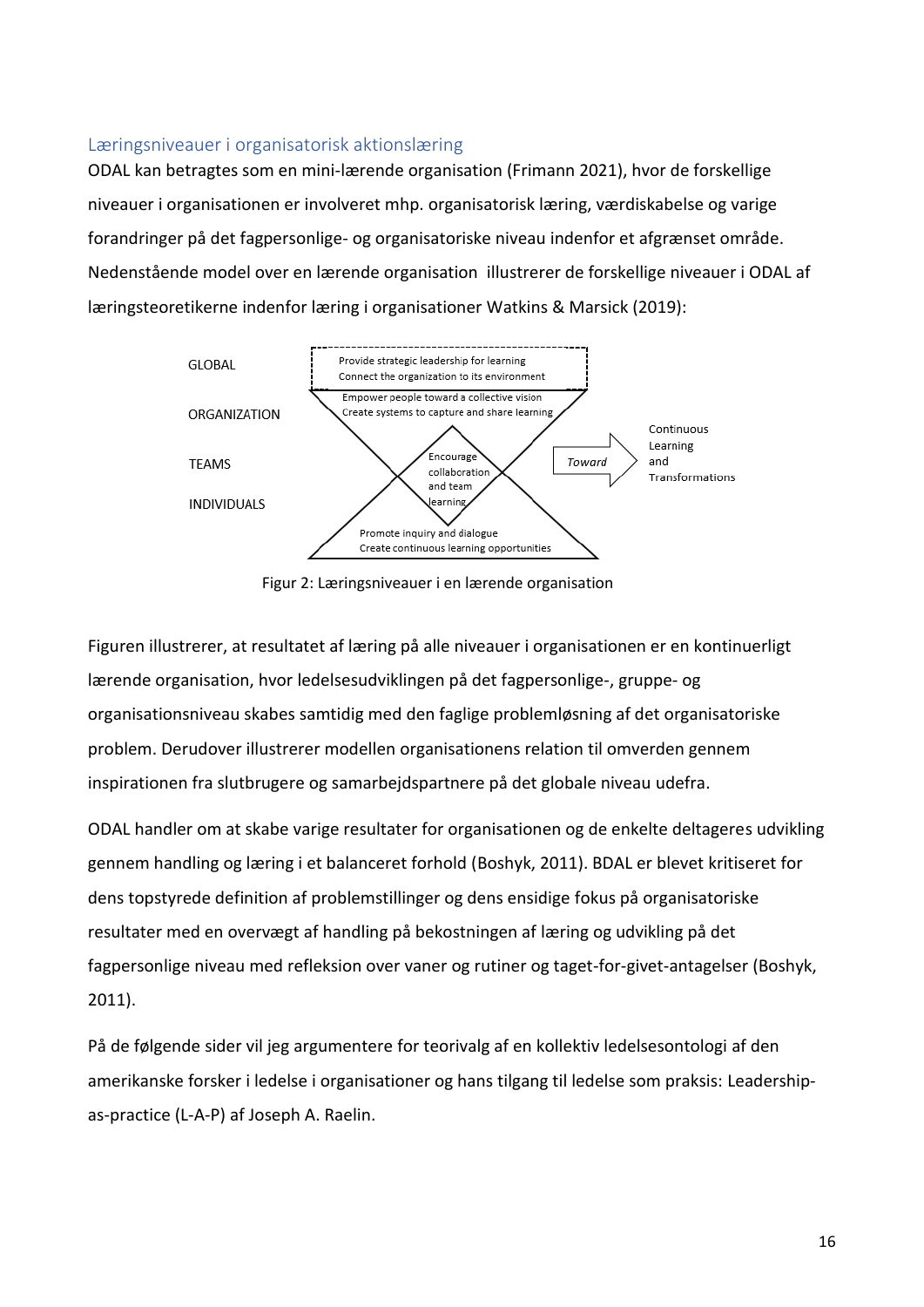## Læringsniveauer i organisatorisk aktionslæring

ODAL kan betragtes som en mini-lærende organisation (Frimann 2021), hvor de forskellige niveauer i organisationen er involveret mhp. organisatorisk læring, værdiskabelse og varige forandringer på det fagpersonlige- og organisatoriske niveau indenfor et afgrænset område. Nedenstående model over en lærende organisation illustrerer de forskellige niveauer i ODAL af læringsteoretikerne indenfor læring i organisationer Watkins & Marsick (2019):

GLOBAL — Provide strategic leadership for learning; Connect the organization to its environment

ORGANIZATION — Empower people toward a collective vision; Create systems to capture and share learning

TEAMS — Encourage collaboration and team learning

INDIVIDUALS — Promote inquiry and dialogue; Create continuous learning opportunities

Toward → Continuous Learning and Transformations

Figur 2: Læringsniveauer i en lærende organisation

Figuren illustrerer, at resultatet af læring på alle niveauer i organisationen er en kontinuerligt lærende organisation, hvor ledelsesudviklingen på det fagpersonlige-, gruppe- og organisationsniveau skabes samtidig med den faglige problemløsning af det organisatoriske problem. Derudover illustrerer modellen organisationens relation til omverden gennem inspirationen fra slutbrugere og samarbejdspartnere på det globale niveau udefra.

ODAL handler om at skabe varige resultater for organisationen og de enkelte deltageres udvikling gennem handling og læring i et balanceret forhold (Boshyk, 2011). BDAL er blevet kritiseret for dens topstyrede definition af problemstillinger og dens ensidige fokus på organisatoriske resultater med en overvægt af handling på bekostningen af læring og udvikling på det fagpersonlige niveau med refleksion over vaner og rutiner og taget-for-givet-antagelser (Boshyk, 2011).

På de følgende sider vil jeg argumentere for teorivalg af en kollektiv ledelsesontologi af den amerikanske forsker i ledelse i organisationer og hans tilgang til ledelse som praksis: Leadership-as-practice (L-A-P) af Joseph A. Raelin.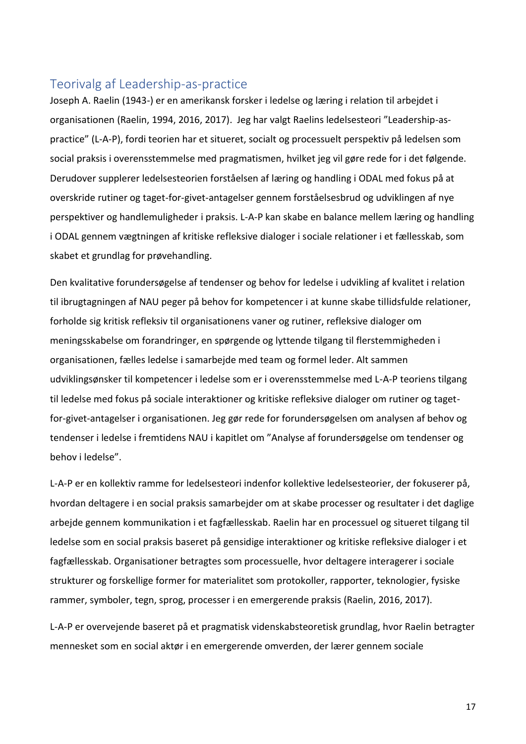## Teorivalg af Leadership-as-practice

Joseph A. Raelin (1943-) er en amerikansk forsker i ledelse og læring i relation til arbejdet i organisationen (Raelin, 1994, 2016, 2017). Jeg har valgt Raelins ledelsesteori "Leadership-as-practice" (L-A-P), fordi teorien har et situeret, socialt og processuelt perspektiv på ledelsen som social praksis i overensstemmelse med pragmatismen, hvilket jeg vil gøre rede for i det følgende. Derudover supplerer ledelsesteorien forståelsen af læring og handling i ODAL med fokus på at overskride rutiner og taget-for-givet-antagelser gennem forståelsesbrud og udviklingen af nye perspektiver og handlemuligheder i praksis. L-A-P kan skabe en balance mellem læring og handling i ODAL gennem vægtningen af kritiske refleksive dialoger i sociale relationer i et fællesskab, som skabet et grundlag for prøvehandling.

Den kvalitative forundersøgelse af tendenser og behov for ledelse i udvikling af kvalitet i relation til ibrugtagningen af NAU peger på behov for kompetencer i at kunne skabe tillidsfulde relationer, forholde sig kritisk refleksiv til organisationens vaner og rutiner, refleksive dialoger om meningsskabelse om forandringer, en spørgende og lyttende tilgang til flerstemmigheden i organisationen, fælles ledelse i samarbejde med team og formel leder. Alt sammen udviklingsønsker til kompetencer i ledelse som er i overensstemmelse med L-A-P teoriens tilgang til ledelse med fokus på sociale interaktioner og kritiske refleksive dialoger om rutiner og taget-for-givet-antagelser i organisationen. Jeg gør rede for forundersøgelsen om analysen af behov og tendenser i ledelse i fremtidens NAU i kapitlet om "Analyse af forundersøgelse om tendenser og behov i ledelse".

L-A-P er en kollektiv ramme for ledelsesteori indenfor kollektive ledelsesteorier, der fokuserer på, hvordan deltagere i en social praksis samarbejder om at skabe processer og resultater i det daglige arbejde gennem kommunikation i et fagfællesskab. Raelin har en processuel og situeret tilgang til ledelse som en social praksis baseret på gensidige interaktioner og kritiske refleksive dialoger i et fagfællesskab. Organisationer betragtes som processuelle, hvor deltagere interagerer i sociale strukturer og forskellige former for materialitet som protokoller, rapporter, teknologier, fysiske rammer, symboler, tegn, sprog, processer i en emergerende praksis (Raelin, 2016, 2017).

L-A-P er overvejende baseret på et pragmatisk videnskabsteoretisk grundlag, hvor Raelin betragter mennesket som en social aktør i en emergerende omverden, der lærer gennem sociale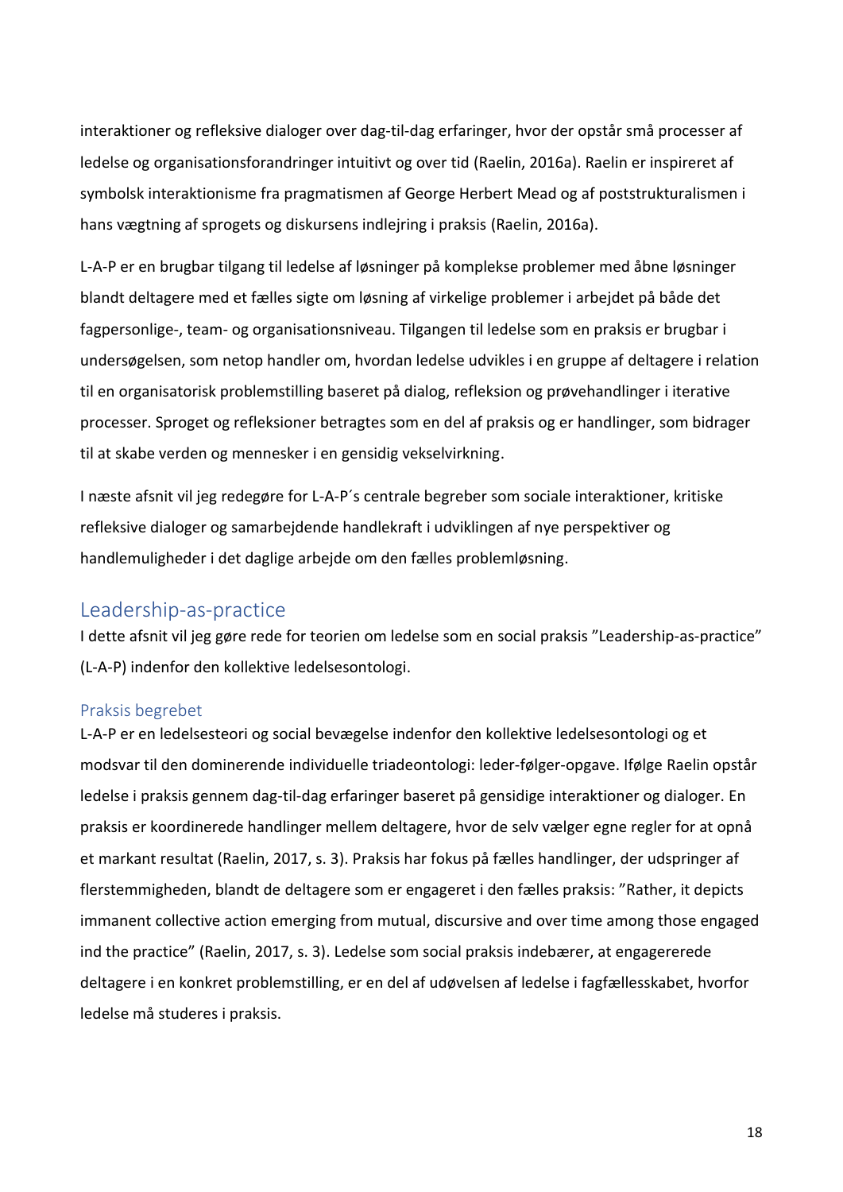interaktioner og refleksive dialoger over dag-til-dag erfaringer, hvor der opstår små processer af ledelse og organisationsforandringer intuitivt og over tid (Raelin, 2016a). Raelin er inspireret af symbolsk interaktionisme fra pragmatismen af George Herbert Mead og af poststrukturalismen i hans vægtning af sprogets og diskursens indlejring i praksis (Raelin, 2016a).

L-A-P er en brugbar tilgang til ledelse af løsninger på komplekse problemer med åbne løsninger blandt deltagere med et fælles sigte om løsning af virkelige problemer i arbejdet på både det fagpersonlige-, team- og organisationsniveau. Tilgangen til ledelse som en praksis er brugbar i undersøgelsen, som netop handler om, hvordan ledelse udvikles i en gruppe af deltagere i relation til en organisatorisk problemstilling baseret på dialog, refleksion og prøvehandlinger i iterative processer. Sproget og refleksioner betragtes som en del af praksis og er handlinger, som bidrager til at skabe verden og mennesker i en gensidig vekselvirkning.

I næste afsnit vil jeg redegøre for L-A-P´s centrale begreber som sociale interaktioner, kritiske refleksive dialoger og samarbejdende handlekraft i udviklingen af nye perspektiver og handlemuligheder i det daglige arbejde om den fælles problemløsning.

## Leadership-as-practice

I dette afsnit vil jeg gøre rede for teorien om ledelse som en social praksis ”Leadership-as-practice” (L-A-P) indenfor den kollektive ledelsesontologi.

### Praksis begrebet

L-A-P er en ledelsesteori og social bevægelse indenfor den kollektive ledelsesontologi og et modsvar til den dominerende individuelle triadeontologi: leder-følger-opgave. Ifølge Raelin opstår ledelse i praksis gennem dag-til-dag erfaringer baseret på gensidige interaktioner og dialoger. En praksis er koordinerede handlinger mellem deltagere, hvor de selv vælger egne regler for at opnå et markant resultat (Raelin, 2017, s. 3). Praksis har fokus på fælles handlinger, der udspringer af flerstemmigheden, blandt de deltagere som er engageret i den fælles praksis: ”Rather, it depicts immanent collective action emerging from mutual, discursive and over time among those engaged ind the practice” (Raelin, 2017, s. 3). Ledelse som social praksis indebærer, at engagererede deltagere i en konkret problemstilling, er en del af udøvelsen af ledelse i fagfællesskabet, hvorfor ledelse må studeres i praksis.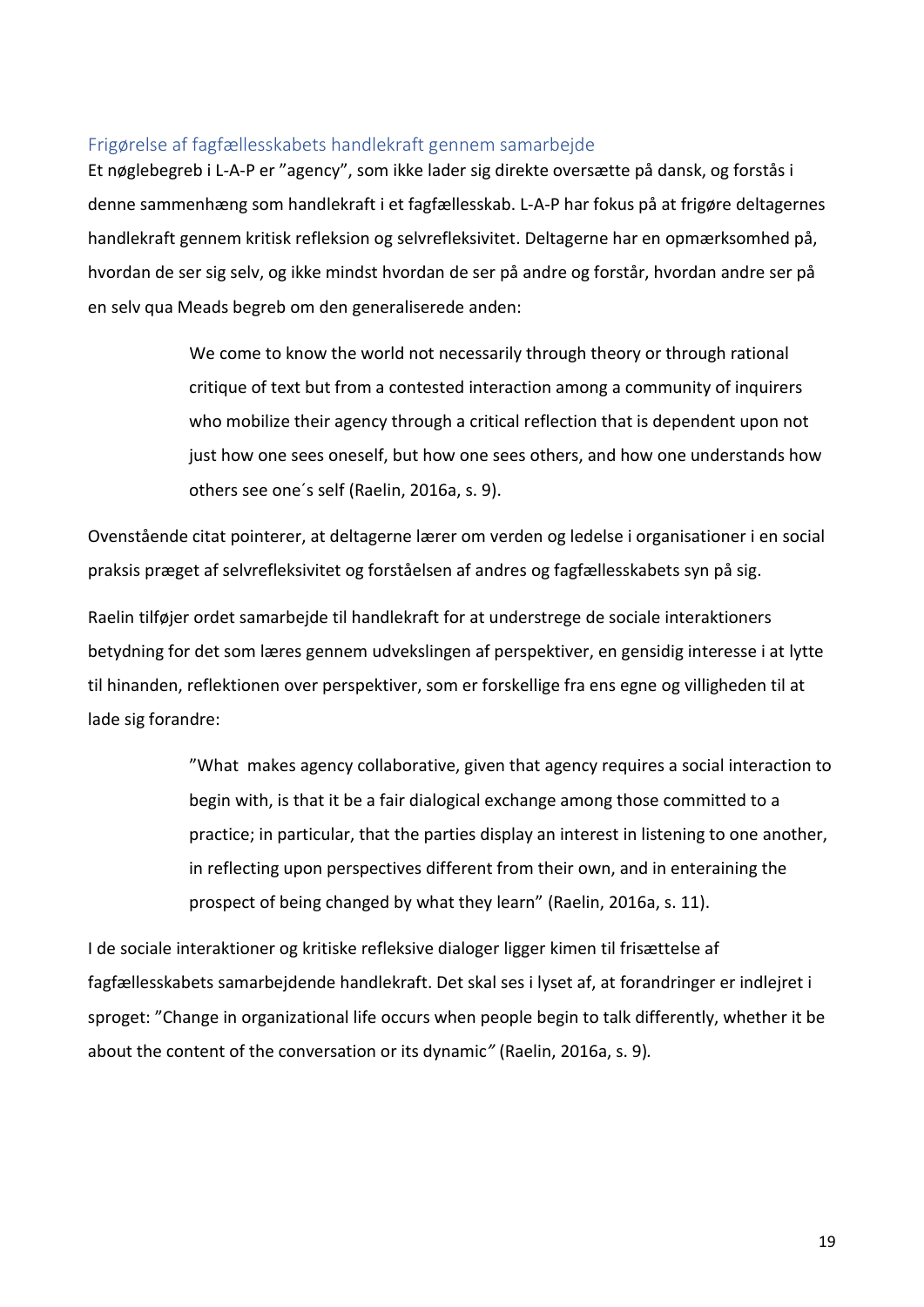## Frigørelse af fagfællesskabets handlekraft gennem samarbejde

Et nøglebegreb i L-A-P er "agency", som ikke lader sig direkte oversætte på dansk, og forstås i denne sammenhæng som handlekraft i et fagfællesskab. L-A-P har fokus på at frigøre deltagernes handlekraft gennem kritisk refleksion og selvrefleksivitet. Deltagerne har en opmærksomhed på, hvordan de ser sig selv, og ikke mindst hvordan de ser på andre og forstår, hvordan andre ser på en selv qua Meads begreb om den generaliserede anden:

> We come to know the world not necessarily through theory or through rational critique of text but from a contested interaction among a community of inquirers who mobilize their agency through a critical reflection that is dependent upon not just how one sees oneself, but how one sees others, and how one understands how others see one´s self (Raelin, 2016a, s. 9).

Ovenstående citat pointerer, at deltagerne lærer om verden og ledelse i organisationer i en social praksis præget af selvrefleksivitet og forståelsen af andres og fagfællesskabets syn på sig.

Raelin tilføjer ordet samarbejde til handlekraft for at understrege de sociale interaktioners betydning for det som læres gennem udvekslingen af perspektiver, en gensidig interesse i at lytte til hinanden, reflektionen over perspektiver, som er forskellige fra ens egne og villigheden til at lade sig forandre:

> "What makes agency collaborative, given that agency requires a social interaction to begin with, is that it be a fair dialogical exchange among those committed to a practice; in particular, that the parties display an interest in listening to one another, in reflecting upon perspectives different from their own, and in enteraining the prospect of being changed by what they learn" (Raelin, 2016a, s. 11).

I de sociale interaktioner og kritiske refleksive dialoger ligger kimen til frisættelse af fagfællesskabets samarbejdende handlekraft. Det skal ses i lyset af, at forandringer er indlejret i sproget: "Change in organizational life occurs when people begin to talk differently, whether it be about the content of the conversation or its dynamic" (Raelin, 2016a, s. 9).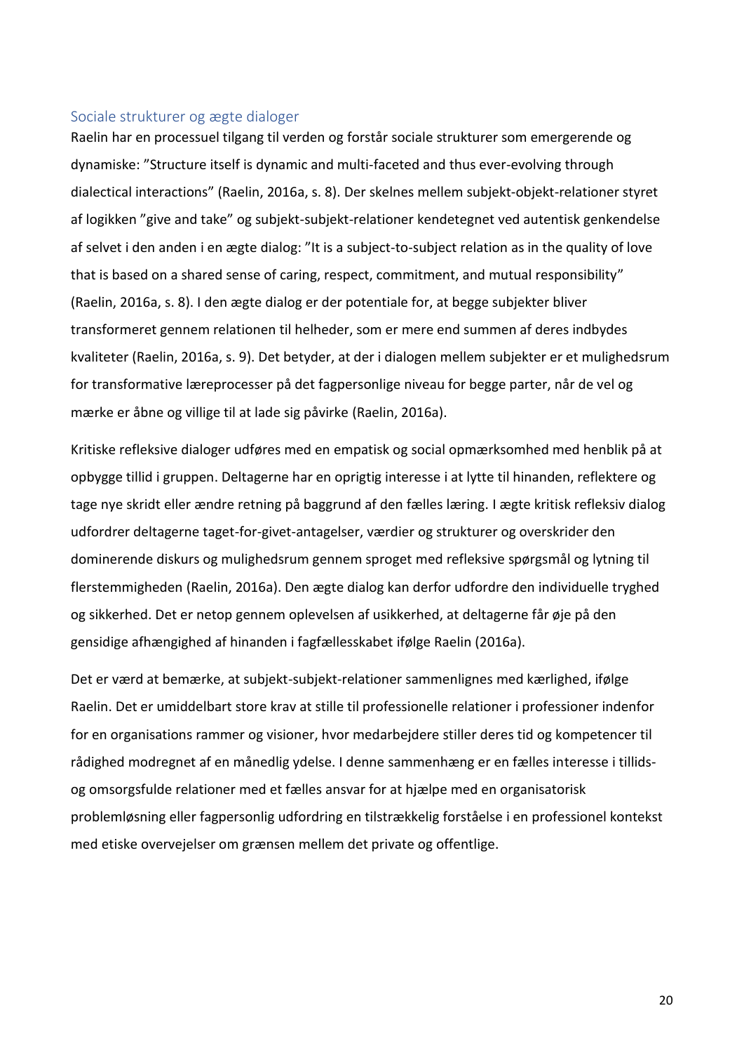## Sociale strukturer og ægte dialoger

Raelin har en processuel tilgang til verden og forstår sociale strukturer som emergerende og dynamiske: "Structure itself is dynamic and multi-faceted and thus ever-evolving through dialectical interactions" (Raelin, 2016a, s. 8). Der skelnes mellem subjekt-objekt-relationer styret af logikken "give and take" og subjekt-subjekt-relationer kendetegnet ved autentisk genkendelse af selvet i den anden i en ægte dialog: "It is a subject-to-subject relation as in the quality of love that is based on a shared sense of caring, respect, commitment, and mutual responsibility" (Raelin, 2016a, s. 8). I den ægte dialog er der potentiale for, at begge subjekter bliver transformeret gennem relationen til helheder, som er mere end summen af deres indbydes kvaliteter (Raelin, 2016a, s. 9). Det betyder, at der i dialogen mellem subjekter er et mulighedsrum for transformative læreprocesser på det fagpersonlige niveau for begge parter, når de vel og mærke er åbne og villige til at lade sig påvirke (Raelin, 2016a).

Kritiske refleksive dialoger udføres med en empatisk og social opmærksomhed med henblik på at opbygge tillid i gruppen. Deltagerne har en oprigtig interesse i at lytte til hinanden, reflektere og tage nye skridt eller ændre retning på baggrund af den fælles læring. I ægte kritisk refleksiv dialog udfordrer deltagerne taget-for-givet-antagelser, værdier og strukturer og overskrider den dominerende diskurs og mulighedsrum gennem sproget med refleksive spørgsmål og lytning til flerstemmigheden (Raelin, 2016a). Den ægte dialog kan derfor udfordre den individuelle tryghed og sikkerhed. Det er netop gennem oplevelsen af usikkerhed, at deltagerne får øje på den gensidige afhængighed af hinanden i fagfællesskabet ifølge Raelin (2016a).

Det er værd at bemærke, at subjekt-subjekt-relationer sammenlignes med kærlighed, ifølge Raelin. Det er umiddelbart store krav at stille til professionelle relationer i professioner indenfor for en organisations rammer og visioner, hvor medarbejdere stiller deres tid og kompetencer til rådighed modregnet af en månedlig ydelse. I denne sammenhæng er en fælles interesse i tillids- og omsorgsfulde relationer med et fælles ansvar for at hjælpe med en organisatorisk problemløsning eller fagpersonlig udfordring en tilstrækkelig forståelse i en professionel kontekst med etiske overvejelser om grænsen mellem det private og offentlige.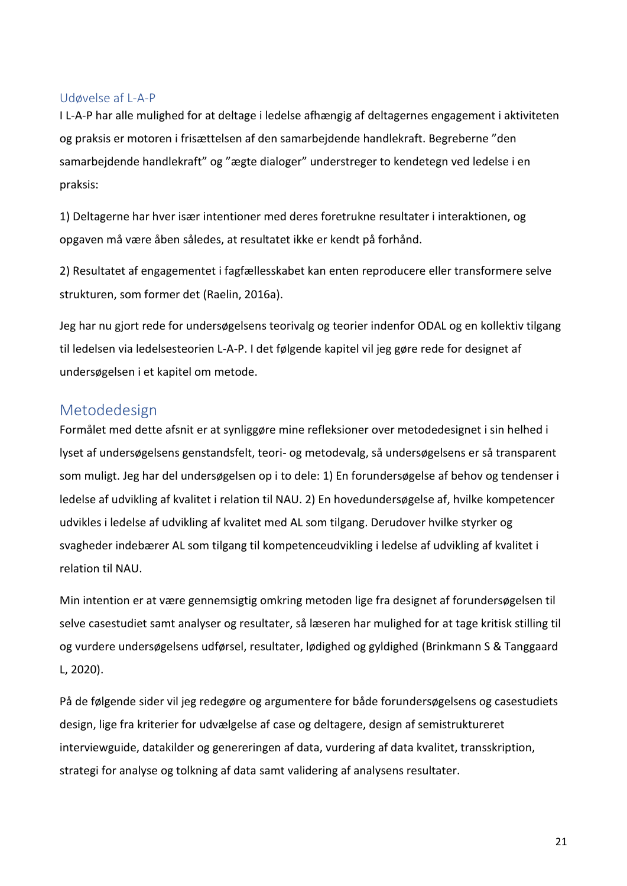### Udøvelse af L-A-P

I L-A-P har alle mulighed for at deltage i ledelse afhængig af deltagernes engagement i aktiviteten og praksis er motoren i frisættelsen af den samarbejdende handlekraft. Begreberne "den samarbejdende handlekraft" og "ægte dialoger" understreger to kendetegn ved ledelse i en praksis:

1) Deltagerne har hver især intentioner med deres foretrukne resultater i interaktionen, og opgaven må være åben således, at resultatet ikke er kendt på forhånd.

2) Resultatet af engagementet i fagfællesskabet kan enten reproducere eller transformere selve strukturen, som former det (Raelin, 2016a).

Jeg har nu gjort rede for undersøgelsens teorivalg og teorier indenfor ODAL og en kollektiv tilgang til ledelsen via ledelsesteorien L-A-P. I det følgende kapitel vil jeg gøre rede for designet af undersøgelsen i et kapitel om metode.

## Metodedesign

Formålet med dette afsnit er at synliggøre mine refleksioner over metodedesignet i sin helhed i lyset af undersøgelsens genstandsfelt, teori- og metodevalg, så undersøgelsens er så transparent som muligt. Jeg har del undersøgelsen op i to dele: 1) En forundersøgelse af behov og tendenser i ledelse af udvikling af kvalitet i relation til NAU. 2) En hovedundersøgelse af, hvilke kompetencer udvikles i ledelse af udvikling af kvalitet med AL som tilgang. Derudover hvilke styrker og svagheder indebærer AL som tilgang til kompetenceudvikling i ledelse af udvikling af kvalitet i relation til NAU.

Min intention er at være gennemsigtig omkring metoden lige fra designet af forundersøgelsen til selve casestudiet samt analyser og resultater, så læseren har mulighed for at tage kritisk stilling til og vurdere undersøgelsens udførsel, resultater, lødighed og gyldighed (Brinkmann S & Tanggaard L, 2020).

På de følgende sider vil jeg redegøre og argumentere for både forundersøgelsens og casestudiets design, lige fra kriterier for udvælgelse af case og deltagere, design af semistruktureret interviewguide, datakilder og genereringen af data, vurdering af data kvalitet, transskription, strategi for analyse og tolkning af data samt validering af analysens resultater.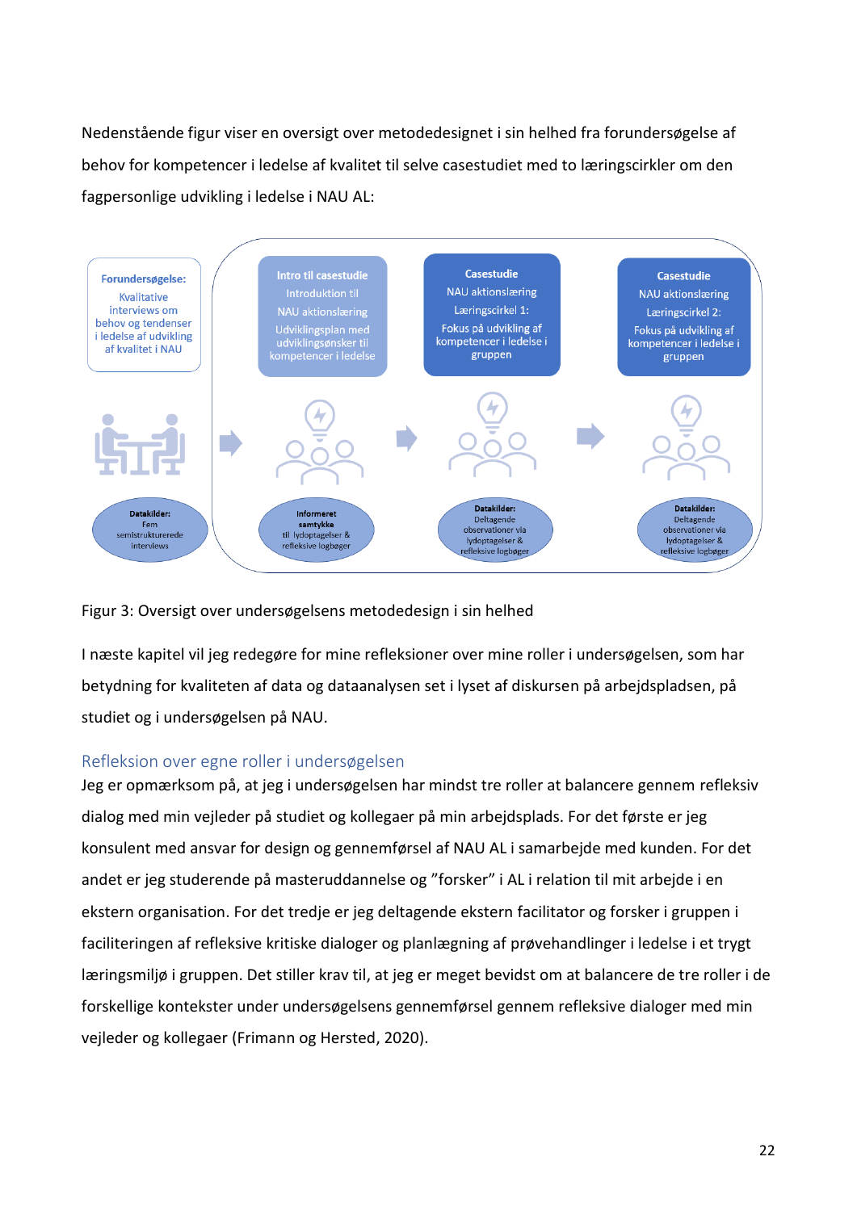Nedenstående figur viser en oversigt over metodedesignet i sin helhed fra forundersøgelse af behov for kompetencer i ledelse af kvalitet til selve casestudiet med to læringscirkler om den fagpersonlige udvikling i ledelse i NAU AL:

**Forundersøgelse:** Kvalitative interviews om behov og tendenser i ledelse af udvikling af kvalitet i NAU

**Datakilder:** Fem semistrukturerede interviews

**Intro til casestudie** Introduktion til NAU aktionslæring Udviklingsplan med udviklingsønsker til kompetencer i ledelse

**Informeret samtykke** til lydoptagelser & refleksive logbøger

**Casestudie** NAU aktionslæring Læringscirkel 1: Fokus på udvikling af kompetencer i ledelse i gruppen

**Datakilder:** Deltagende observationer via lydoptagelser & refleksive logbøger

**Casestudie** NAU aktionslæring Læringscirkel 2: Fokus på udvikling af kompetencer i ledelse i gruppen

**Datakilder:** Deltagende observationer via lydoptagelser & refleksive logbøger

Figur 3: Oversigt over undersøgelsens metodedesign i sin helhed

I næste kapitel vil jeg redegøre for mine refleksioner over mine roller i undersøgelsen, som har betydning for kvaliteten af data og dataanalysen set i lyset af diskursen på arbejdspladsen, på studiet og i undersøgelsen på NAU.

## Refleksion over egne roller i undersøgelsen

Jeg er opmærksom på, at jeg i undersøgelsen har mindst tre roller at balancere gennem refleksiv dialog med min vejleder på studiet og kollegaer på min arbejdsplads. For det første er jeg konsulent med ansvar for design og gennemførsel af NAU AL i samarbejde med kunden. For det andet er jeg studerende på masteruddannelse og "forsker" i AL i relation til mit arbejde i en ekstern organisation. For det tredje er jeg deltagende ekstern facilitator og forsker i gruppen i faciliteringen af refleksive kritiske dialoger og planlægning af prøvehandlinger i ledelse i et trygt læringsmiljø i gruppen. Det stiller krav til, at jeg er meget bevidst om at balancere de tre roller i de forskellige kontekster under undersøgelsens gennemførsel gennem refleksive dialoger med min vejleder og kollegaer (Frimann og Hersted, 2020).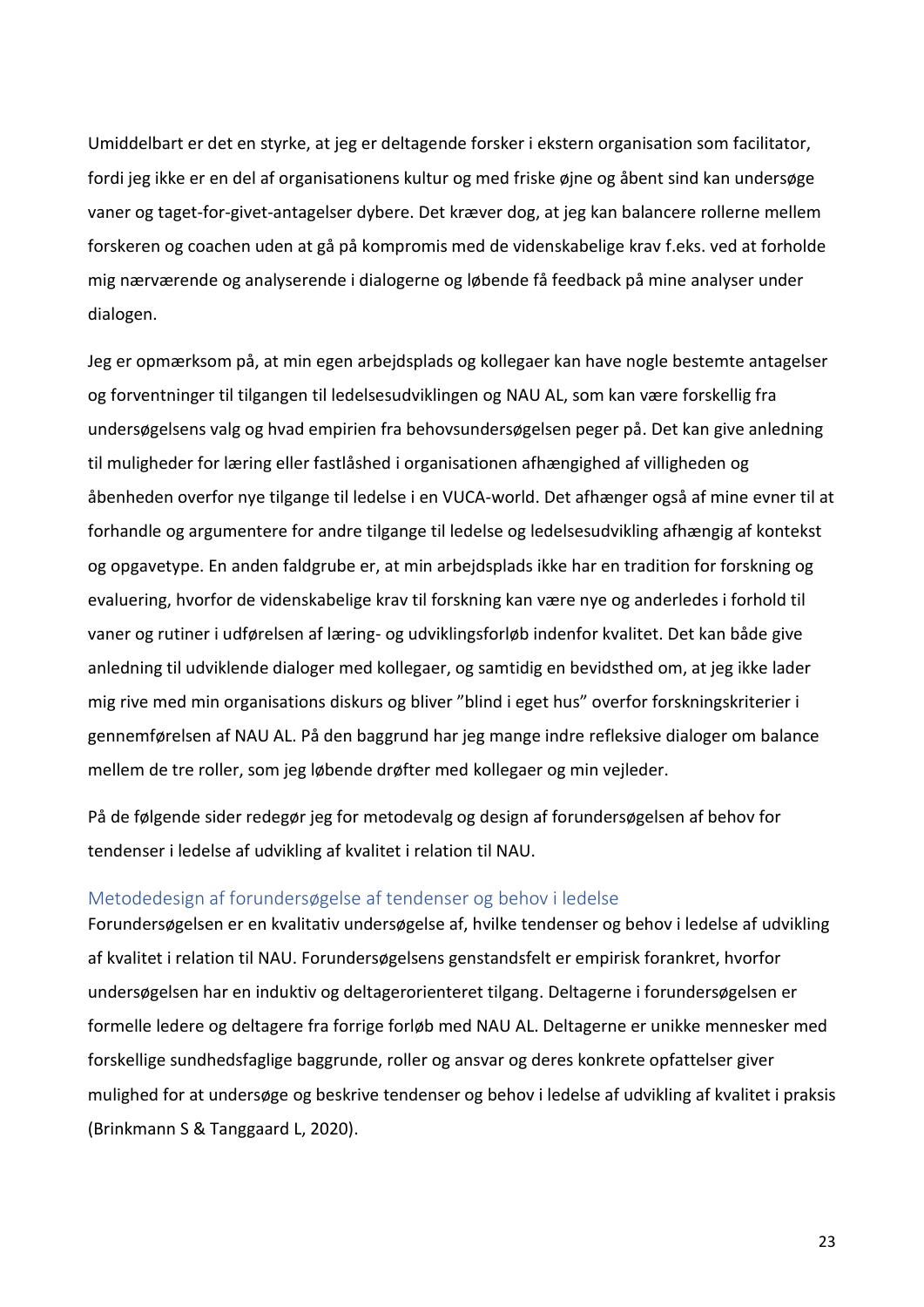Umiddelbart er det en styrke, at jeg er deltagende forsker i ekstern organisation som facilitator, fordi jeg ikke er en del af organisationens kultur og med friske øjne og åbent sind kan undersøge vaner og taget-for-givet-antagelser dybere. Det kræver dog, at jeg kan balancere rollerne mellem forskeren og coachen uden at gå på kompromis med de videnskabelige krav f.eks. ved at forholde mig nærværende og analyserende i dialogerne og løbende få feedback på mine analyser under dialogen.

Jeg er opmærksom på, at min egen arbejdsplads og kollegaer kan have nogle bestemte antagelser og forventninger til tilgangen til ledelsesudviklingen og NAU AL, som kan være forskellig fra undersøgelsens valg og hvad empirien fra behovsundersøgelsen peger på. Det kan give anledning til muligheder for læring eller fastlåshed i organisationen afhængighed af villigheden og åbenheden overfor nye tilgange til ledelse i en VUCA-world. Det afhænger også af mine evner til at forhandle og argumentere for andre tilgange til ledelse og ledelsesudvikling afhængig af kontekst og opgavetype. En anden faldgrube er, at min arbejdsplads ikke har en tradition for forskning og evaluering, hvorfor de videnskabelige krav til forskning kan være nye og anderledes i forhold til vaner og rutiner i udførelsen af læring- og udviklingsforløb indenfor kvalitet. Det kan både give anledning til udviklende dialoger med kollegaer, og samtidig en bevidsthed om, at jeg ikke lader mig rive med min organisations diskurs og bliver "blind i eget hus" overfor forskningskriterier i gennemførelsen af NAU AL. På den baggrund har jeg mange indre refleksive dialoger om balance mellem de tre roller, som jeg løbende drøfter med kollegaer og min vejleder.

På de følgende sider redegør jeg for metodevalg og design af forundersøgelsen af behov for tendenser i ledelse af udvikling af kvalitet i relation til NAU.

## Metodedesign af forundersøgelse af tendenser og behov i ledelse

Forundersøgelsen er en kvalitativ undersøgelse af, hvilke tendenser og behov i ledelse af udvikling af kvalitet i relation til NAU. Forundersøgelsens genstandsfelt er empirisk forankret, hvorfor undersøgelsen har en induktiv og deltagerorienteret tilgang. Deltagerne i forundersøgelsen er formelle ledere og deltagere fra forrige forløb med NAU AL. Deltagerne er unikke mennesker med forskellige sundhedsfaglige baggrunde, roller og ansvar og deres konkrete opfattelser giver mulighed for at undersøge og beskrive tendenser og behov i ledelse af udvikling af kvalitet i praksis (Brinkmann S & Tanggaard L, 2020).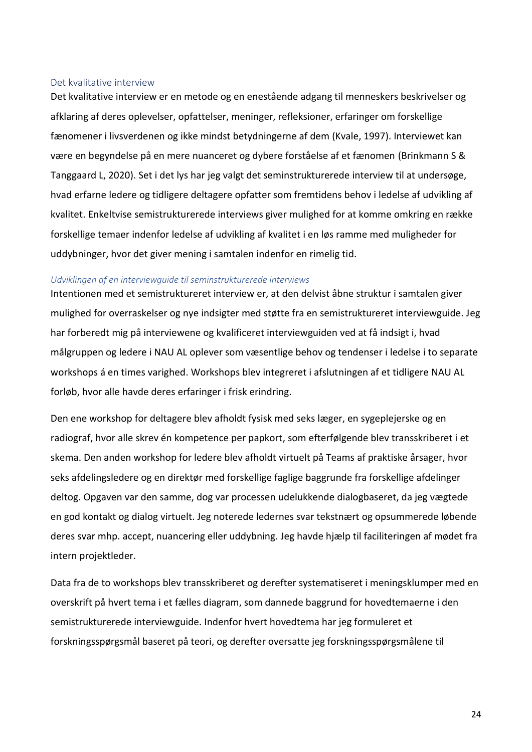## Det kvalitative interview

Det kvalitative interview er en metode og en enestående adgang til menneskers beskrivelser og afklaring af deres oplevelser, opfattelser, meninger, refleksioner, erfaringer om forskellige fænomener i livsverdenen og ikke mindst betydningerne af dem (Kvale, 1997). Interviewet kan være en begyndelse på en mere nuanceret og dybere forståelse af et fænomen (Brinkmann S & Tanggaard L, 2020). Set i det lys har jeg valgt det seminstrukturerede interview til at undersøge, hvad erfarne ledere og tidligere deltagere opfatter som fremtidens behov i ledelse af udvikling af kvalitet. Enkeltvise semistrukturerede interviews giver mulighed for at komme omkring en række forskellige temaer indenfor ledelse af udvikling af kvalitet i en løs ramme med muligheder for uddybninger, hvor det giver mening i samtalen indenfor en rimelig tid.

### *Udviklingen af en interviewguide til seminstrukturerede interviews*

Intentionen med et semistruktureret interview er, at den delvist åbne struktur i samtalen giver mulighed for overraskelser og nye indsigter med støtte fra en semistruktureret interviewguide. Jeg har forberedt mig på interviewene og kvalificeret interviewguiden ved at få indsigt i, hvad målgruppen og ledere i NAU AL oplever som væsentlige behov og tendenser i ledelse i to separate workshops á en times varighed. Workshops blev integreret i afslutningen af et tidligere NAU AL forløb, hvor alle havde deres erfaringer i frisk erindring.

Den ene workshop for deltagere blev afholdt fysisk med seks læger, en sygeplejerske og en radiograf, hvor alle skrev én kompetence per papkort, som efterfølgende blev transskriberet i et skema. Den anden workshop for ledere blev afholdt virtuelt på Teams af praktiske årsager, hvor seks afdelingsledere og en direktør med forskellige faglige baggrunde fra forskellige afdelinger deltog. Opgaven var den samme, dog var processen udelukkende dialogbaseret, da jeg vægtede en god kontakt og dialog virtuelt. Jeg noterede ledernes svar tekstnært og opsummerede løbende deres svar mhp. accept, nuancering eller uddybning. Jeg havde hjælp til faciliteringen af mødet fra intern projektleder.

Data fra de to workshops blev transskriberet og derefter systematiseret i meningsklumper med en overskrift på hvert tema i et fælles diagram, som dannede baggrund for hovedtemaerne i den semistrukturerede interviewguide. Indenfor hvert hovedtema har jeg formuleret et forskningsspørgsmål baseret på teori, og derefter oversatte jeg forskningsspørgsmålene til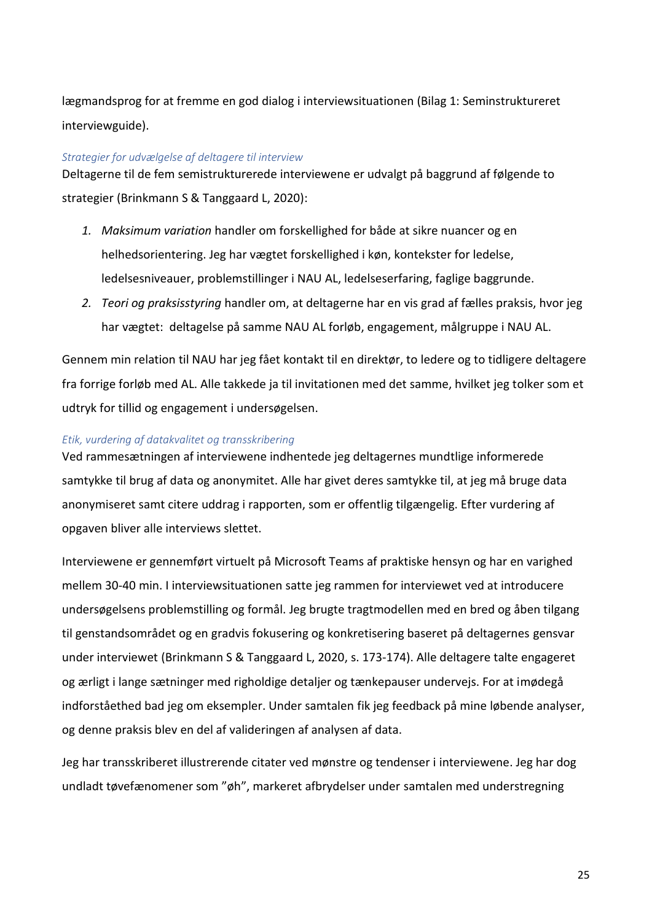lægmandssprog for at fremme en god dialog i interviewsituationen (Bilag 1: Seminstruktureret interviewguide).

*Strategier for udvælgelse af deltagere til interview*

Deltagerne til de fem semistrukturerede interviewene er udvalgt på baggrund af følgende to strategier (Brinkmann S & Tanggaard L, 2020):

1. *Maksimum variation* handler om forskellighed for både at sikre nuancer og en helhedsorientering. Jeg har vægtet forskellighed i køn, kontekster for ledelse, ledelsesniveauer, problemstillinger i NAU AL, ledelseserfaring, faglige baggrunde.
2. *Teori og praksisstyring* handler om, at deltagerne har en vis grad af fælles praksis, hvor jeg har vægtet: deltagelse på samme NAU AL forløb, engagement, målgruppe i NAU AL.

Gennem min relation til NAU har jeg fået kontakt til en direktør, to ledere og to tidligere deltagere fra forrige forløb med AL. Alle takkede ja til invitationen med det samme, hvilket jeg tolker som et udtryk for tillid og engagement i undersøgelsen.

*Etik, vurdering af datakvalitet og transskribering*

Ved rammesætningen af interviewene indhentede jeg deltagernes mundtlige informerede samtykke til brug af data og anonymitet. Alle har givet deres samtykke til, at jeg må bruge data anonymiseret samt citere uddrag i rapporten, som er offentlig tilgængelig. Efter vurdering af opgaven bliver alle interviews slettet.

Interviewene er gennemført virtuelt på Microsoft Teams af praktiske hensyn og har en varighed mellem 30-40 min. I interviewsituationen satte jeg rammen for interviewet ved at introducere undersøgelsens problemstilling og formål. Jeg brugte tragtmodellen med en bred og åben tilgang til genstandsområdet og en gradvis fokusering og konkretisering baseret på deltagernes gensvar under interviewet (Brinkmann S & Tanggaard L, 2020, s. 173-174). Alle deltagere talte engageret og ærligt i lange sætninger med righoldige detaljer og tænkepauser undervejs. For at imødegå indforståethed bad jeg om eksempler. Under samtalen fik jeg feedback på mine løbende analyser, og denne praksis blev en del af valideringen af analysen af data.

Jeg har transskriberet illustrerende citater ved mønstre og tendenser i interviewene. Jeg har dog undladt tøvefænomener som "øh", markeret afbrydelser under samtalen med understregning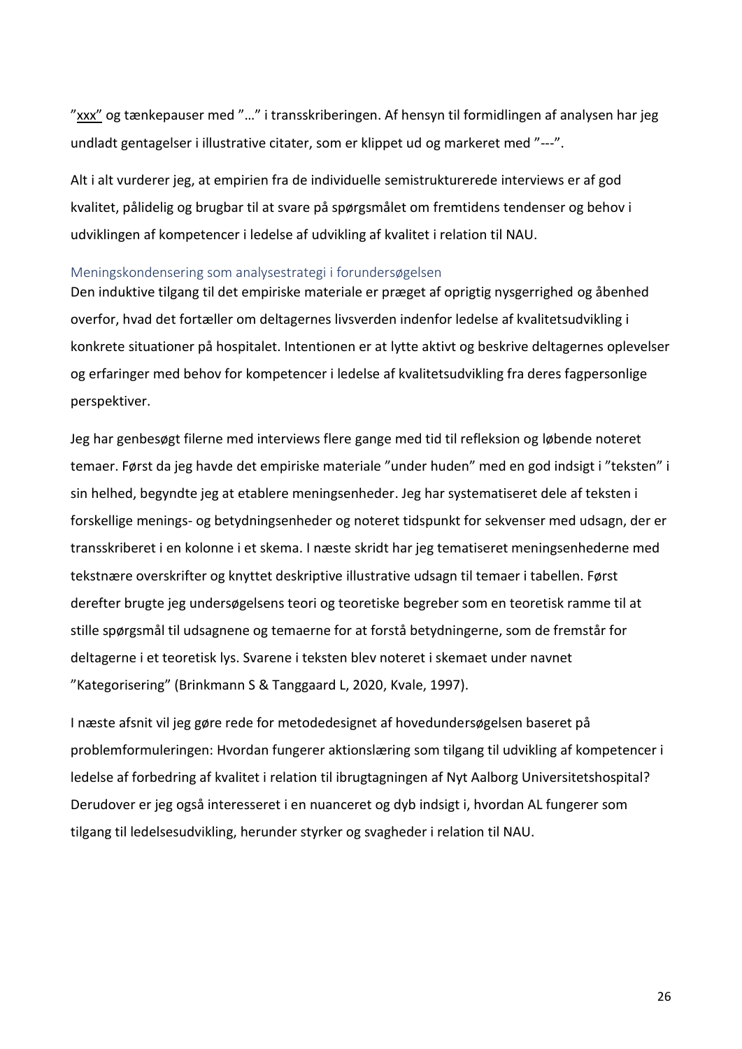"xxx" og tænkepauser med "…" i transskriberingen. Af hensyn til formidlingen af analysen har jeg undladt gentagelser i illustrative citater, som er klippet ud og markeret med "---".

Alt i alt vurderer jeg, at empirien fra de individuelle semistrukturerede interviews er af god kvalitet, pålidelig og brugbar til at svare på spørgsmålet om fremtidens tendenser og behov i udviklingen af kompetencer i ledelse af udvikling af kvalitet i relation til NAU.

### Meningskondensering som analysestrategi i forundersøgelsen

Den induktive tilgang til det empiriske materiale er præget af oprigtig nysgerrighed og åbenhed overfor, hvad det fortæller om deltagernes livsverden indenfor ledelse af kvalitetsudvikling i konkrete situationer på hospitalet. Intentionen er at lytte aktivt og beskrive deltagernes oplevelser og erfaringer med behov for kompetencer i ledelse af kvalitetsudvikling fra deres fagpersonlige perspektiver.

Jeg har genbesøgt filerne med interviews flere gange med tid til refleksion og løbende noteret temaer. Først da jeg havde det empiriske materiale "under huden" med en god indsigt i "teksten" i sin helhed, begyndte jeg at etablere meningsenheder. Jeg har systematiseret dele af teksten i forskellige menings- og betydningsenheder og noteret tidspunkt for sekvenser med udsagn, der er transskriberet i en kolonne i et skema. I næste skridt har jeg tematiseret meningsenhederne med tekstnære overskrifter og knyttet deskriptive illustrative udsagn til temaer i tabellen. Først derefter brugte jeg undersøgelsens teori og teoretiske begreber som en teoretisk ramme til at stille spørgsmål til udsagnene og temaerne for at forstå betydningerne, som de fremstår for deltagerne i et teoretisk lys. Svarene i teksten blev noteret i skemaet under navnet "Kategorisering" (Brinkmann S & Tanggaard L, 2020, Kvale, 1997).

I næste afsnit vil jeg gøre rede for metodedesignet af hovedundersøgelsen baseret på problemformuleringen: Hvordan fungerer aktionslæring som tilgang til udvikling af kompetencer i ledelse af forbedring af kvalitet i relation til ibrugtagningen af Nyt Aalborg Universitetshospital? Derudover er jeg også interesseret i en nuanceret og dyb indsigt i, hvordan AL fungerer som tilgang til ledelsesudvikling, herunder styrker og svagheder i relation til NAU.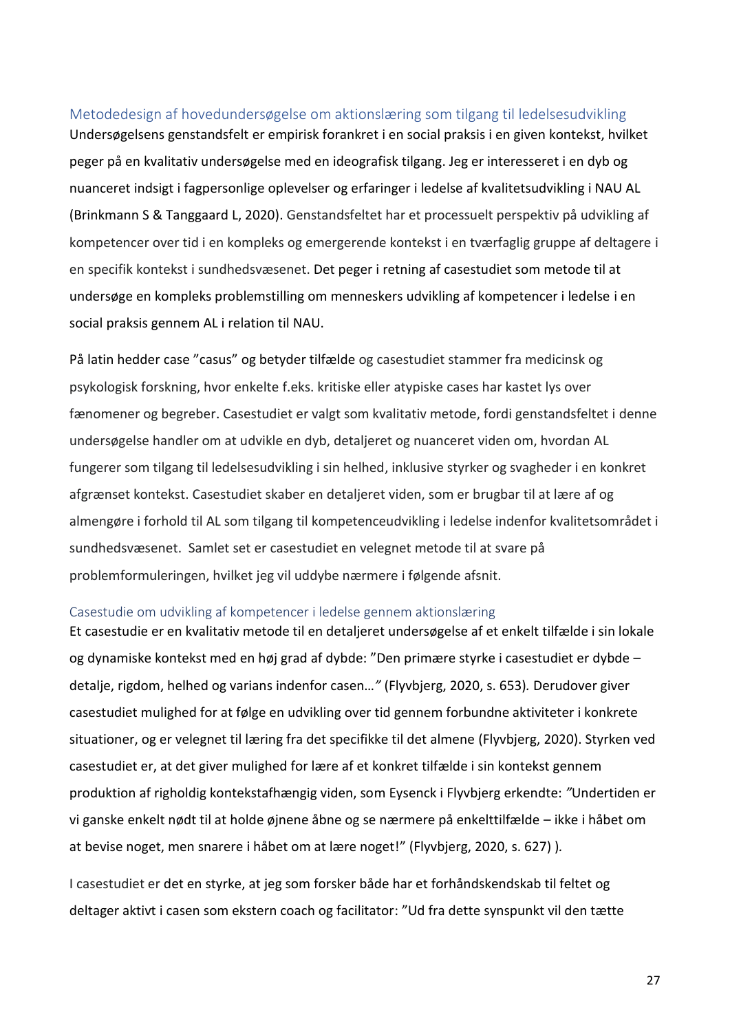## Metodedesign af hovedundersøgelse om aktionslæring som tilgang til ledelsesudvikling

Undersøgelsens genstandsfelt er empirisk forankret i en social praksis i en given kontekst, hvilket peger på en kvalitativ undersøgelse med en ideografisk tilgang. Jeg er interesseret i en dyb og nuanceret indsigt i fagpersonlige oplevelser og erfaringer i ledelse af kvalitetsudvikling i NAU AL (Brinkmann S & Tanggaard L, 2020). Genstandsfeltet har et processuelt perspektiv på udvikling af kompetencer over tid i en kompleks og emergerende kontekst i en tværfaglig gruppe af deltagere i en specifik kontekst i sundhedsvæsenet. Det peger i retning af casestudiet som metode til at undersøge en kompleks problemstilling om menneskers udvikling af kompetencer i ledelse i en social praksis gennem AL i relation til NAU.

På latin hedder case "casus" og betyder tilfælde og casestudiet stammer fra medicinsk og psykologisk forskning, hvor enkelte f.eks. kritiske eller atypiske cases har kastet lys over fænomener og begreber. Casestudiet er valgt som kvalitativ metode, fordi genstandsfeltet i denne undersøgelse handler om at udvikle en dyb, detaljeret og nuanceret viden om, hvordan AL fungerer som tilgang til ledelsesudvikling i sin helhed, inklusive styrker og svagheder i en konkret afgrænset kontekst. Casestudiet skaber en detaljeret viden, som er brugbar til at lære af og almengøre i forhold til AL som tilgang til kompetenceudvikling i ledelse indenfor kvalitetsområdet i sundhedsvæsenet. Samlet set er casestudiet en velegnet metode til at svare på problemformuleringen, hvilket jeg vil uddybe nærmere i følgende afsnit.

### Casestudie om udvikling af kompetencer i ledelse gennem aktionslæring

Et casestudie er en kvalitativ metode til en detaljeret undersøgelse af et enkelt tilfælde i sin lokale og dynamiske kontekst med en høj grad af dybde: "Den primære styrke i casestudiet er dybde – detalje, rigdom, helhed og varians indenfor casen…" (Flyvbjerg, 2020, s. 653). Derudover giver casestudiet mulighed for at følge en udvikling over tid gennem forbundne aktiviteter i konkrete situationer, og er velegnet til læring fra det specifikke til det almene (Flyvbjerg, 2020). Styrken ved casestudiet er, at det giver mulighed for lære af et konkret tilfælde i sin kontekst gennem produktion af righoldig kontekstafhængig viden, som Eysenck i Flyvbjerg erkendte: "Undertiden er vi ganske enkelt nødt til at holde øjnene åbne og se nærmere på enkelttilfælde – ikke i håbet om at bevise noget, men snarere i håbet om at lære noget!" (Flyvbjerg, 2020, s. 627) ).

I casestudiet er det en styrke, at jeg som forsker både har et forhåndskendskab til feltet og deltager aktivt i casen som ekstern coach og facilitator: "Ud fra dette synspunkt vil den tætte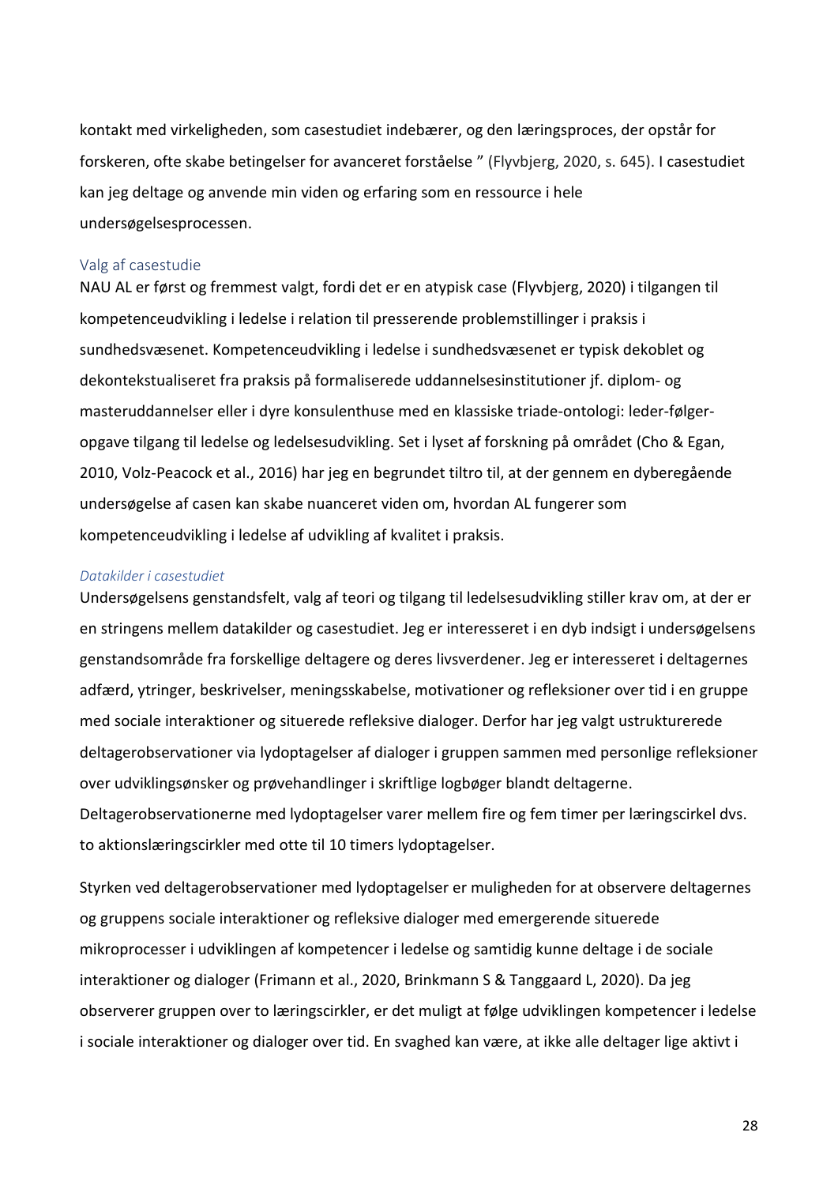kontakt med virkeligheden, som casestudiet indebærer, og den læringsproces, der opstår for forskeren, ofte skabe betingelser for avanceret forståelse ” (Flyvbjerg, 2020, s. 645). I casestudiet kan jeg deltage og anvende min viden og erfaring som en ressource i hele undersøgelsesprocessen.

## Valg af casestudie

NAU AL er først og fremmest valgt, fordi det er en atypisk case (Flyvbjerg, 2020) i tilgangen til kompetenceudvikling i ledelse i relation til presserende problemstillinger i praksis i sundhedsvæsenet. Kompetenceudvikling i ledelse i sundhedsvæsenet er typisk dekoblet og dekontekstualiseret fra praksis på formaliserede uddannelsesinstitutioner jf. diplom- og masteruddannelser eller i dyre konsulenthuse med en klassiske triade-ontologi: leder-følger-opgave tilgang til ledelse og ledelsesudvikling. Set i lyset af forskning på området (Cho & Egan, 2010, Volz-Peacock et al., 2016) har jeg en begrundet tiltro til, at der gennem en dyberegående undersøgelse af casen kan skabe nuanceret viden om, hvordan AL fungerer som kompetenceudvikling i ledelse af udvikling af kvalitet i praksis.

### *Datakilder i casestudiet*

Undersøgelsens genstandsfelt, valg af teori og tilgang til ledelsesudvikling stiller krav om, at der er en stringens mellem datakilder og casestudiet. Jeg er interesseret i en dyb indsigt i undersøgelsens genstandsområde fra forskellige deltagere og deres livsverdener. Jeg er interesseret i deltagernes adfærd, ytringer, beskrivelser, meningsskabelse, motivationer og refleksioner over tid i en gruppe med sociale interaktioner og situerede refleksive dialoger. Derfor har jeg valgt ustrukturerede deltagerobservationer via lydoptagelser af dialoger i gruppen sammen med personlige refleksioner over udviklingsønsker og prøvehandlinger i skriftlige logbøger blandt deltagerne. Deltagerobservationerne med lydoptagelser varer mellem fire og fem timer per læringscirkel dvs. to aktionslæringscirkler med otte til 10 timers lydoptagelser.

Styrken ved deltagerobservationer med lydoptagelser er muligheden for at observere deltagernes og gruppens sociale interaktioner og refleksive dialoger med emergerende situerede mikroprocesser i udviklingen af kompetencer i ledelse og samtidig kunne deltage i de sociale interaktioner og dialoger (Frimann et al., 2020, Brinkmann S & Tanggaard L, 2020). Da jeg observerer gruppen over to læringscirkler, er det muligt at følge udviklingen kompetencer i ledelse i sociale interaktioner og dialoger over tid. En svaghed kan være, at ikke alle deltager lige aktivt i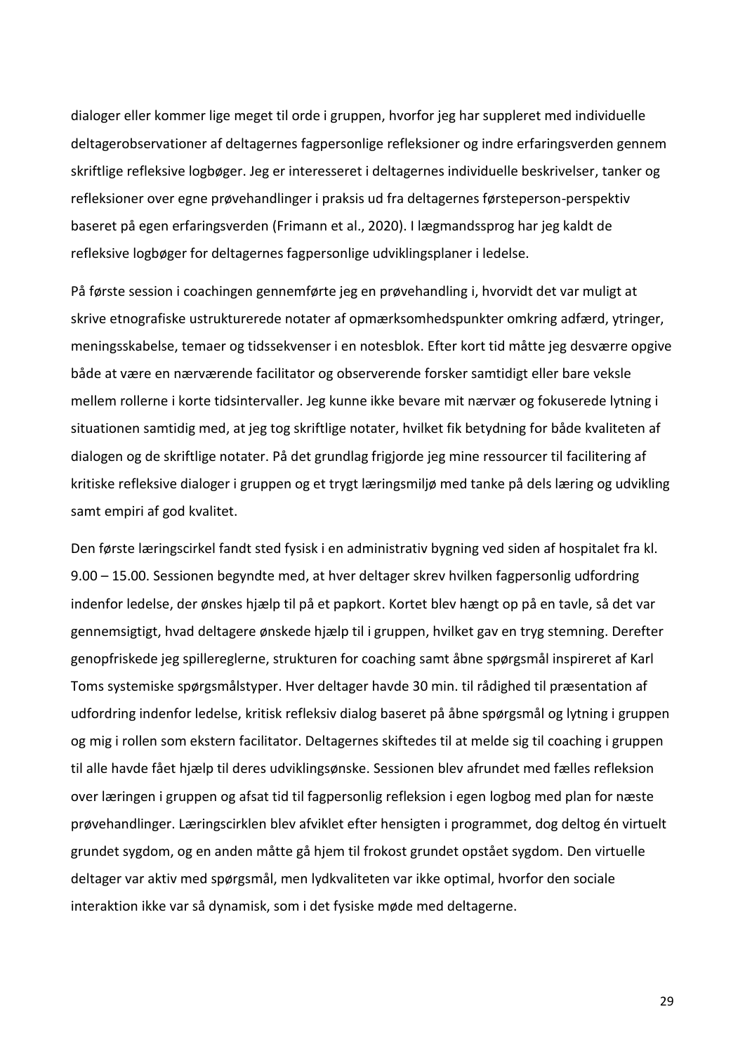dialoger eller kommer lige meget til orde i gruppen, hvorfor jeg har suppleret med individuelle deltagerobservationer af deltagernes fagpersonlige refleksioner og indre erfaringsverden gennem skriftlige refleksive logbøger. Jeg er interesseret i deltagernes individuelle beskrivelser, tanker og refleksioner over egne prøvehandlinger i praksis ud fra deltagernes førsteperson-perspektiv baseret på egen erfaringsverden (Frimann et al., 2020). I lægmandssprog har jeg kaldt de refleksive logbøger for deltagernes fagpersonlige udviklingsplaner i ledelse.

På første session i coachingen gennemførte jeg en prøvehandling i, hvorvidt det var muligt at skrive etnografiske ustrukturerede notater af opmærksomhedspunkter omkring adfærd, ytringer, meningsskabelse, temaer og tidssekvenser i en notesblok. Efter kort tid måtte jeg desværre opgive både at være en nærværende facilitator og observerende forsker samtidigt eller bare veksle mellem rollerne i korte tidsintervaller. Jeg kunne ikke bevare mit nærvær og fokuserede lytning i situationen samtidig med, at jeg tog skriftlige notater, hvilket fik betydning for både kvaliteten af dialogen og de skriftlige notater. På det grundlag frigjorde jeg mine ressourcer til facilitering af kritiske refleksive dialoger i gruppen og et trygt læringsmiljø med tanke på dels læring og udvikling samt empiri af god kvalitet.

Den første læringscirkel fandt sted fysisk i en administrativ bygning ved siden af hospitalet fra kl. 9.00 – 15.00. Sessionen begyndte med, at hver deltager skrev hvilken fagpersonlig udfordring indenfor ledelse, der ønskes hjælp til på et papkort. Kortet blev hængt op på en tavle, så det var gennemsigtigt, hvad deltagere ønskede hjælp til i gruppen, hvilket gav en tryg stemning. Derefter genopfriskede jeg spillereglerne, strukturen for coaching samt åbne spørgsmål inspireret af Karl Toms systemiske spørgsmålstyper. Hver deltager havde 30 min. til rådighed til præsentation af udfordring indenfor ledelse, kritisk refleksiv dialog baseret på åbne spørgsmål og lytning i gruppen og mig i rollen som ekstern facilitator. Deltagernes skiftedes til at melde sig til coaching i gruppen til alle havde fået hjælp til deres udviklingsønske. Sessionen blev afrundet med fælles refleksion over læringen i gruppen og afsat tid til fagpersonlig refleksion i egen logbog med plan for næste prøvehandlinger. Læringscirklen blev afviklet efter hensigten i programmet, dog deltog én virtuelt grundet sygdom, og en anden måtte gå hjem til frokost grundet opstået sygdom. Den virtuelle deltager var aktiv med spørgsmål, men lydkvaliteten var ikke optimal, hvorfor den sociale interaktion ikke var så dynamisk, som i det fysiske møde med deltagerne.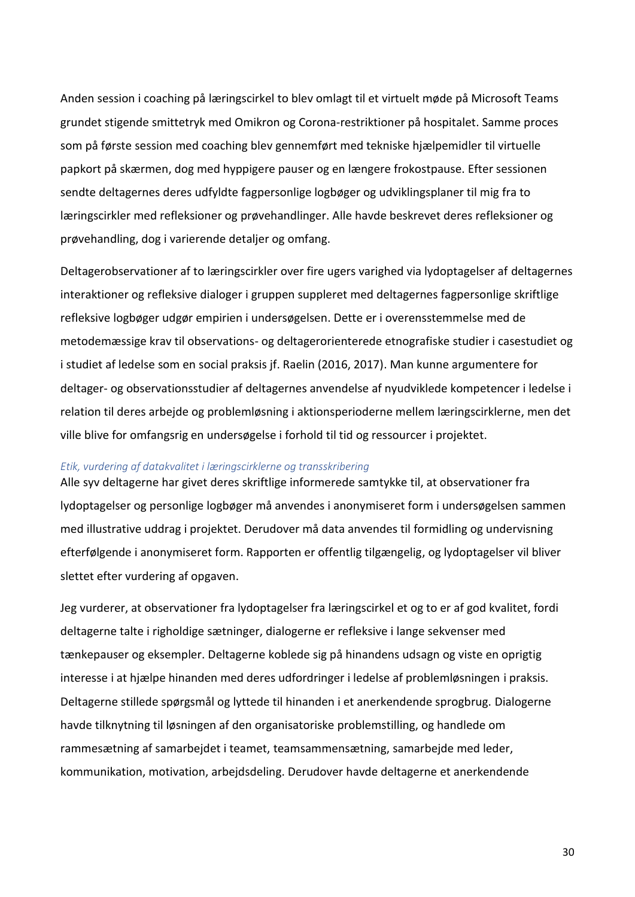Anden session i coaching på læringscirkel to blev omlagt til et virtuelt møde på Microsoft Teams grundet stigende smittetryk med Omikron og Corona-restriktioner på hospitalet. Samme proces som på første session med coaching blev gennemført med tekniske hjælpemidler til virtuelle papkort på skærmen, dog med hyppigere pauser og en længere frokostpause. Efter sessionen sendte deltagernes deres udfyldte fagpersonlige logbøger og udviklingsplaner til mig fra to læringscirkler med refleksioner og prøvehandlinger. Alle havde beskrevet deres refleksioner og prøvehandling, dog i varierende detaljer og omfang.

Deltagerobservationer af to læringscirkler over fire ugers varighed via lydoptagelser af deltagernes interaktioner og refleksive dialoger i gruppen suppleret med deltagernes fagpersonlige skriftlige refleksive logbøger udgør empirien i undersøgelsen. Dette er i overensstemmelse med de metodemæssige krav til observations- og deltagerorienterede etnografiske studier i casestudiet og i studiet af ledelse som en social praksis jf. Raelin (2016, 2017). Man kunne argumentere for deltager- og observationsstudier af deltagernes anvendelse af nyudviklede kompetencer i ledelse i relation til deres arbejde og problemløsning i aktionsperioderne mellem læringscirklerne, men det ville blive for omfangsrig en undersøgelse i forhold til tid og ressourcer i projektet.

### *Etik, vurdering af datakvalitet i læringscirklerne og transskribering*

Alle syv deltagerne har givet deres skriftlige informerede samtykke til, at observationer fra lydoptagelser og personlige logbøger må anvendes i anonymiseret form i undersøgelsen sammen med illustrative uddrag i projektet. Derudover må data anvendes til formidling og undervisning efterfølgende i anonymiseret form. Rapporten er offentlig tilgængelig, og lydoptagelser vil bliver slettet efter vurdering af opgaven.

Jeg vurderer, at observationer fra lydoptagelser fra læringscirkel et og to er af god kvalitet, fordi deltagerne talte i righoldige sætninger, dialogerne er refleksive i lange sekvenser med tænkepauser og eksempler. Deltagerne koblede sig på hinandens udsagn og viste en oprigtig interesse i at hjælpe hinanden med deres udfordringer i ledelse af problemløsningen i praksis. Deltagerne stillede spørgsmål og lyttede til hinanden i et anerkendende sprogbrug. Dialogerne havde tilknytning til løsningen af den organisatoriske problemstilling, og handlede om rammesætning af samarbejdet i teamet, teamsammensætning, samarbejde med leder, kommunikation, motivation, arbejdsdeling. Derudover havde deltagerne et anerkendende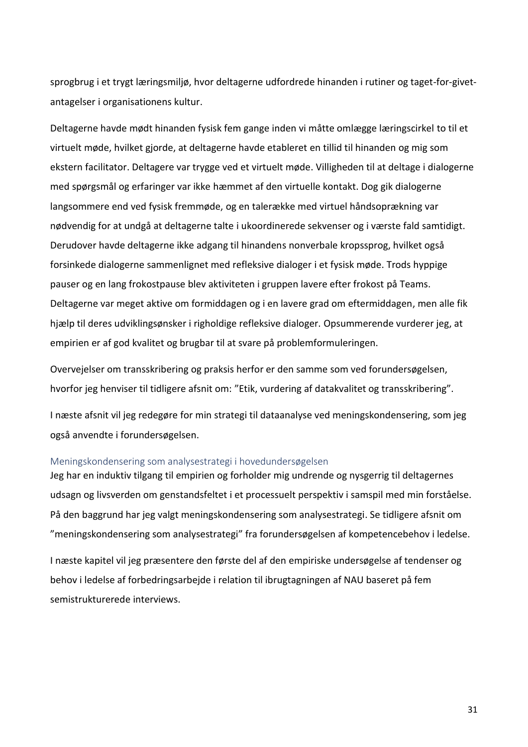sprogbrug i et trygt læringsmiljø, hvor deltagerne udfordrede hinanden i rutiner og taget-for-givet-antagelser i organisationens kultur.

Deltagerne havde mødt hinanden fysisk fem gange inden vi måtte omlægge læringscirkel to til et virtuelt møde, hvilket gjorde, at deltagerne havde etableret en tillid til hinanden og mig som ekstern facilitator. Deltagere var trygge ved et virtuelt møde. Villigheden til at deltage i dialogerne med spørgsmål og erfaringer var ikke hæmmet af den virtuelle kontakt. Dog gik dialogerne langsommere end ved fysisk fremmøde, og en talerække med virtuel håndsoprækning var nødvendig for at undgå at deltagerne talte i ukoordinerede sekvenser og i værste fald samtidigt. Derudover havde deltagerne ikke adgang til hinandens nonverbale kropssprog, hvilket også forsinkede dialogerne sammenlignet med refleksive dialoger i et fysisk møde. Trods hyppige pauser og en lang frokostpause blev aktiviteten i gruppen lavere efter frokost på Teams. Deltagerne var meget aktive om formiddagen og i en lavere grad om eftermiddagen, men alle fik hjælp til deres udviklingsønsker i righoldige refleksive dialoger. Opsummerende vurderer jeg, at empirien er af god kvalitet og brugbar til at svare på problemformuleringen.

Overvejelser om transskribering og praksis herfor er den samme som ved forundersøgelsen, hvorfor jeg henviser til tidligere afsnit om: "Etik, vurdering af datakvalitet og transskribering".

I næste afsnit vil jeg redegøre for min strategi til dataanalyse ved meningskondensering, som jeg også anvendte i forundersøgelsen.

### Meningskondensering som analysestrategi i hovedundersøgelsen

Jeg har en induktiv tilgang til empirien og forholder mig undrende og nysgerrig til deltagernes udsagn og livsverden om genstandsfeltet i et processuelt perspektiv i samspil med min forståelse. På den baggrund har jeg valgt meningskondensering som analysestrategi. Se tidligere afsnit om "meningskondensering som analysestrategi" fra forundersøgelsen af kompetencebehov i ledelse.

I næste kapitel vil jeg præsentere den første del af den empiriske undersøgelse af tendenser og behov i ledelse af forbedringsarbejde i relation til ibrugtagningen af NAU baseret på fem semistrukturerede interviews.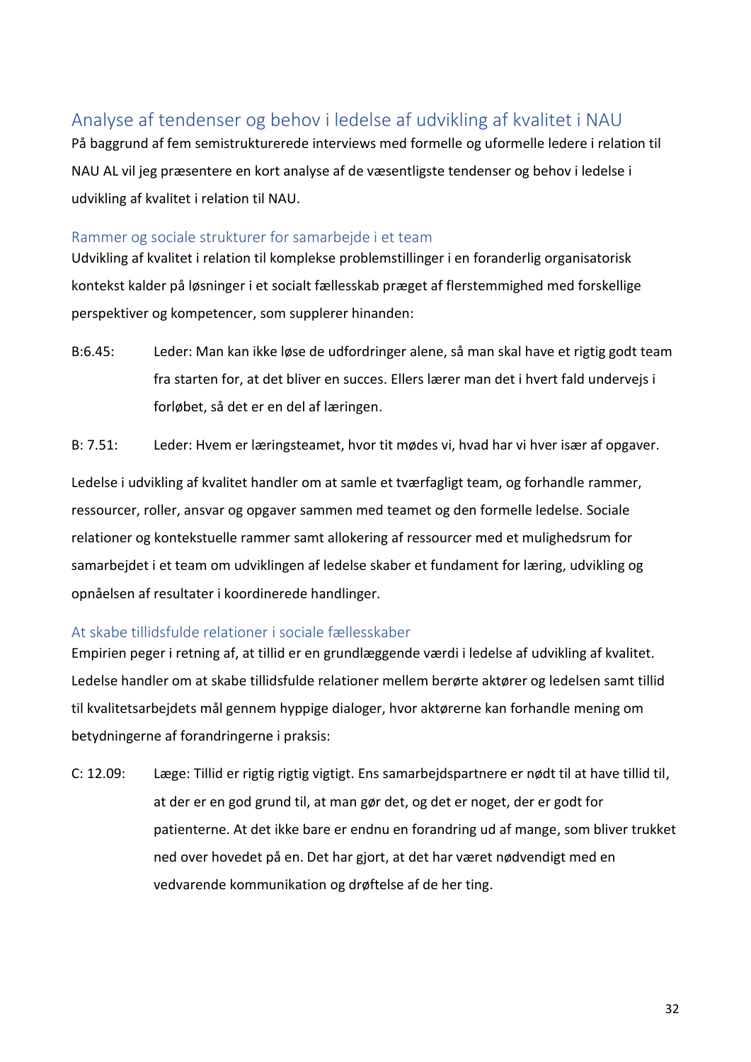## Analyse af tendenser og behov i ledelse af udvikling af kvalitet i NAU

På baggrund af fem semistrukturerede interviews med formelle og uformelle ledere i relation til NAU AL vil jeg præsentere en kort analyse af de væsentligste tendenser og behov i ledelse i udvikling af kvalitet i relation til NAU.

### Rammer og sociale strukturer for samarbejde i et team

Udvikling af kvalitet i relation til komplekse problemstillinger i en foranderlig organisatorisk kontekst kalder på løsninger i et socialt fællesskab præget af flerstemmighed med forskellige perspektiver og kompetencer, som supplerer hinanden:

B:6.45: Leder: Man kan ikke løse de udfordringer alene, så man skal have et rigtig godt team fra starten for, at det bliver en succes. Ellers lærer man det i hvert fald undervejs i forløbet, så det er en del af læringen.

B: 7.51: Leder: Hvem er læringsteamet, hvor tit mødes vi, hvad har vi hver især af opgaver.

Ledelse i udvikling af kvalitet handler om at samle et tværfagligt team, og forhandle rammer, ressourcer, roller, ansvar og opgaver sammen med teamet og den formelle ledelse. Sociale relationer og kontekstuelle rammer samt allokering af ressourcer med et mulighedsrum for samarbejdet i et team om udviklingen af ledelse skaber et fundament for læring, udvikling og opnåelsen af resultater i koordinerede handlinger.

### At skabe tillidsfulde relationer i sociale fællesskaber

Empirien peger i retning af, at tillid er en grundlæggende værdi i ledelse af udvikling af kvalitet. Ledelse handler om at skabe tillidsfulde relationer mellem berørte aktører og ledelsen samt tillid til kvalitetsarbejdets mål gennem hyppige dialoger, hvor aktørerne kan forhandle mening om betydningerne af forandringerne i praksis:

C: 12.09: Læge: Tillid er rigtig rigtig vigtigt. Ens samarbejdspartnere er nødt til at have tillid til, at der er en god grund til, at man gør det, og det er noget, der er godt for patienterne. At det ikke bare er endnu en forandring ud af mange, som bliver trukket ned over hovedet på en. Det har gjort, at det har været nødvendigt med en vedvarende kommunikation og drøftelse af de her ting.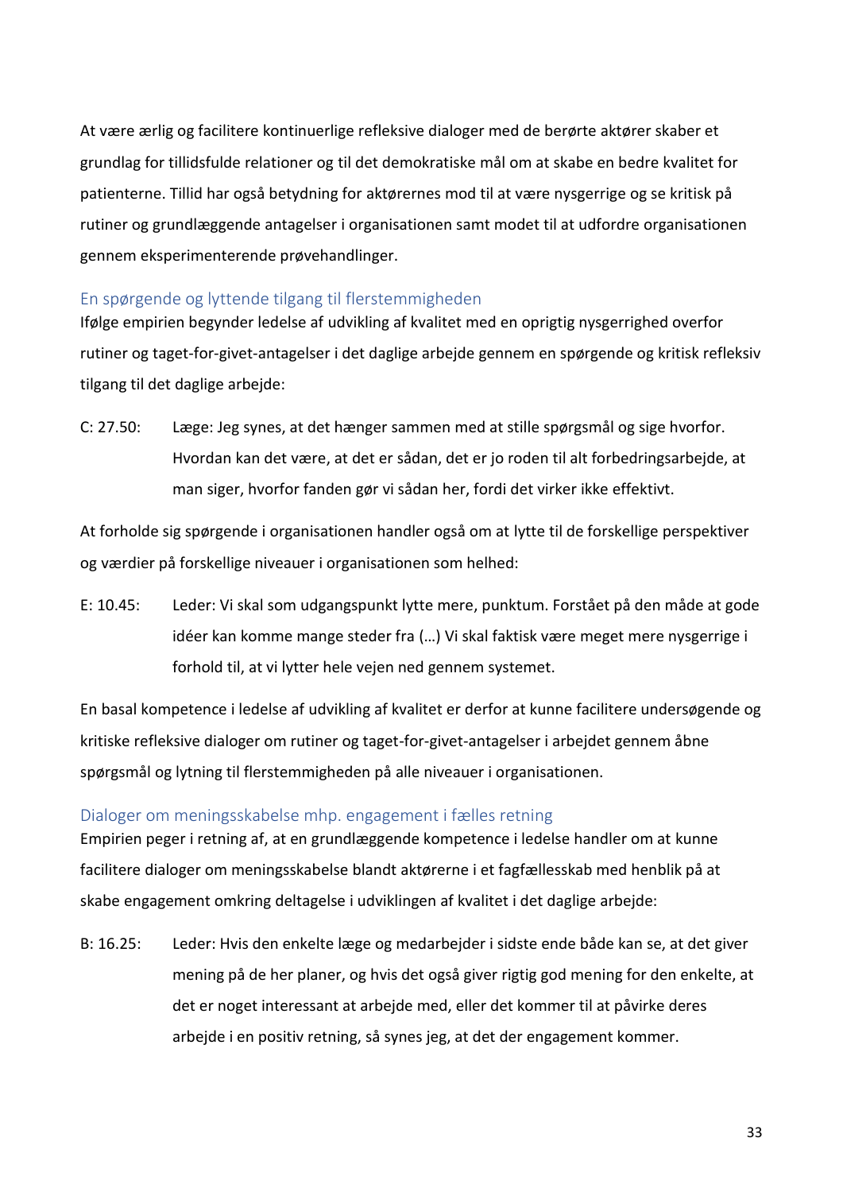At være ærlig og facilitere kontinuerlige refleksive dialoger med de berørte aktører skaber et grundlag for tillidsfulde relationer og til det demokratiske mål om at skabe en bedre kvalitet for patienterne. Tillid har også betydning for aktørernes mod til at være nysgerrige og se kritisk på rutiner og grundlæggende antagelser i organisationen samt modet til at udfordre organisationen gennem eksperimenterende prøvehandlinger.

### En spørgende og lyttende tilgang til flerstemmigheden

Ifølge empirien begynder ledelse af udvikling af kvalitet med en oprigtig nysgerrighed overfor rutiner og taget-for-givet-antagelser i det daglige arbejde gennem en spørgende og kritisk refleksiv tilgang til det daglige arbejde:

> C: 27.50: Læge: Jeg synes, at det hænger sammen med at stille spørgsmål og sige hvorfor. Hvordan kan det være, at det er sådan, det er jo roden til alt forbedringsarbejde, at man siger, hvorfor fanden gør vi sådan her, fordi det virker ikke effektivt.

At forholde sig spørgende i organisationen handler også om at lytte til de forskellige perspektiver og værdier på forskellige niveauer i organisationen som helhed:

> E: 10.45: Leder: Vi skal som udgangspunkt lytte mere, punktum. Forstået på den måde at gode idéer kan komme mange steder fra (…) Vi skal faktisk være meget mere nysgerrige i forhold til, at vi lytter hele vejen ned gennem systemet.

En basal kompetence i ledelse af udvikling af kvalitet er derfor at kunne facilitere undersøgende og kritiske refleksive dialoger om rutiner og taget-for-givet-antagelser i arbejdet gennem åbne spørgsmål og lytning til flerstemmigheden på alle niveauer i organisationen.

### Dialoger om meningsskabelse mhp. engagement i fælles retning

Empirien peger i retning af, at en grundlæggende kompetence i ledelse handler om at kunne facilitere dialoger om meningsskabelse blandt aktørerne i et fagfællesskab med henblik på at skabe engagement omkring deltagelse i udviklingen af kvalitet i det daglige arbejde:

> B: 16.25: Leder: Hvis den enkelte læge og medarbejder i sidste ende både kan se, at det giver mening på de her planer, og hvis det også giver rigtig god mening for den enkelte, at det er noget interessant at arbejde med, eller det kommer til at påvirke deres arbejde i en positiv retning, så synes jeg, at det der engagement kommer.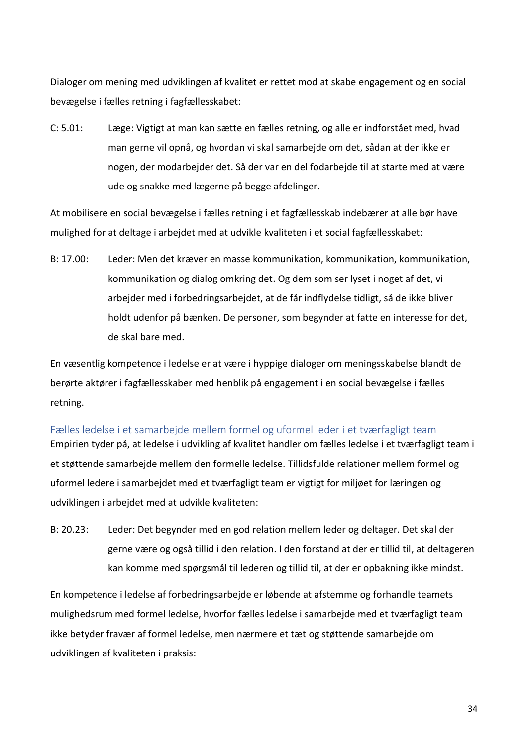Dialoger om mening med udviklingen af kvalitet er rettet mod at skabe engagement og en social bevægelse i fælles retning i fagfællesskabet:

C: 5.01: Læge: Vigtigt at man kan sætte en fælles retning, og alle er indforstået med, hvad man gerne vil opnå, og hvordan vi skal samarbejde om det, sådan at der ikke er nogen, der modarbejder det. Så der var en del fodarbejde til at starte med at være ude og snakke med lægerne på begge afdelinger.

At mobilisere en social bevægelse i fælles retning i et fagfællesskab indebærer at alle bør have mulighed for at deltage i arbejdet med at udvikle kvaliteten i et social fagfællesskabet:

B: 17.00: Leder: Men det kræver en masse kommunikation, kommunikation, kommunikation, kommunikation og dialog omkring det. Og dem som ser lyset i noget af det, vi arbejder med i forbedringsarbejdet, at de får indflydelse tidligt, så de ikke bliver holdt udenfor på bænken. De personer, som begynder at fatte en interesse for det, de skal bare med.

En væsentlig kompetence i ledelse er at være i hyppige dialoger om meningsskabelse blandt de berørte aktører i fagfællesskaber med henblik på engagement i en social bevægelse i fælles retning.

### Fælles ledelse i et samarbejde mellem formel og uformel leder i et tværfagligt team

Empirien tyder på, at ledelse i udvikling af kvalitet handler om fælles ledelse i et tværfagligt team i et støttende samarbejde mellem den formelle ledelse. Tillidsfulde relationer mellem formel og uformel ledere i samarbejdet med et tværfagligt team er vigtigt for miljøet for læringen og udviklingen i arbejdet med at udvikle kvaliteten:

B: 20.23: Leder: Det begynder med en god relation mellem leder og deltager. Det skal der gerne være og også tillid i den relation. I den forstand at der er tillid til, at deltageren kan komme med spørgsmål til lederen og tillid til, at der er opbakning ikke mindst.

En kompetence i ledelse af forbedringsarbejde er løbende at afstemme og forhandle teamets mulighedsrum med formel ledelse, hvorfor fælles ledelse i samarbejde med et tværfagligt team ikke betyder fravær af formel ledelse, men nærmere et tæt og støttende samarbejde om udviklingen af kvaliteten i praksis: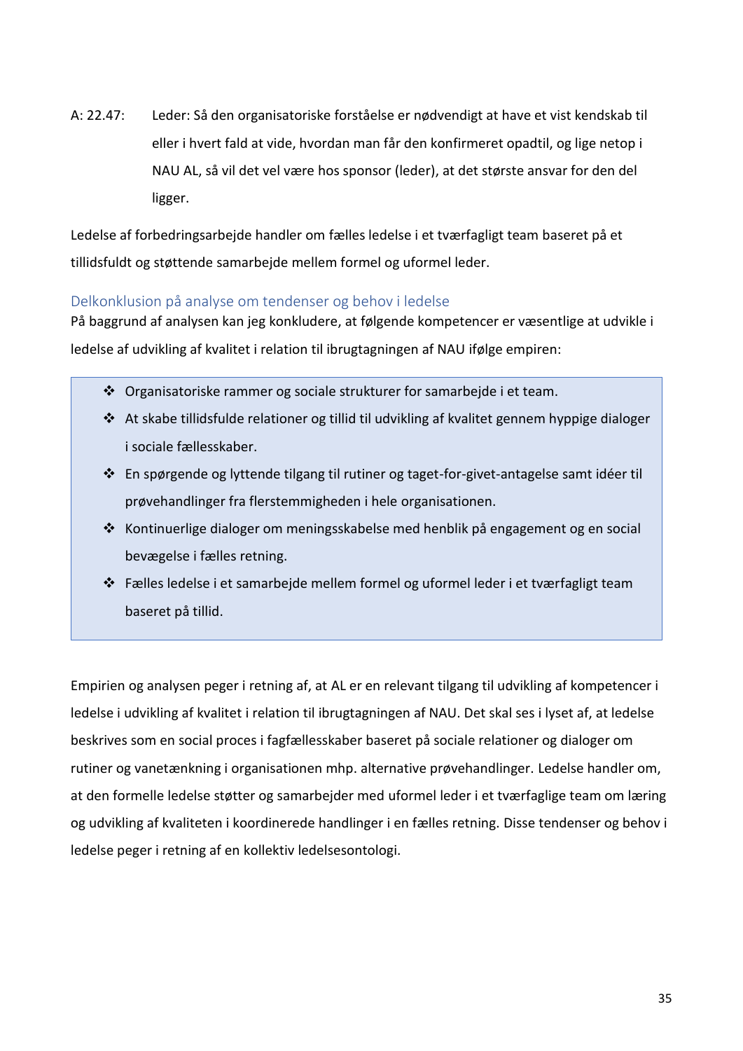A: 22.47: Leder: Så den organisatoriske forståelse er nødvendigt at have et vist kendskab til eller i hvert fald at vide, hvordan man får den konfirmeret opadtil, og lige netop i NAU AL, så vil det vel være hos sponsor (leder), at det største ansvar for den del ligger.

Ledelse af forbedringsarbejde handler om fælles ledelse i et tværfagligt team baseret på et tillidsfuldt og støttende samarbejde mellem formel og uformel leder.

### Delkonklusion på analyse om tendenser og behov i ledelse

På baggrund af analysen kan jeg konkludere, at følgende kompetencer er væsentlige at udvikle i ledelse af udvikling af kvalitet i relation til ibrugtagningen af NAU ifølge empiren:

- Organisatoriske rammer og sociale strukturer for samarbejde i et team.
- At skabe tillidsfulde relationer og tillid til udvikling af kvalitet gennem hyppige dialoger i sociale fællesskaber.
- En spørgende og lyttende tilgang til rutiner og taget-for-givet-antagelse samt idéer til prøvehandlinger fra flerstemmigheden i hele organisationen.
- Kontinuerlige dialoger om meningsskabelse med henblik på engagement og en social bevægelse i fælles retning.
- Fælles ledelse i et samarbejde mellem formel og uformel leder i et tværfagligt team baseret på tillid.

Empirien og analysen peger i retning af, at AL er en relevant tilgang til udvikling af kompetencer i ledelse i udvikling af kvalitet i relation til ibrugtagningen af NAU. Det skal ses i lyset af, at ledelse beskrives som en social proces i fagfællesskaber baseret på sociale relationer og dialoger om rutiner og vanetænkning i organisationen mhp. alternative prøvehandlinger. Ledelse handler om, at den formelle ledelse støtter og samarbejder med uformel leder i et tværfaglige team om læring og udvikling af kvaliteten i koordinerede handlinger i en fælles retning. Disse tendenser og behov i ledelse peger i retning af en kollektiv ledelsesontologi.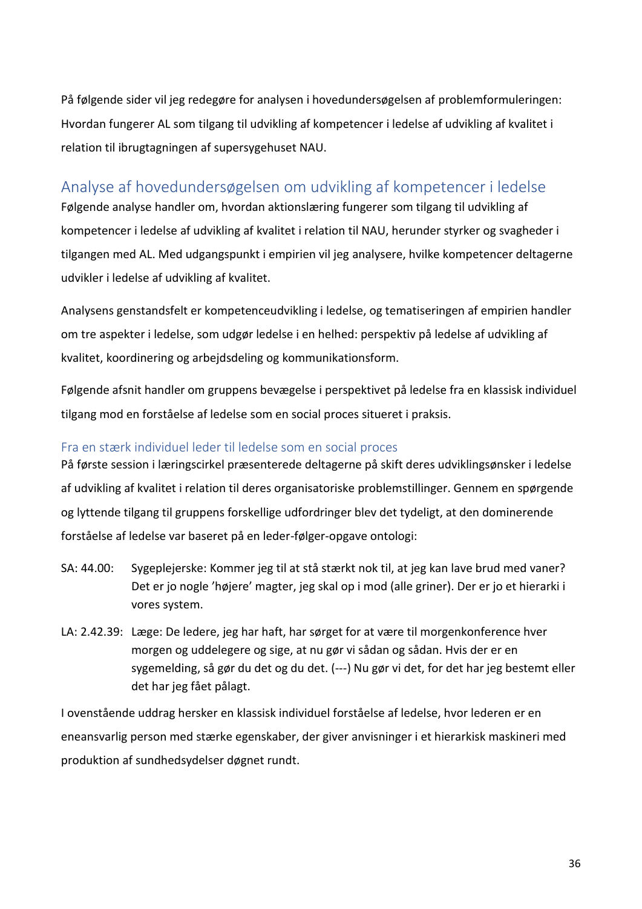På følgende sider vil jeg redegøre for analysen i hovedundersøgelsen af problemformuleringen: Hvordan fungerer AL som tilgang til udvikling af kompetencer i ledelse af udvikling af kvalitet i relation til ibrugtagningen af supersygehuset NAU.

## Analyse af hovedundersøgelsen om udvikling af kompetencer i ledelse

Følgende analyse handler om, hvordan aktionslæring fungerer som tilgang til udvikling af kompetencer i ledelse af udvikling af kvalitet i relation til NAU, herunder styrker og svagheder i tilgangen med AL. Med udgangspunkt i empirien vil jeg analysere, hvilke kompetencer deltagerne udvikler i ledelse af udvikling af kvalitet.

Analysens genstandsfelt er kompetenceudvikling i ledelse, og tematiseringen af empirien handler om tre aspekter i ledelse, som udgør ledelse i en helhed: perspektiv på ledelse af udvikling af kvalitet, koordinering og arbejdsdeling og kommunikationsform.

Følgende afsnit handler om gruppens bevægelse i perspektivet på ledelse fra en klassisk individuel tilgang mod en forståelse af ledelse som en social proces situeret i praksis.

### Fra en stærk individuel leder til ledelse som en social proces

På første session i læringscirkel præsenterede deltagerne på skift deres udviklingsønsker i ledelse af udvikling af kvalitet i relation til deres organisatoriske problemstillinger. Gennem en spørgende og lyttende tilgang til gruppens forskellige udfordringer blev det tydeligt, at den dominerende forståelse af ledelse var baseret på en leder-følger-opgave ontologi:

SA: 44.00: Sygeplejerske: Kommer jeg til at stå stærkt nok til, at jeg kan lave brud med vaner? Det er jo nogle 'højere' magter, jeg skal op i mod (alle griner). Der er jo et hierarki i vores system.

LA: 2.42.39: Læge: De ledere, jeg har haft, har sørget for at være til morgenkonference hver morgen og uddelegere og sige, at nu gør vi sådan og sådan. Hvis der er en sygemelding, så gør du det og du det. (---) Nu gør vi det, for det har jeg bestemt eller det har jeg fået pålagt.

I ovenstående uddrag hersker en klassisk individuel forståelse af ledelse, hvor lederen er en eneansvarlig person med stærke egenskaber, der giver anvisninger i et hierarkisk maskineri med produktion af sundhedsydelser døgnet rundt.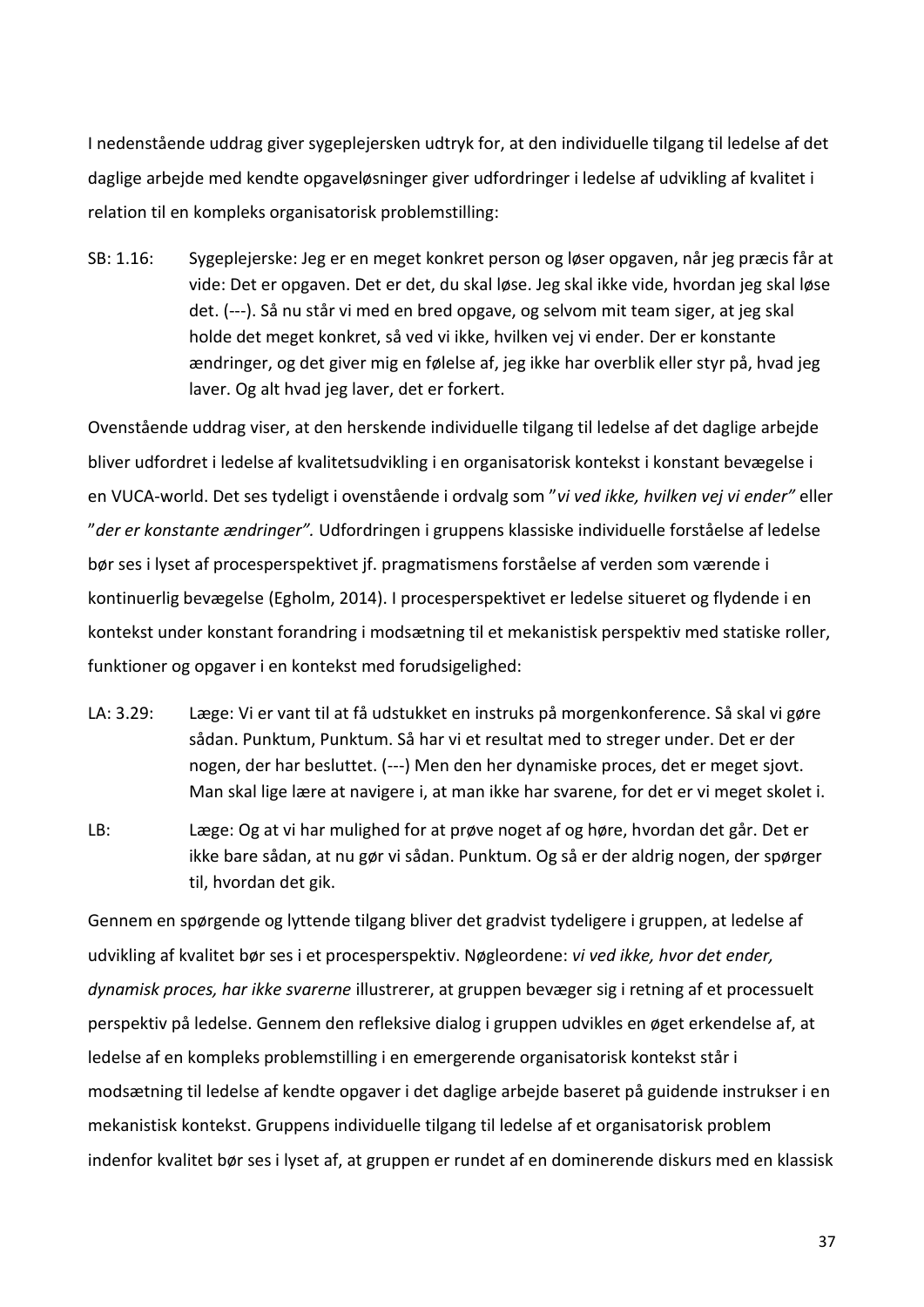I nedenstående uddrag giver sygeplejersken udtryk for, at den individuelle tilgang til ledelse af det daglige arbejde med kendte opgaveløsninger giver udfordringer i ledelse af udvikling af kvalitet i relation til en kompleks organisatorisk problemstilling:

SB: 1.16: Sygeplejerske: Jeg er en meget konkret person og løser opgaven, når jeg præcis får at vide: Det er opgaven. Det er det, du skal løse. Jeg skal ikke vide, hvordan jeg skal løse det. (---). Så nu står vi med en bred opgave, og selvom mit team siger, at jeg skal holde det meget konkret, så ved vi ikke, hvilken vej vi ender. Der er konstante ændringer, og det giver mig en følelse af, jeg ikke har overblik eller styr på, hvad jeg laver. Og alt hvad jeg laver, det er forkert.

Ovenstående uddrag viser, at den herskende individuelle tilgang til ledelse af det daglige arbejde bliver udfordret i ledelse af kvalitetsudvikling i en organisatorisk kontekst i konstant bevægelse i en VUCA-world. Det ses tydeligt i ovenstående i ordvalg som "*vi ved ikke, hvilken vej vi ender*" eller "*der er konstante ændringer*". Udfordringen i gruppens klassiske individuelle forståelse af ledelse bør ses i lyset af procesperspektivet jf. pragmatismens forståelse af verden som værende i kontinuerlig bevægelse (Egholm, 2014). I procesperspektivet er ledelse situeret og flydende i en kontekst under konstant forandring i modsætning til et mekanistisk perspektiv med statiske roller, funktioner og opgaver i en kontekst med forudsigelighed:

LA: 3.29: Læge: Vi er vant til at få udstukket en instruks på morgenkonference. Så skal vi gøre sådan. Punktum, Punktum. Så har vi et resultat med to streger under. Det er der nogen, der har besluttet. (---) Men den her dynamiske proces, det er meget sjovt. Man skal lige lære at navigere i, at man ikke har svarene, for det er vi meget skolet i.

LB: Læge: Og at vi har mulighed for at prøve noget af og høre, hvordan det går. Det er ikke bare sådan, at nu gør vi sådan. Punktum. Og så er der aldrig nogen, der spørger til, hvordan det gik.

Gennem en spørgende og lyttende tilgang bliver det gradvist tydeligere i gruppen, at ledelse af udvikling af kvalitet bør ses i et procesperspektiv. Nøgleordene: *vi ved ikke, hvor det ender, dynamisk proces, har ikke svarerne* illustrerer, at gruppen bevæger sig i retning af et processuelt perspektiv på ledelse. Gennem den refleksive dialog i gruppen udvikles en øget erkendelse af, at ledelse af en kompleks problemstilling i en emergerende organisatorisk kontekst står i modsætning til ledelse af kendte opgaver i det daglige arbejde baseret på guidende instrukser i en mekanistisk kontekst. Gruppens individuelle tilgang til ledelse af et organisatorisk problem indenfor kvalitet bør ses i lyset af, at gruppen er rundet af en dominerende diskurs med en klassisk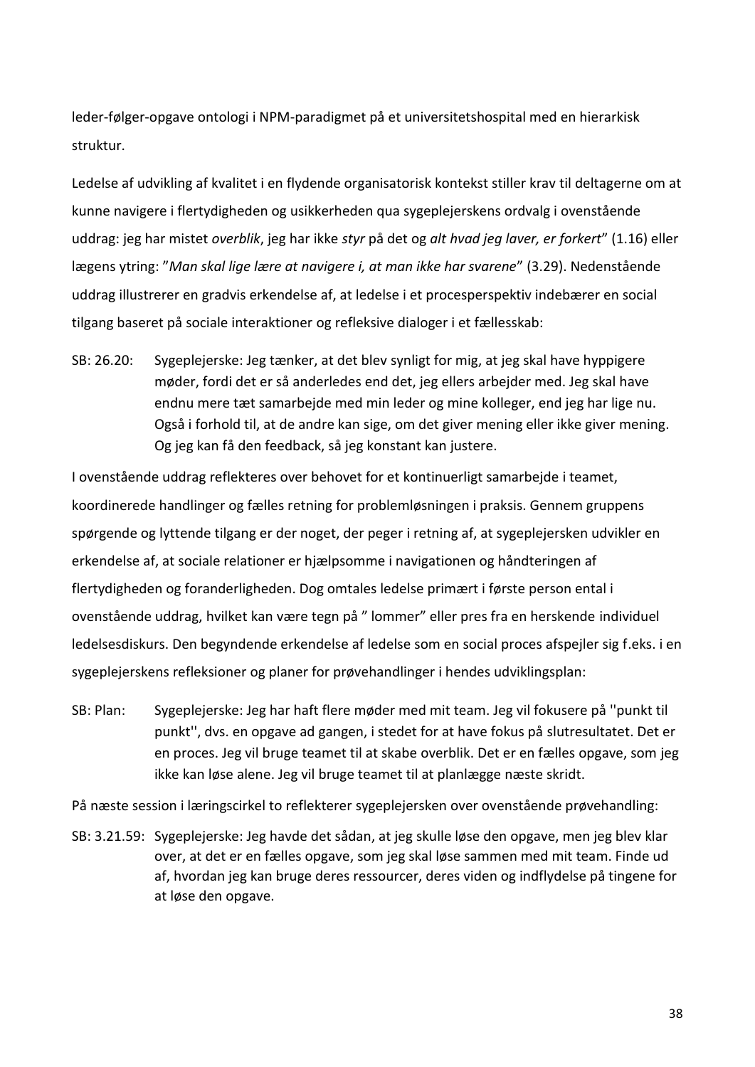leder-følger-opgave ontologi i NPM-paradigmet på et universitetshospital med en hierarkisk struktur.

Ledelse af udvikling af kvalitet i en flydende organisatorisk kontekst stiller krav til deltagerne om at kunne navigere i flertydigheden og usikkerheden qua sygeplejerskens ordvalg i ovenstående uddrag: jeg har mistet *overblik*, jeg har ikke *styr* på det og *alt hvad jeg laver, er forkert*" (1.16) eller lægens ytring: "*Man skal lige lære at navigere i, at man ikke har svarene*" (3.29). Nedenstående uddrag illustrerer en gradvis erkendelse af, at ledelse i et procesperspektiv indebærer en social tilgang baseret på sociale interaktioner og refleksive dialoger i et fællesskab:

SB: 26.20: Sygeplejerske: Jeg tænker, at det blev synligt for mig, at jeg skal have hyppigere møder, fordi det er så anderledes end det, jeg ellers arbejder med. Jeg skal have endnu mere tæt samarbejde med min leder og mine kolleger, end jeg har lige nu. Også i forhold til, at de andre kan sige, om det giver mening eller ikke giver mening. Og jeg kan få den feedback, så jeg konstant kan justere.

I ovenstående uddrag reflekteres over behovet for et kontinuerligt samarbejde i teamet, koordinerede handlinger og fælles retning for problemløsningen i praksis. Gennem gruppens spørgende og lyttende tilgang er der noget, der peger i retning af, at sygeplejersken udvikler en erkendelse af, at sociale relationer er hjælpsomme i navigationen og håndteringen af flertydigheden og foranderligheden. Dog omtales ledelse primært i første person ental i ovenstående uddrag, hvilket kan være tegn på " lommer" eller pres fra en herskende individuel ledelsesdiskurs. Den begyndende erkendelse af ledelse som en social proces afspejler sig f.eks. i en sygeplejerskens refleksioner og planer for prøvehandlinger i hendes udviklingsplan:

SB: Plan: Sygeplejerske: Jeg har haft flere møder med mit team. Jeg vil fokusere på ''punkt til punkt'', dvs. en opgave ad gangen, i stedet for at have fokus på slutresultatet. Det er en proces. Jeg vil bruge teamet til at skabe overblik. Det er en fælles opgave, som jeg ikke kan løse alene. Jeg vil bruge teamet til at planlægge næste skridt.

På næste session i læringscirkel to reflekterer sygeplejersken over ovenstående prøvehandling:

SB: 3.21.59: Sygeplejerske: Jeg havde det sådan, at jeg skulle løse den opgave, men jeg blev klar over, at det er en fælles opgave, som jeg skal løse sammen med mit team. Finde ud af, hvordan jeg kan bruge deres ressourcer, deres viden og indflydelse på tingene for at løse den opgave.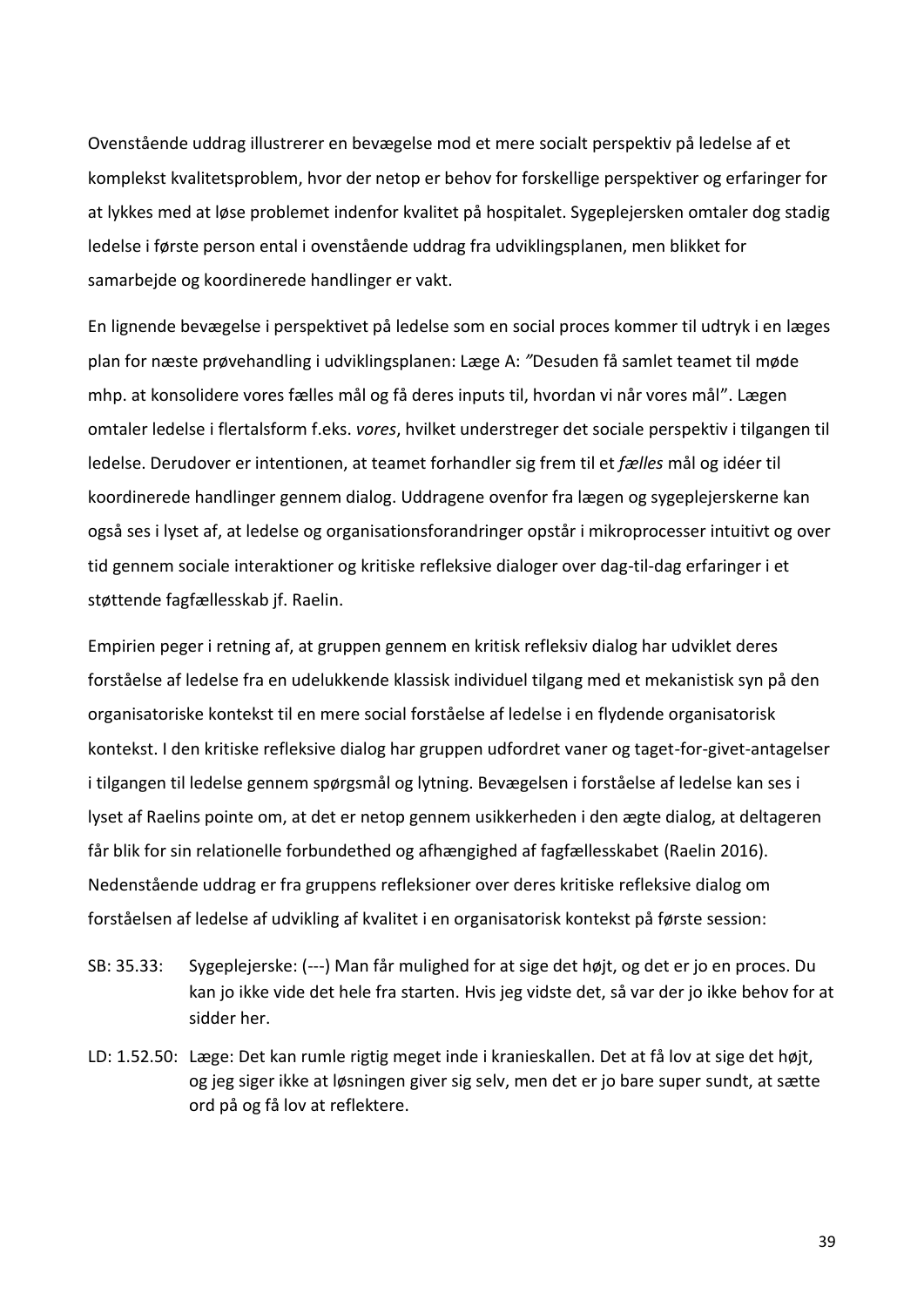Ovenstående uddrag illustrerer en bevægelse mod et mere socialt perspektiv på ledelse af et komplekst kvalitetsproblem, hvor der netop er behov for forskellige perspektiver og erfaringer for at lykkes med at løse problemet indenfor kvalitet på hospitalet. Sygeplejersken omtaler dog stadig ledelse i første person ental i ovenstående uddrag fra udviklingsplanen, men blikket for samarbejde og koordinerede handlinger er vakt.

En lignende bevægelse i perspektivet på ledelse som en social proces kommer til udtryk i en læges plan for næste prøvehandling i udviklingsplanen: Læge A: *"*Desuden få samlet teamet til møde mhp. at konsolidere vores fælles mål og få deres inputs til, hvordan vi når vores mål". Lægen omtaler ledelse i flertalsform f.eks. *vores*, hvilket understreger det sociale perspektiv i tilgangen til ledelse. Derudover er intentionen, at teamet forhandler sig frem til et *fælles* mål og idéer til koordinerede handlinger gennem dialog. Uddragene ovenfor fra lægen og sygeplejerskerne kan også ses i lyset af, at ledelse og organisationsforandringer opstår i mikroprocesser intuitivt og over tid gennem sociale interaktioner og kritiske refleksive dialoger over dag-til-dag erfaringer i et støttende fagfællesskab jf. Raelin.

Empirien peger i retning af, at gruppen gennem en kritisk refleksiv dialog har udviklet deres forståelse af ledelse fra en udelukkende klassisk individuel tilgang med et mekanistisk syn på den organisatoriske kontekst til en mere social forståelse af ledelse i en flydende organisatorisk kontekst. I den kritiske refleksive dialog har gruppen udfordret vaner og taget-for-givet-antagelser i tilgangen til ledelse gennem spørgsmål og lytning. Bevægelsen i forståelse af ledelse kan ses i lyset af Raelins pointe om, at det er netop gennem usikkerheden i den ægte dialog, at deltageren får blik for sin relationelle forbundethed og afhængighed af fagfællesskabet (Raelin 2016). Nedenstående uddrag er fra gruppens refleksioner over deres kritiske refleksive dialog om forståelsen af ledelse af udvikling af kvalitet i en organisatorisk kontekst på første session:

SB: 35.33: Sygeplejerske: (---) Man får mulighed for at sige det højt, og det er jo en proces. Du kan jo ikke vide det hele fra starten. Hvis jeg vidste det, så var der jo ikke behov for at sidder her.

LD: 1.52.50: Læge: Det kan rumle rigtig meget inde i kranieskallen. Det at få lov at sige det højt, og jeg siger ikke at løsningen giver sig selv, men det er jo bare super sundt, at sætte ord på og få lov at reflektere.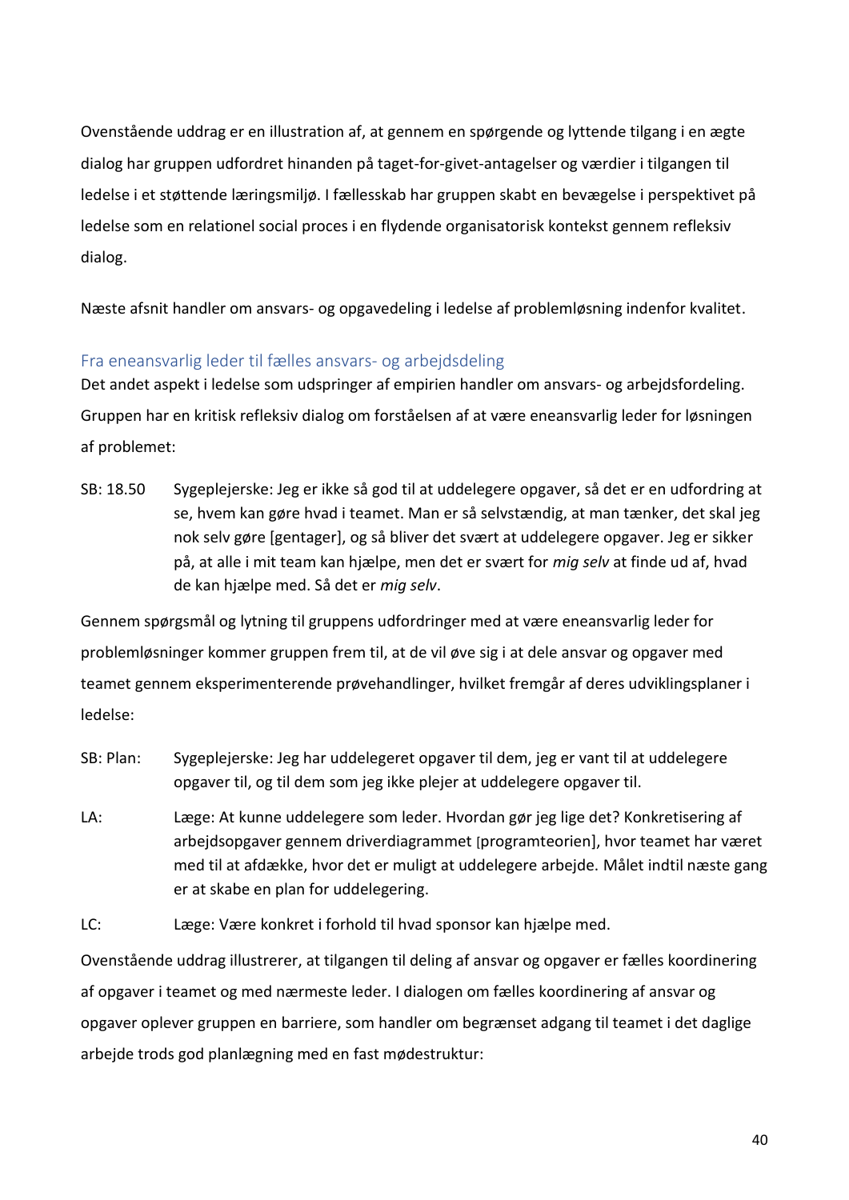Ovenstående uddrag er en illustration af, at gennem en spørgende og lyttende tilgang i en ægte dialog har gruppen udfordret hinanden på taget-for-givet-antagelser og værdier i tilgangen til ledelse i et støttende læringsmiljø. I fællesskab har gruppen skabt en bevægelse i perspektivet på ledelse som en relationel social proces i en flydende organisatorisk kontekst gennem refleksiv dialog.

Næste afsnit handler om ansvars- og opgavedeling i ledelse af problemløsning indenfor kvalitet.

### Fra eneansvarlig leder til fælles ansvars- og arbejdsdeling

Det andet aspekt i ledelse som udspringer af empirien handler om ansvars- og arbejdsfordeling. Gruppen har en kritisk refleksiv dialog om forståelsen af at være eneansvarlig leder for løsningen af problemet:

SB: 18.50 Sygeplejerske: Jeg er ikke så god til at uddelegere opgaver, så det er en udfordring at se, hvem kan gøre hvad i teamet. Man er så selvstændig, at man tænker, det skal jeg nok selv gøre [gentager], og så bliver det svært at uddelegere opgaver. Jeg er sikker på, at alle i mit team kan hjælpe, men det er svært for *mig selv* at finde ud af, hvad de kan hjælpe med. Så det er *mig selv*.

Gennem spørgsmål og lytning til gruppens udfordringer med at være eneansvarlig leder for problemløsninger kommer gruppen frem til, at de vil øve sig i at dele ansvar og opgaver med teamet gennem eksperimenterende prøvehandlinger, hvilket fremgår af deres udviklingsplaner i ledelse:

SB: Plan: Sygeplejerske: Jeg har uddelegeret opgaver til dem, jeg er vant til at uddelegere opgaver til, og til dem som jeg ikke plejer at uddelegere opgaver til.

LA: Læge: At kunne uddelegere som leder. Hvordan gør jeg lige det? Konkretisering af arbejdsopgaver gennem driverdiagrammet [programteorien], hvor teamet har været med til at afdække, hvor det er muligt at uddelegere arbejde. Målet indtil næste gang er at skabe en plan for uddelegering.

LC: Læge: Være konkret i forhold til hvad sponsor kan hjælpe med.

Ovenstående uddrag illustrerer, at tilgangen til deling af ansvar og opgaver er fælles koordinering af opgaver i teamet og med nærmeste leder. I dialogen om fælles koordinering af ansvar og opgaver oplever gruppen en barriere, som handler om begrænset adgang til teamet i det daglige arbejde trods god planlægning med en fast mødestruktur: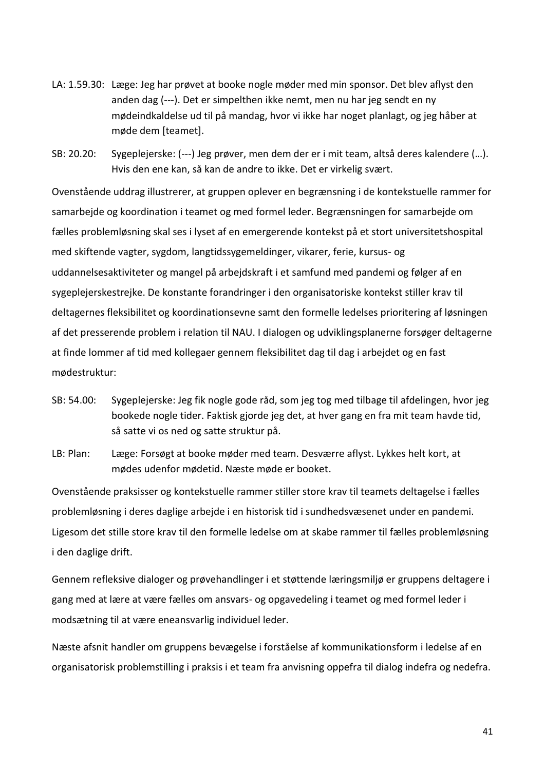LA: 1.59.30: Læge: Jeg har prøvet at booke nogle møder med min sponsor. Det blev aflyst den anden dag (---). Det er simpelthen ikke nemt, men nu har jeg sendt en ny mødeindkaldelse ud til på mandag, hvor vi ikke har noget planlagt, og jeg håber at møde dem [teamet].

SB: 20.20: Sygeplejerske: (---) Jeg prøver, men dem der er i mit team, altså deres kalendere (…). Hvis den ene kan, så kan de andre to ikke. Det er virkelig svært.

Ovenstående uddrag illustrerer, at gruppen oplever en begrænsning i de kontekstuelle rammer for samarbejde og koordination i teamet og med formel leder. Begrænsningen for samarbejde om fælles problemløsning skal ses i lyset af en emergerende kontekst på et stort universitetshospital med skiftende vagter, sygdom, langtidssygemeldinger, vikarer, ferie, kursus- og uddannelsesaktiviteter og mangel på arbejdskraft i et samfund med pandemi og følger af en sygeplejerskestrejke. De konstante forandringer i den organisatoriske kontekst stiller krav til deltagernes fleksibilitet og koordinationsevne samt den formelle ledelses prioritering af løsningen af det presserende problem i relation til NAU. I dialogen og udviklingsplanerne forsøger deltagerne at finde lommer af tid med kollegaer gennem fleksibilitet dag til dag i arbejdet og en fast mødestruktur:

SB: 54.00: Sygeplejerske: Jeg fik nogle gode råd, som jeg tog med tilbage til afdelingen, hvor jeg bookede nogle tider. Faktisk gjorde jeg det, at hver gang en fra mit team havde tid, så satte vi os ned og satte struktur på.

LB: Plan: Læge: Forsøgt at booke møder med team. Desværre aflyst. Lykkes helt kort, at mødes udenfor mødetid. Næste møde er booket.

Ovenstående praksisser og kontekstuelle rammer stiller store krav til teamets deltagelse i fælles problemløsning i deres daglige arbejde i en historisk tid i sundhedsvæsenet under en pandemi. Ligesom det stille store krav til den formelle ledelse om at skabe rammer til fælles problemløsning i den daglige drift.

Gennem refleksive dialoger og prøvehandlinger i et støttende læringsmiljø er gruppens deltagere i gang med at lære at være fælles om ansvars- og opgavedeling i teamet og med formel leder i modsætning til at være eneansvarlig individuel leder.

Næste afsnit handler om gruppens bevægelse i forståelse af kommunikationsform i ledelse af en organisatorisk problemstilling i praksis i et team fra anvisning oppefra til dialog indefra og nedefra.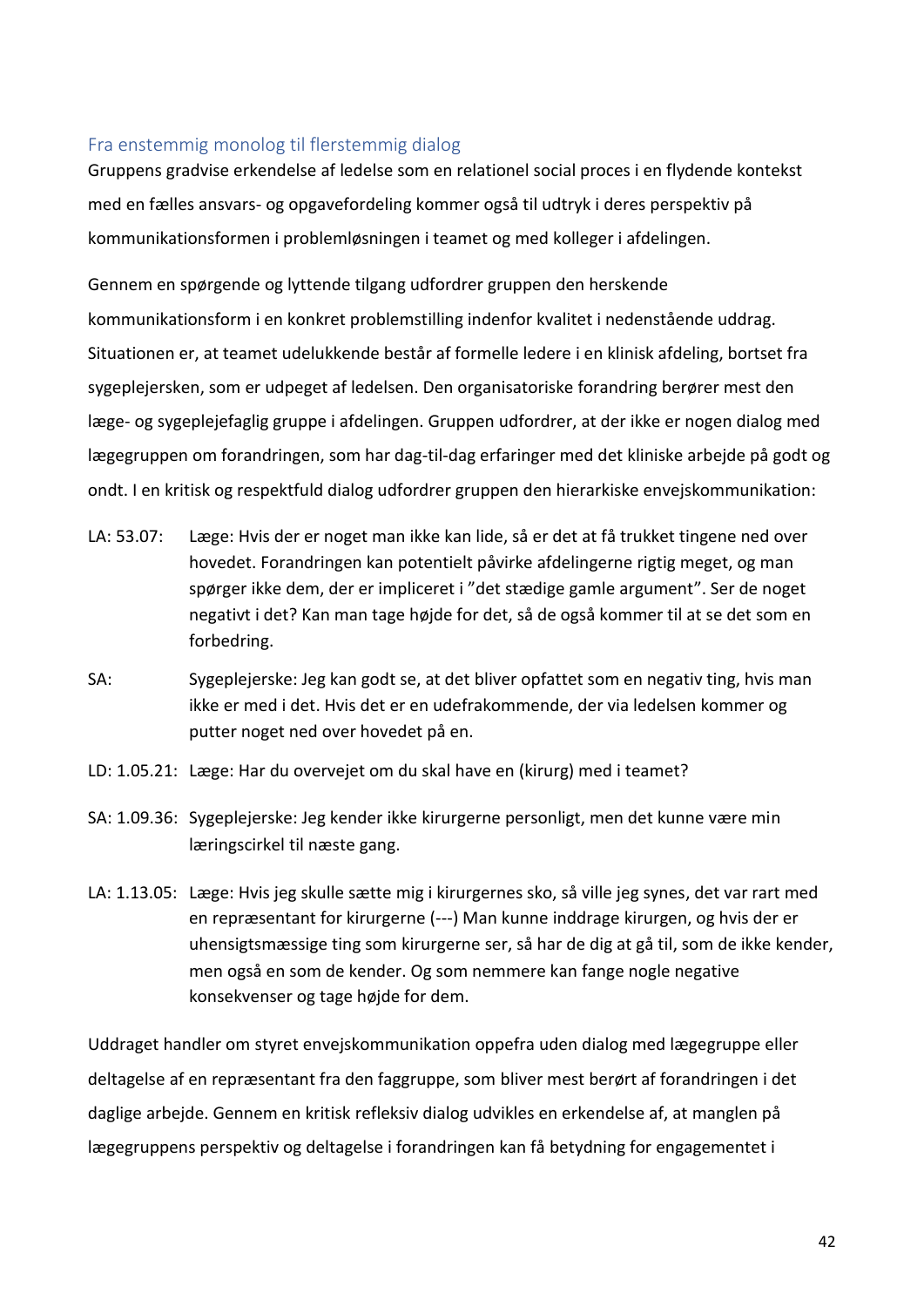### Fra enstemmig monolog til flerstemmig dialog

Gruppens gradvise erkendelse af ledelse som en relationel social proces i en flydende kontekst med en fælles ansvars- og opgavefordeling kommer også til udtryk i deres perspektiv på kommunikationsformen i problemløsningen i teamet og med kolleger i afdelingen.

Gennem en spørgende og lyttende tilgang udfordrer gruppen den herskende kommunikationsform i en konkret problemstilling indenfor kvalitet i nedenstående uddrag. Situationen er, at teamet udelukkende består af formelle ledere i en klinisk afdeling, bortset fra sygeplejersken, som er udpeget af ledelsen. Den organisatoriske forandring berører mest den læge- og sygeplejefaglig gruppe i afdelingen. Gruppen udfordrer, at der ikke er nogen dialog med lægegruppen om forandringen, som har dag-til-dag erfaringer med det kliniske arbejde på godt og ondt. I en kritisk og respektfuld dialog udfordrer gruppen den hierarkiske envejskommunikation:

LA: 53.07: Læge: Hvis der er noget man ikke kan lide, så er det at få trukket tingene ned over hovedet. Forandringen kan potentielt påvirke afdelingerne rigtig meget, og man spørger ikke dem, der er impliceret i ”det stædige gamle argument”. Ser de noget negativt i det? Kan man tage højde for det, så de også kommer til at se det som en forbedring.

SA: Sygeplejerske: Jeg kan godt se, at det bliver opfattet som en negativ ting, hvis man ikke er med i det. Hvis det er en udefrakommende, der via ledelsen kommer og putter noget ned over hovedet på en.

LD: 1.05.21: Læge: Har du overvejet om du skal have en (kirurg) med i teamet?

SA: 1.09.36: Sygeplejerske: Jeg kender ikke kirurgerne personligt, men det kunne være min læringscirkel til næste gang.

LA: 1.13.05: Læge: Hvis jeg skulle sætte mig i kirurgernes sko, så ville jeg synes, det var rart med en repræsentant for kirurgerne (---) Man kunne inddrage kirurgen, og hvis der er uhensigtsmæssige ting som kirurgerne ser, så har de dig at gå til, som de ikke kender, men også en som de kender. Og som nemmere kan fange nogle negative konsekvenser og tage højde for dem.

Uddraget handler om styret envejskommunikation oppefra uden dialog med lægegruppe eller deltagelse af en repræsentant fra den faggruppe, som bliver mest berørt af forandringen i det daglige arbejde. Gennem en kritisk refleksiv dialog udvikles en erkendelse af, at manglen på lægegruppens perspektiv og deltagelse i forandringen kan få betydning for engagementet i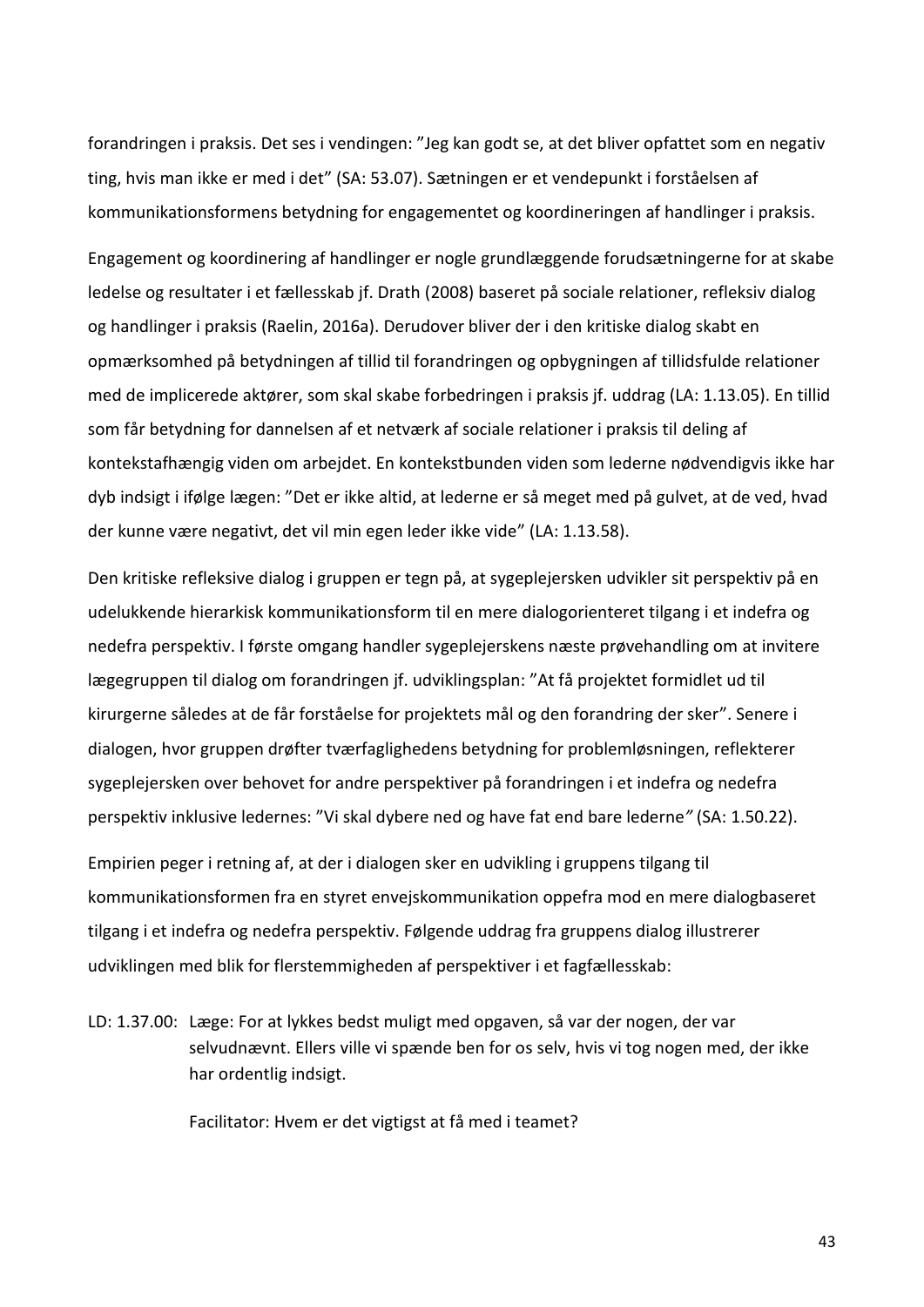forandringen i praksis. Det ses i vendingen: "Jeg kan godt se, at det bliver opfattet som en negativ ting, hvis man ikke er med i det" (SA: 53.07). Sætningen er et vendepunkt i forståelsen af kommunikationsformens betydning for engagementet og koordineringen af handlinger i praksis.

Engagement og koordinering af handlinger er nogle grundlæggende forudsætningerne for at skabe ledelse og resultater i et fællesskab jf. Drath (2008) baseret på sociale relationer, refleksiv dialog og handlinger i praksis (Raelin, 2016a). Derudover bliver der i den kritiske dialog skabt en opmærksomhed på betydningen af tillid til forandringen og opbygningen af tillidsfulde relationer med de implicerede aktører, som skal skabe forbedringen i praksis jf. uddrag (LA: 1.13.05). En tillid som får betydning for dannelsen af et netværk af sociale relationer i praksis til deling af kontekstafhængig viden om arbejdet. En kontekstbunden viden som lederne nødvendigvis ikke har dyb indsigt i ifølge lægen: "Det er ikke altid, at lederne er så meget med på gulvet, at de ved, hvad der kunne være negativt, det vil min egen leder ikke vide" (LA: 1.13.58).

Den kritiske refleksive dialog i gruppen er tegn på, at sygeplejersken udvikler sit perspektiv på en udelukkende hierarkisk kommunikationsform til en mere dialogorienteret tilgang i et indefra og nedefra perspektiv. I første omgang handler sygeplejerskens næste prøvehandling om at invitere lægegruppen til dialog om forandringen jf. udviklingsplan: "At få projektet formidlet ud til kirurgerne således at de får forståelse for projektets mål og den forandring der sker". Senere i dialogen, hvor gruppen drøfter tværfaglighedens betydning for problemløsningen, reflekterer sygeplejersken over behovet for andre perspektiver på forandringen i et indefra og nedefra perspektiv inklusive ledernes: "Vi skal dybere ned og have fat end bare lederne*"* (SA: 1.50.22).

Empirien peger i retning af, at der i dialogen sker en udvikling i gruppens tilgang til kommunikationsformen fra en styret envejskommunikation oppefra mod en mere dialogbaseret tilgang i et indefra og nedefra perspektiv. Følgende uddrag fra gruppens dialog illustrerer udviklingen med blik for flerstemmigheden af perspektiver i et fagfællesskab:

LD: 1.37.00: Læge: For at lykkes bedst muligt med opgaven, så var der nogen, der var selvudnævnt. Ellers ville vi spænde ben for os selv, hvis vi tog nogen med, der ikke har ordentlig indsigt.

Facilitator: Hvem er det vigtigst at få med i teamet?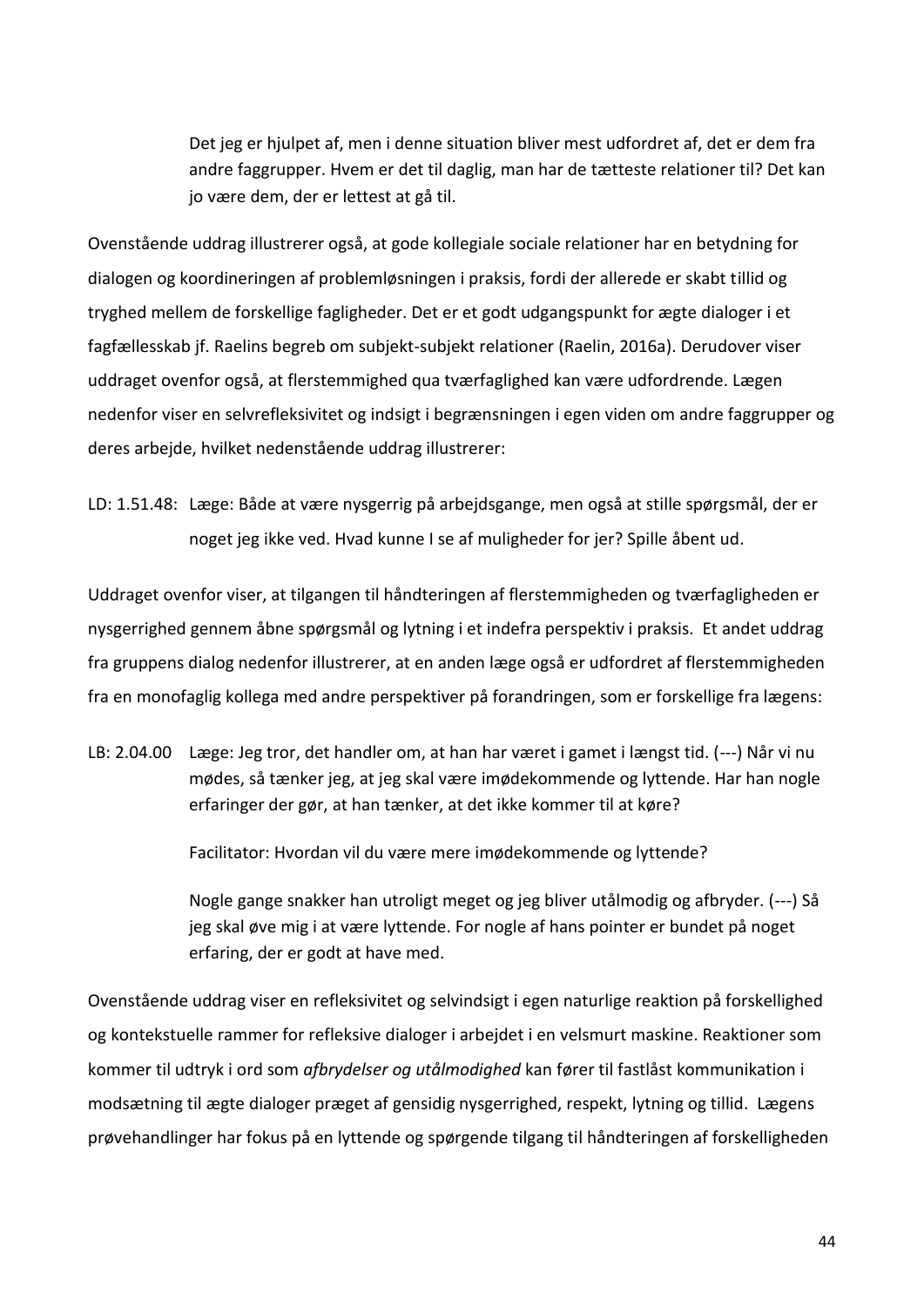> Det jeg er hjulpet af, men i denne situation bliver mest udfordret af, det er dem fra andre faggrupper. Hvem er det til daglig, man har de tætteste relationer til? Det kan jo være dem, der er lettest at gå til.

Ovenstående uddrag illustrerer også, at gode kollegiale sociale relationer har en betydning for dialogen og koordineringen af problemløsningen i praksis, fordi der allerede er skabt tillid og tryghed mellem de forskellige fagligheder. Det er et godt udgangspunkt for ægte dialoger i et fagfællesskab jf. Raelins begreb om subjekt-subjekt relationer (Raelin, 2016a). Derudover viser uddraget ovenfor også, at flerstemmighed qua tværfaglighed kan være udfordrende. Lægen nedenfor viser en selvrefleksivitet og indsigt i begrænsningen i egen viden om andre faggrupper og deres arbejde, hvilket nedenstående uddrag illustrerer:

LD: 1.51.48: Læge: Både at være nysgerrig på arbejdsgange, men også at stille spørgsmål, der er noget jeg ikke ved. Hvad kunne I se af muligheder for jer? Spille åbent ud.

Uddraget ovenfor viser, at tilgangen til håndteringen af flerstemmigheden og tværfagligheden er nysgerrighed gennem åbne spørgsmål og lytning i et indefra perspektiv i praksis. Et andet uddrag fra gruppens dialog nedenfor illustrerer, at en anden læge også er udfordret af flerstemmigheden fra en monofaglig kollega med andre perspektiver på forandringen, som er forskellige fra lægens:

LB: 2.04.00 Læge: Jeg tror, det handler om, at han har været i gamet i længst tid. (---) Når vi nu mødes, så tænker jeg, at jeg skal være imødekommende og lyttende. Har han nogle erfaringer der gør, at han tænker, at det ikke kommer til at køre?

> Facilitator: Hvordan vil du være mere imødekommende og lyttende?
>
> Nogle gange snakker han utroligt meget og jeg bliver utålmodig og afbryder. (---) Så jeg skal øve mig i at være lyttende. For nogle af hans pointer er bundet på noget erfaring, der er godt at have med.

Ovenstående uddrag viser en refleksivitet og selvindsigt i egen naturlige reaktion på forskellighed og kontekstuelle rammer for refleksive dialoger i arbejdet i en velsmurt maskine. Reaktioner som kommer til udtryk i ord som *afbrydelser og utålmodighed* kan fører til fastlåst kommunikation i modsætning til ægte dialoger præget af gensidig nysgerrighed, respekt, lytning og tillid. Lægens prøvehandlinger har fokus på en lyttende og spørgende tilgang til håndteringen af forskelligheden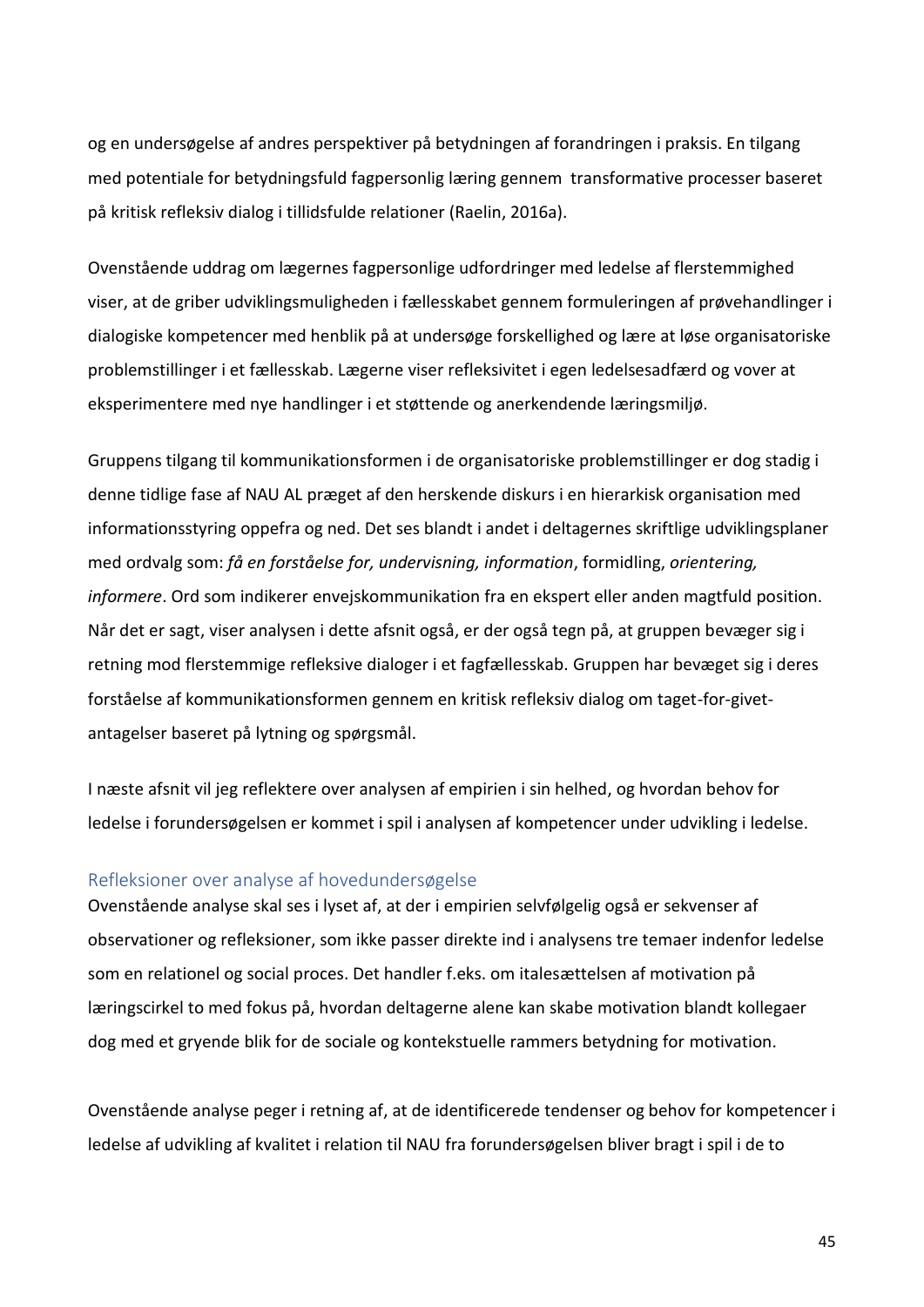og en undersøgelse af andres perspektiver på betydningen af forandringen i praksis. En tilgang med potentiale for betydningsfuld fagpersonlig læring gennem transformative processer baseret på kritisk refleksiv dialog i tillidsfulde relationer (Raelin, 2016a).

Ovenstående uddrag om lægernes fagpersonlige udfordringer med ledelse af flerstemmighed viser, at de griber udviklingsmuligheden i fællesskabet gennem formuleringen af prøvehandlinger i dialogiske kompetencer med henblik på at undersøge forskellighed og lære at løse organisatoriske problemstillinger i et fællesskab. Lægerne viser refleksivitet i egen ledelsesadfærd og vover at eksperimentere med nye handlinger i et støttende og anerkendende læringsmiljø.

Gruppens tilgang til kommunikationsformen i de organisatoriske problemstillinger er dog stadig i denne tidlige fase af NAU AL præget af den herskende diskurs i en hierarkisk organisation med informationsstyring oppefra og ned. Det ses blandt i andet i deltagernes skriftlige udviklingsplaner med ordvalg som: *få en forståelse for, undervisning, information*, formidling, *orientering, informere*. Ord som indikerer envejskommunikation fra en ekspert eller anden magtfuld position. Når det er sagt, viser analysen i dette afsnit også, er der også tegn på, at gruppen bevæger sig i retning mod flerstemmige refleksive dialoger i et fagfællesskab. Gruppen har bevæget sig i deres forståelse af kommunikationsformen gennem en kritisk refleksiv dialog om taget-for-givet-antagelser baseret på lytning og spørgsmål.

I næste afsnit vil jeg reflektere over analysen af empirien i sin helhed, og hvordan behov for ledelse i forundersøgelsen er kommet i spil i analysen af kompetencer under udvikling i ledelse.

## Refleksioner over analyse af hovedundersøgelse

Ovenstående analyse skal ses i lyset af, at der i empirien selvfølgelig også er sekvenser af observationer og refleksioner, som ikke passer direkte ind i analysens tre temaer indenfor ledelse som en relationel og social proces. Det handler f.eks. om italesættelsen af motivation på læringscirkel to med fokus på, hvordan deltagerne alene kan skabe motivation blandt kollegaer dog med et gryende blik for de sociale og kontekstuelle rammers betydning for motivation.

Ovenstående analyse peger i retning af, at de identificerede tendenser og behov for kompetencer i ledelse af udvikling af kvalitet i relation til NAU fra forundersøgelsen bliver bragt i spil i de to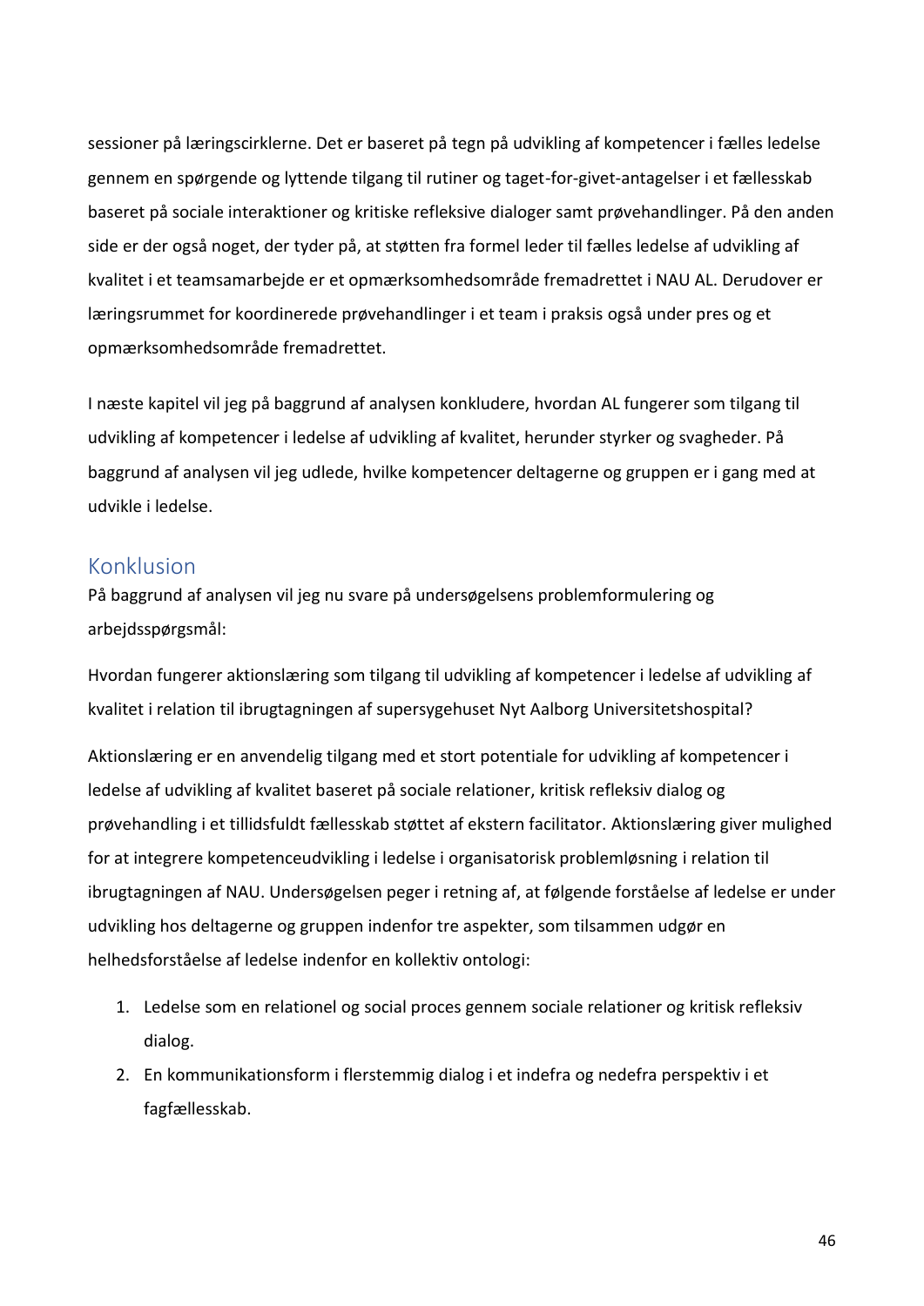sessioner på læringscirklerne. Det er baseret på tegn på udvikling af kompetencer i fælles ledelse gennem en spørgende og lyttende tilgang til rutiner og taget-for-givet-antagelser i et fællesskab baseret på sociale interaktioner og kritiske refleksive dialoger samt prøvehandlinger. På den anden side er der også noget, der tyder på, at støtten fra formel leder til fælles ledelse af udvikling af kvalitet i et teamsamarbejde er et opmærksomhedsområde fremadrettet i NAU AL. Derudover er læringsrummet for koordinerede prøvehandlinger i et team i praksis også under pres og et opmærksomhedsområde fremadrettet.

I næste kapitel vil jeg på baggrund af analysen konkludere, hvordan AL fungerer som tilgang til udvikling af kompetencer i ledelse af udvikling af kvalitet, herunder styrker og svagheder. På baggrund af analysen vil jeg udlede, hvilke kompetencer deltagerne og gruppen er i gang med at udvikle i ledelse.

## Konklusion

På baggrund af analysen vil jeg nu svare på undersøgelsens problemformulering og arbejdsspørgsmål:

Hvordan fungerer aktionslæring som tilgang til udvikling af kompetencer i ledelse af udvikling af kvalitet i relation til ibrugtagningen af supersygehuset Nyt Aalborg Universitetshospital?

Aktionslæring er en anvendelig tilgang med et stort potentiale for udvikling af kompetencer i ledelse af udvikling af kvalitet baseret på sociale relationer, kritisk refleksiv dialog og prøvehandling i et tillidsfuldt fællesskab støttet af ekstern facilitator. Aktionslæring giver mulighed for at integrere kompetenceudvikling i ledelse i organisatorisk problemløsning i relation til ibrugtagningen af NAU. Undersøgelsen peger i retning af, at følgende forståelse af ledelse er under udvikling hos deltagerne og gruppen indenfor tre aspekter, som tilsammen udgør en helhedsforståelse af ledelse indenfor en kollektiv ontologi:

1. Ledelse som en relationel og social proces gennem sociale relationer og kritisk refleksiv dialog.
2. En kommunikationsform i flerstemmig dialog i et indefra og nedefra perspektiv i et fagfællesskab.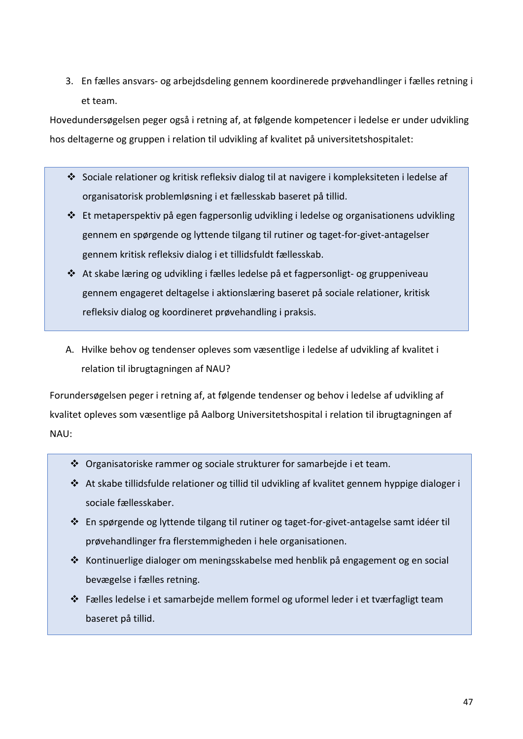3. En fælles ansvars- og arbejdsdeling gennem koordinerede prøvehandlinger i fælles retning i et team.

Hovedundersøgelsen peger også i retning af, at følgende kompetencer i ledelse er under udvikling hos deltagerne og gruppen i relation til udvikling af kvalitet på universitetshospitalet:

- Sociale relationer og kritisk refleksiv dialog til at navigere i kompleksiteten i ledelse af organisatorisk problemløsning i et fællesskab baseret på tillid.
- Et metaperspektiv på egen fagpersonlig udvikling i ledelse og organisationens udvikling gennem en spørgende og lyttende tilgang til rutiner og taget-for-givet-antagelser gennem kritisk refleksiv dialog i et tillidsfuldt fællesskab.
- At skabe læring og udvikling i fælles ledelse på et fagpersonligt- og gruppeniveau gennem engageret deltagelse i aktionslæring baseret på sociale relationer, kritisk refleksiv dialog og koordineret prøvehandling i praksis.

A. Hvilke behov og tendenser opleves som væsentlige i ledelse af udvikling af kvalitet i relation til ibrugtagningen af NAU?

Forundersøgelsen peger i retning af, at følgende tendenser og behov i ledelse af udvikling af kvalitet opleves som væsentlige på Aalborg Universitetshospital i relation til ibrugtagningen af NAU:

- Organisatoriske rammer og sociale strukturer for samarbejde i et team.
- At skabe tillidsfulde relationer og tillid til udvikling af kvalitet gennem hyppige dialoger i sociale fællesskaber.
- En spørgende og lyttende tilgang til rutiner og taget-for-givet-antagelse samt idéer til prøvehandlinger fra flerstemmigheden i hele organisationen.
- Kontinuerlige dialoger om meningsskabelse med henblik på engagement og en social bevægelse i fælles retning.
- Fælles ledelse i et samarbejde mellem formel og uformel leder i et tværfagligt team baseret på tillid.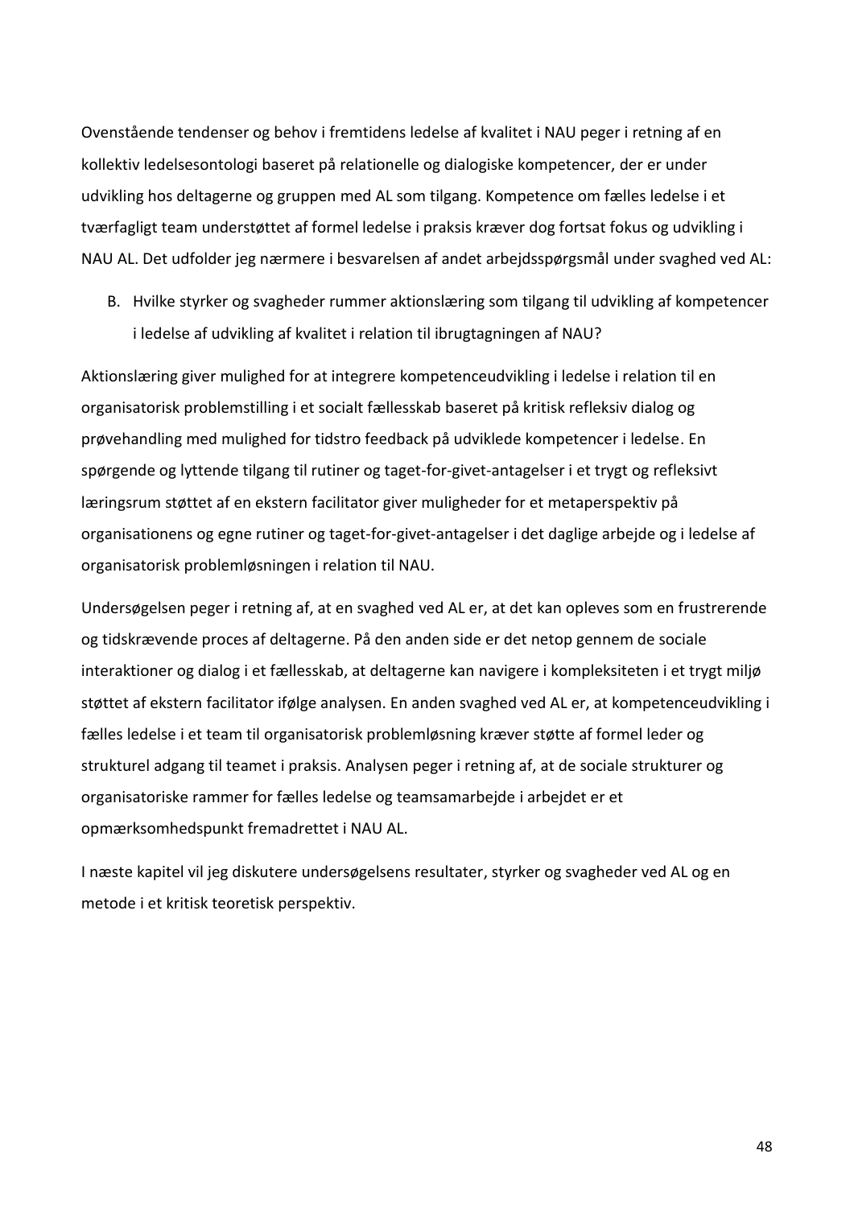Ovenstående tendenser og behov i fremtidens ledelse af kvalitet i NAU peger i retning af en kollektiv ledelsesontologi baseret på relationelle og dialogiske kompetencer, der er under udvikling hos deltagerne og gruppen med AL som tilgang. Kompetence om fælles ledelse i et tværfagligt team understøttet af formel ledelse i praksis kræver dog fortsat fokus og udvikling i NAU AL. Det udfolder jeg nærmere i besvarelsen af andet arbejdsspørgsmål under svaghed ved AL:

B. Hvilke styrker og svagheder rummer aktionslæring som tilgang til udvikling af kompetencer i ledelse af udvikling af kvalitet i relation til ibrugtagningen af NAU?

Aktionslæring giver mulighed for at integrere kompetenceudvikling i ledelse i relation til en organisatorisk problemstilling i et socialt fællesskab baseret på kritisk refleksiv dialog og prøvehandling med mulighed for tidstro feedback på udviklede kompetencer i ledelse. En spørgende og lyttende tilgang til rutiner og taget-for-givet-antagelser i et trygt og refleksivt læringsrum støttet af en ekstern facilitator giver muligheder for et metaperspektiv på organisationens og egne rutiner og taget-for-givet-antagelser i det daglige arbejde og i ledelse af organisatorisk problemløsningen i relation til NAU.

Undersøgelsen peger i retning af, at en svaghed ved AL er, at det kan opleves som en frustrerende og tidskrævende proces af deltagerne. På den anden side er det netop gennem de sociale interaktioner og dialog i et fællesskab, at deltagerne kan navigere i kompleksiteten i et trygt miljø støttet af ekstern facilitator ifølge analysen. En anden svaghed ved AL er, at kompetenceudvikling i fælles ledelse i et team til organisatorisk problemløsning kræver støtte af formel leder og strukturel adgang til teamet i praksis. Analysen peger i retning af, at de sociale strukturer og organisatoriske rammer for fælles ledelse og teamsamarbejde i arbejdet er et opmærksomhedspunkt fremadrettet i NAU AL.

I næste kapitel vil jeg diskutere undersøgelsens resultater, styrker og svagheder ved AL og en metode i et kritisk teoretisk perspektiv.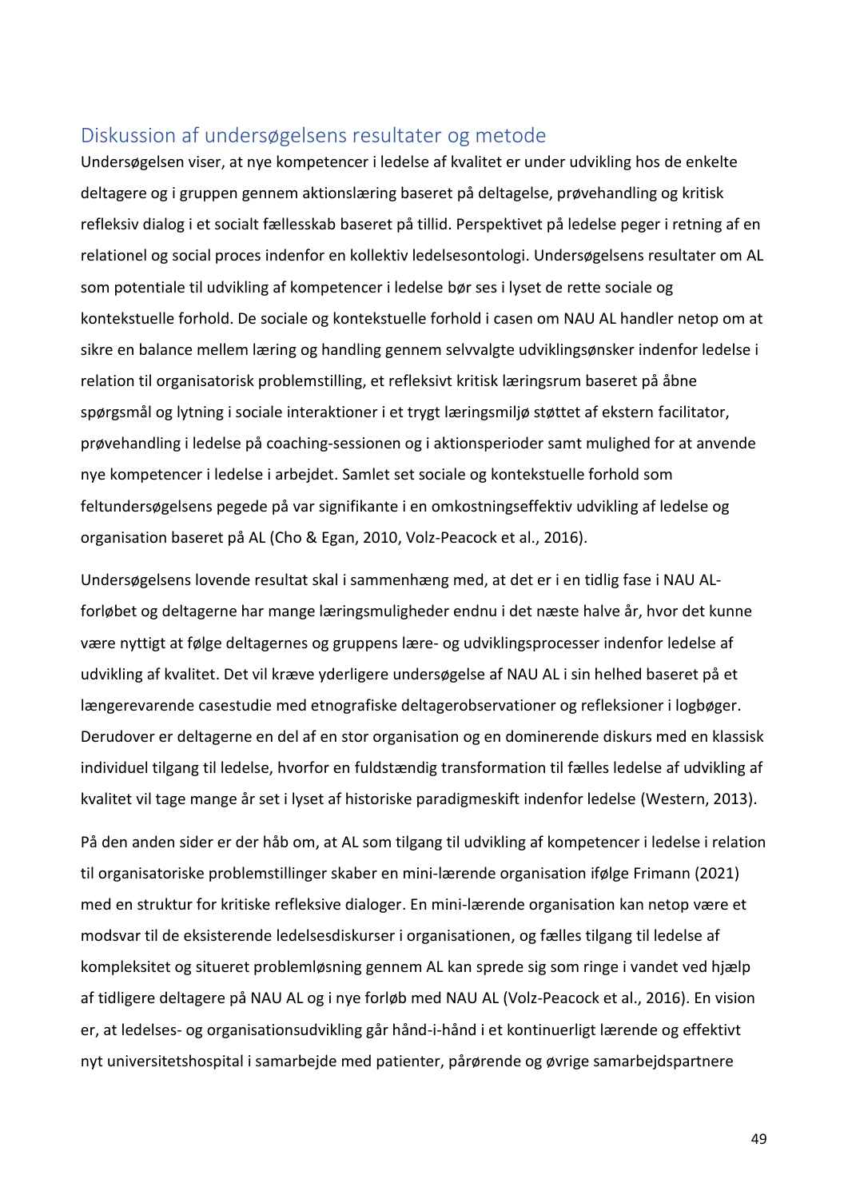## Diskussion af undersøgelsens resultater og metode

Undersøgelsen viser, at nye kompetencer i ledelse af kvalitet er under udvikling hos de enkelte deltagere og i gruppen gennem aktionslæring baseret på deltagelse, prøvehandling og kritisk refleksiv dialog i et socialt fællesskab baseret på tillid. Perspektivet på ledelse peger i retning af en relationel og social proces indenfor en kollektiv ledelsesontologi. Undersøgelsens resultater om AL som potentiale til udvikling af kompetencer i ledelse bør ses i lyset de rette sociale og kontekstuelle forhold. De sociale og kontekstuelle forhold i casen om NAU AL handler netop om at sikre en balance mellem læring og handling gennem selvvalgte udviklingsønsker indenfor ledelse i relation til organisatorisk problemstilling, et refleksivt kritisk læringsrum baseret på åbne spørgsmål og lytning i sociale interaktioner i et trygt læringsmiljø støttet af ekstern facilitator, prøvehandling i ledelse på coaching-sessionen og i aktionsperioder samt mulighed for at anvende nye kompetencer i ledelse i arbejdet. Samlet set sociale og kontekstuelle forhold som feltundersøgelsens pegede på var signifikante i en omkostningseffektiv udvikling af ledelse og organisation baseret på AL (Cho & Egan, 2010, Volz-Peacock et al., 2016).

Undersøgelsens lovende resultat skal i sammenhæng med, at det er i en tidlig fase i NAU AL-forløbet og deltagerne har mange læringsmuligheder endnu i det næste halve år, hvor det kunne være nyttigt at følge deltagernes og gruppens lære- og udviklingsprocesser indenfor ledelse af udvikling af kvalitet. Det vil kræve yderligere undersøgelse af NAU AL i sin helhed baseret på et længerevarende casestudie med etnografiske deltagerobservationer og refleksioner i logbøger. Derudover er deltagerne en del af en stor organisation og en dominerende diskurs med en klassisk individuel tilgang til ledelse, hvorfor en fuldstændig transformation til fælles ledelse af udvikling af kvalitet vil tage mange år set i lyset af historiske paradigmeskift indenfor ledelse (Western, 2013).

På den anden sider er der håb om, at AL som tilgang til udvikling af kompetencer i ledelse i relation til organisatoriske problemstillinger skaber en mini-lærende organisation ifølge Frimann (2021) med en struktur for kritiske refleksive dialoger. En mini-lærende organisation kan netop være et modsvar til de eksisterende ledelsesdiskurser i organisationen, og fælles tilgang til ledelse af kompleksitet og situeret problemløsning gennem AL kan sprede sig som ringe i vandet ved hjælp af tidligere deltagere på NAU AL og i nye forløb med NAU AL (Volz-Peacock et al., 2016). En vision er, at ledelses- og organisationsudvikling går hånd-i-hånd i et kontinuerligt lærende og effektivt nyt universitetshospital i samarbejde med patienter, pårørende og øvrige samarbejdspartnere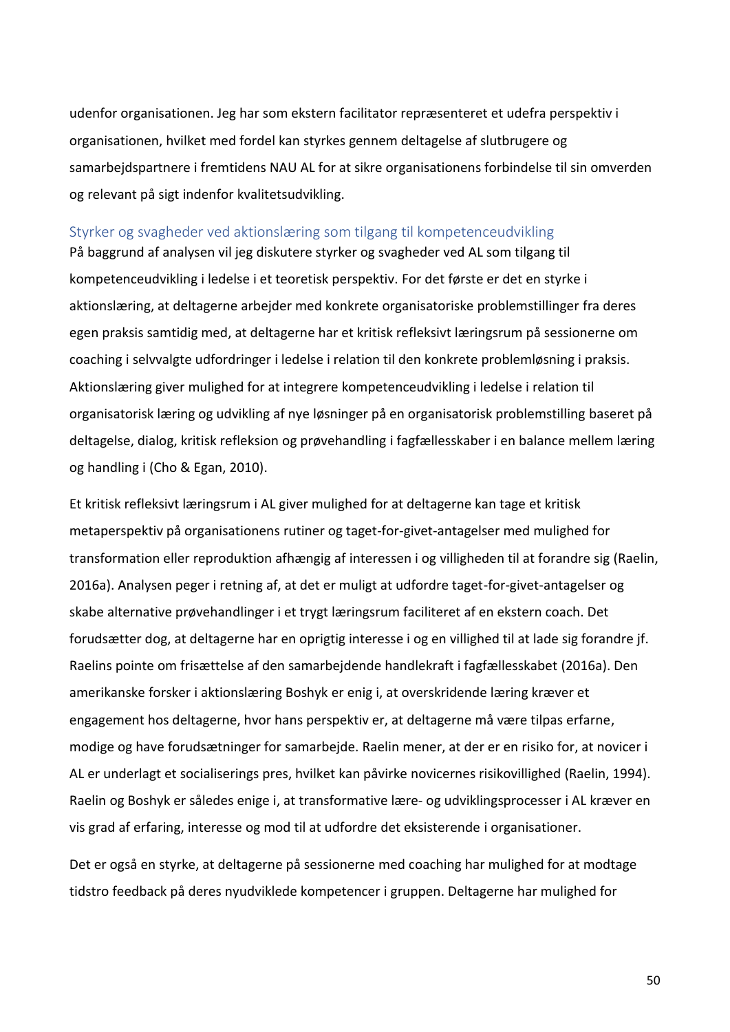udenfor organisationen. Jeg har som ekstern facilitator repræsenteret et udefra perspektiv i organisationen, hvilket med fordel kan styrkes gennem deltagelse af slutbrugere og samarbejdspartnere i fremtidens NAU AL for at sikre organisationens forbindelse til sin omverden og relevant på sigt indenfor kvalitetsudvikling.

## Styrker og svagheder ved aktionslæring som tilgang til kompetenceudvikling

På baggrund af analysen vil jeg diskutere styrker og svagheder ved AL som tilgang til kompetenceudvikling i ledelse i et teoretisk perspektiv. For det første er det en styrke i aktionslæring, at deltagerne arbejder med konkrete organisatoriske problemstillinger fra deres egen praksis samtidig med, at deltagerne har et kritisk refleksivt læringsrum på sessionerne om coaching i selvvalgte udfordringer i ledelse i relation til den konkrete problemløsning i praksis. Aktionslæring giver mulighed for at integrere kompetenceudvikling i ledelse i relation til organisatorisk læring og udvikling af nye løsninger på en organisatorisk problemstilling baseret på deltagelse, dialog, kritisk refleksion og prøvehandling i fagfællesskaber i en balance mellem læring og handling i (Cho & Egan, 2010).

Et kritisk refleksivt læringsrum i AL giver mulighed for at deltagerne kan tage et kritisk metaperspektiv på organisationens rutiner og taget-for-givet-antagelser med mulighed for transformation eller reproduktion afhængig af interessen i og villigheden til at forandre sig (Raelin, 2016a). Analysen peger i retning af, at det er muligt at udfordre taget-for-givet-antagelser og skabe alternative prøvehandlinger i et trygt læringsrum faciliteret af en ekstern coach. Det forudsætter dog, at deltagerne har en oprigtig interesse i og en villighed til at lade sig forandre jf. Raelins pointe om frisættelse af den samarbejdende handlekraft i fagfællesskabet (2016a). Den amerikanske forsker i aktionslæring Boshyk er enig i, at overskridende læring kræver et engagement hos deltagerne, hvor hans perspektiv er, at deltagerne må være tilpas erfarne, modige og have forudsætninger for samarbejde. Raelin mener, at der er en risiko for, at novicer i AL er underlagt et socialiserings pres, hvilket kan påvirke novicernes risikovillighed (Raelin, 1994). Raelin og Boshyk er således enige i, at transformative lære- og udviklingsprocesser i AL kræver en vis grad af erfaring, interesse og mod til at udfordre det eksisterende i organisationer.

Det er også en styrke, at deltagerne på sessionerne med coaching har mulighed for at modtage tidstro feedback på deres nyudviklede kompetencer i gruppen. Deltagerne har mulighed for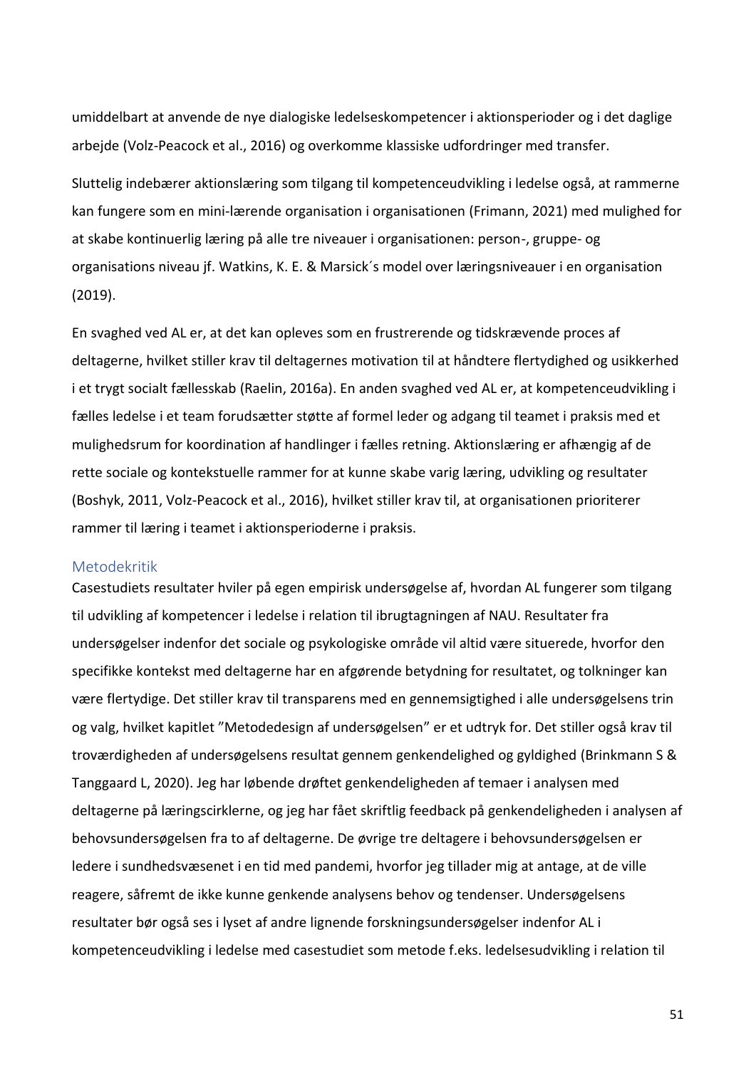umiddelbart at anvende de nye dialogiske ledelseskompetencer i aktionsperioder og i det daglige arbejde (Volz-Peacock et al., 2016) og overkomme klassiske udfordringer med transfer.

Sluttelig indebærer aktionslæring som tilgang til kompetenceudvikling i ledelse også, at rammerne kan fungere som en mini-lærende organisation i organisationen (Frimann, 2021) med mulighed for at skabe kontinuerlig læring på alle tre niveauer i organisationen: person-, gruppe- og organisations niveau jf. Watkins, K. E. & Marsick´s model over læringsniveauer i en organisation (2019).

En svaghed ved AL er, at det kan opleves som en frustrerende og tidskrævende proces af deltagerne, hvilket stiller krav til deltagernes motivation til at håndtere flertydighed og usikkerhed i et trygt socialt fællesskab (Raelin, 2016a). En anden svaghed ved AL er, at kompetenceudvikling i fælles ledelse i et team forudsætter støtte af formel leder og adgang til teamet i praksis med et mulighedsrum for koordination af handlinger i fælles retning. Aktionslæring er afhængig af de rette sociale og kontekstuelle rammer for at kunne skabe varig læring, udvikling og resultater (Boshyk, 2011, Volz-Peacock et al., 2016), hvilket stiller krav til, at organisationen prioriterer rammer til læring i teamet i aktionsperioderne i praksis.

## Metodekritik

Casestudiets resultater hviler på egen empirisk undersøgelse af, hvordan AL fungerer som tilgang til udvikling af kompetencer i ledelse i relation til ibrugtagningen af NAU. Resultater fra undersøgelser indenfor det sociale og psykologiske område vil altid være situerede, hvorfor den specifikke kontekst med deltagerne har en afgørende betydning for resultatet, og tolkninger kan være flertydige. Det stiller krav til transparens med en gennemsigtighed i alle undersøgelsens trin og valg, hvilket kapitlet "Metodedesign af undersøgelsen" er et udtryk for. Det stiller også krav til troværdigheden af undersøgelsens resultat gennem genkendelighed og gyldighed (Brinkmann S & Tanggaard L, 2020). Jeg har løbende drøftet genkendeligheden af temaer i analysen med deltagerne på læringscirklerne, og jeg har fået skriftlig feedback på genkendeligheden i analysen af behovsundersøgelsen fra to af deltagerne. De øvrige tre deltagere i behovsundersøgelsen er ledere i sundhedsvæsenet i en tid med pandemi, hvorfor jeg tillader mig at antage, at de ville reagere, såfremt de ikke kunne genkende analysens behov og tendenser. Undersøgelsens resultater bør også ses i lyset af andre lignende forskningsundersøgelser indenfor AL i kompetenceudvikling i ledelse med casestudiet som metode f.eks. ledelsesudvikling i relation til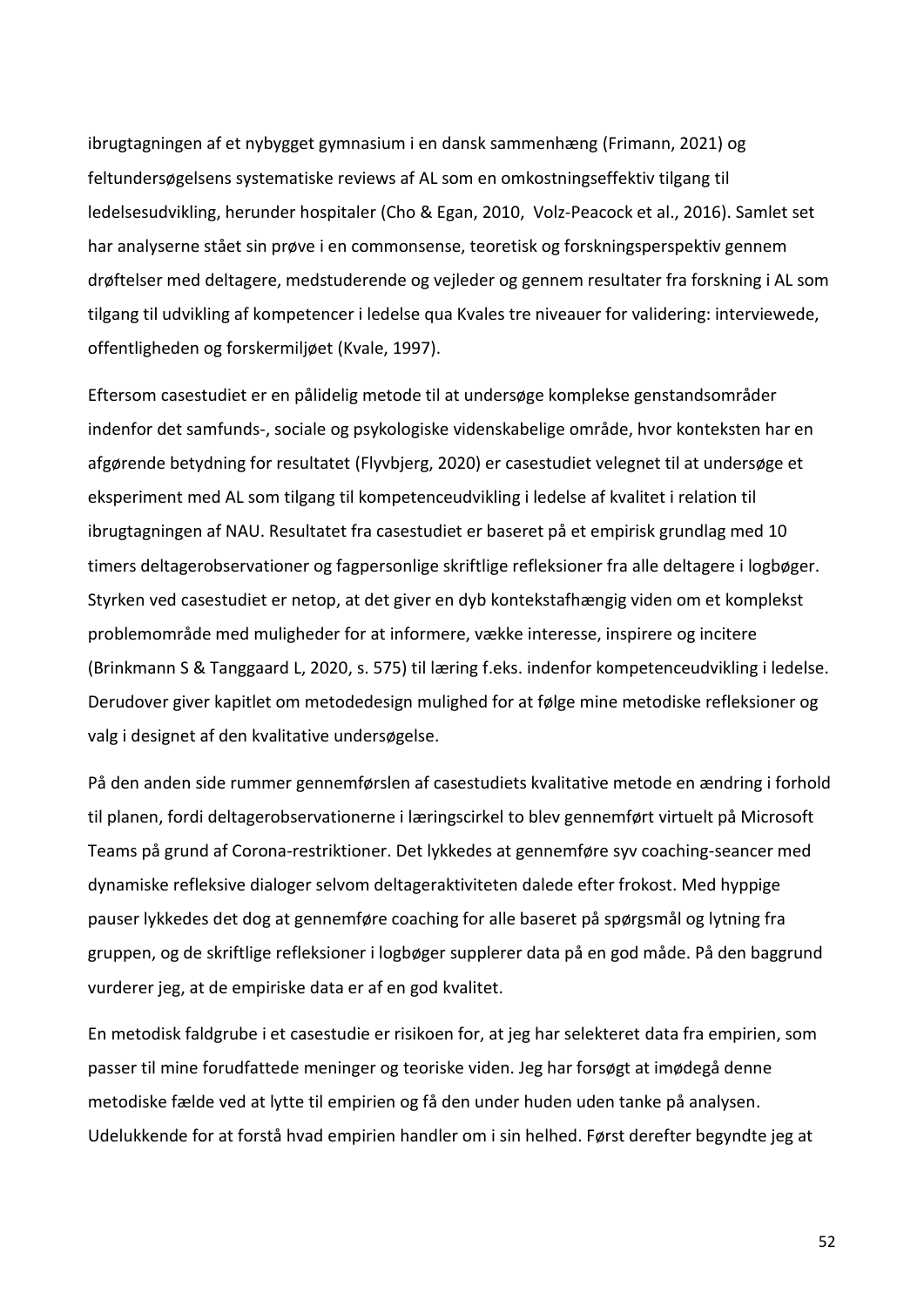ibrugtagningen af et nybygget gymnasium i en dansk sammenhæng (Frimann, 2021) og feltundersøgelsens systematiske reviews af AL som en omkostningseffektiv tilgang til ledelsesudvikling, herunder hospitaler (Cho & Egan, 2010, Volz-Peacock et al., 2016). Samlet set har analyserne stået sin prøve i en commonsense, teoretisk og forskningsperspektiv gennem drøftelser med deltagere, medstuderende og vejleder og gennem resultater fra forskning i AL som tilgang til udvikling af kompetencer i ledelse qua Kvales tre niveauer for validering: interviewede, offentligheden og forskermiljøet (Kvale, 1997).

Eftersom casestudiet er en pålidelig metode til at undersøge komplekse genstandsområder indenfor det samfunds-, sociale og psykologiske videnskabelige område, hvor konteksten har en afgørende betydning for resultatet (Flyvbjerg, 2020) er casestudiet velegnet til at undersøge et eksperiment med AL som tilgang til kompetenceudvikling i ledelse af kvalitet i relation til ibrugtagningen af NAU. Resultatet fra casestudiet er baseret på et empirisk grundlag med 10 timers deltagerobservationer og fagpersonlige skriftlige refleksioner fra alle deltagere i logbøger. Styrken ved casestudiet er netop, at det giver en dyb kontekstafhængig viden om et komplekst problemområde med muligheder for at informere, vække interesse, inspirere og incitere (Brinkmann S & Tanggaard L, 2020, s. 575) til læring f.eks. indenfor kompetenceudvikling i ledelse. Derudover giver kapitlet om metodedesign mulighed for at følge mine metodiske refleksioner og valg i designet af den kvalitative undersøgelse.

På den anden side rummer gennemførslen af casestudiets kvalitative metode en ændring i forhold til planen, fordi deltagerobservationerne i læringscirkel to blev gennemført virtuelt på Microsoft Teams på grund af Corona-restriktioner. Det lykkedes at gennemføre syv coaching-seancer med dynamiske refleksive dialoger selvom deltageraktiviteten dalede efter frokost. Med hyppige pauser lykkedes det dog at gennemføre coaching for alle baseret på spørgsmål og lytning fra gruppen, og de skriftlige refleksioner i logbøger supplerer data på en god måde. På den baggrund vurderer jeg, at de empiriske data er af en god kvalitet.

En metodisk faldgrube i et casestudie er risikoen for, at jeg har selekteret data fra empirien, som passer til mine forudfattede meninger og teoriske viden. Jeg har forsøgt at imødegå denne metodiske fælde ved at lytte til empirien og få den under huden uden tanke på analysen. Udelukkende for at forstå hvad empirien handler om i sin helhed. Først derefter begyndte jeg at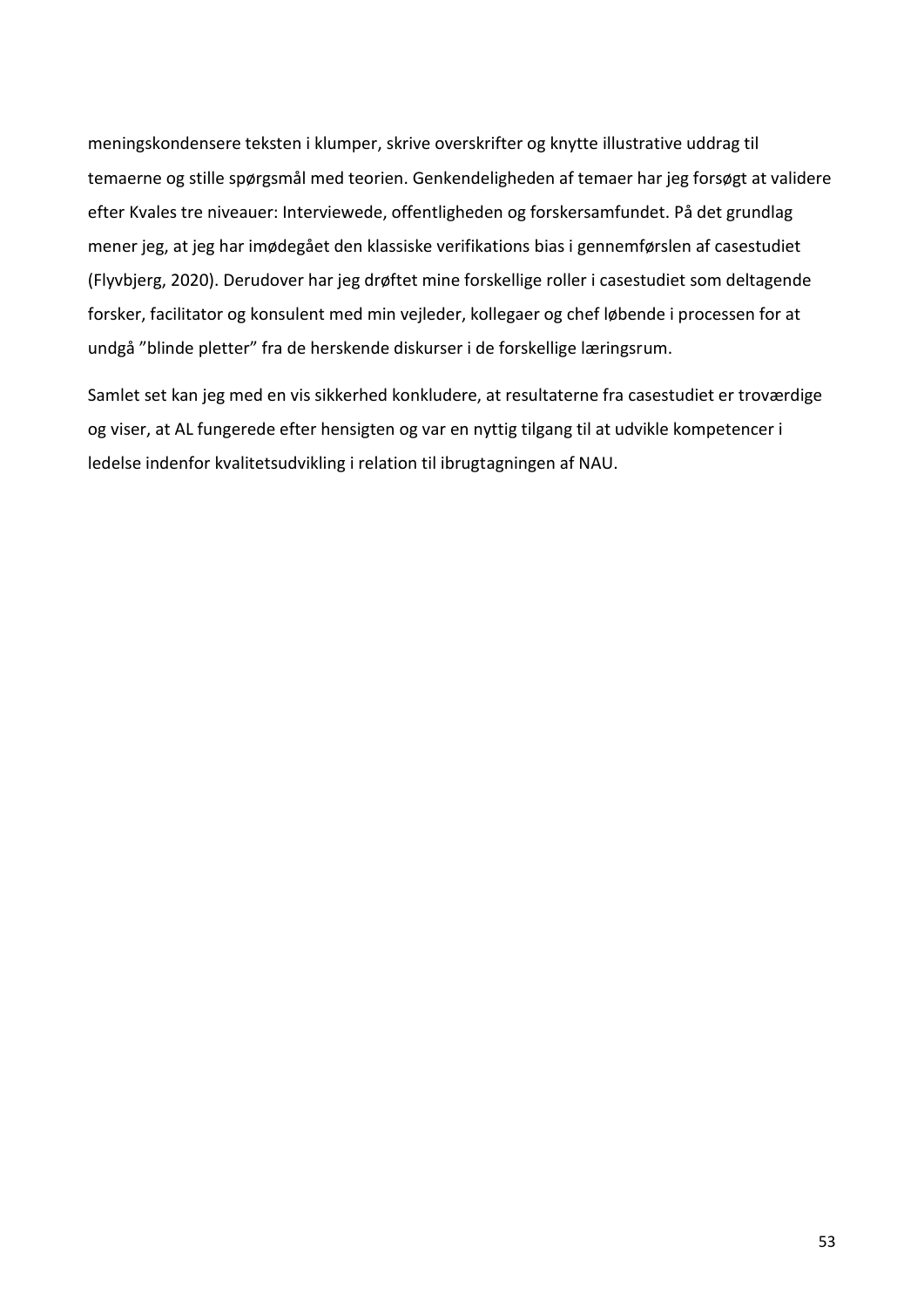meningskondensere teksten i klumper, skrive overskrifter og knytte illustrative uddrag til temaerne og stille spørgsmål med teorien. Genkendeligheden af temaer har jeg forsøgt at validere efter Kvales tre niveauer: Interviewede, offentligheden og forskersamfundet. På det grundlag mener jeg, at jeg har imødegået den klassiske verifikations bias i gennemførslen af casestudiet (Flyvbjerg, 2020). Derudover har jeg drøftet mine forskellige roller i casestudiet som deltagende forsker, facilitator og konsulent med min vejleder, kollegaer og chef løbende i processen for at undgå ”blinde pletter” fra de herskende diskurser i de forskellige læringsrum.

Samlet set kan jeg med en vis sikkerhed konkludere, at resultaterne fra casestudiet er troværdige og viser, at AL fungerede efter hensigten og var en nyttig tilgang til at udvikle kompetencer i ledelse indenfor kvalitetsudvikling i relation til ibrugtagningen af NAU.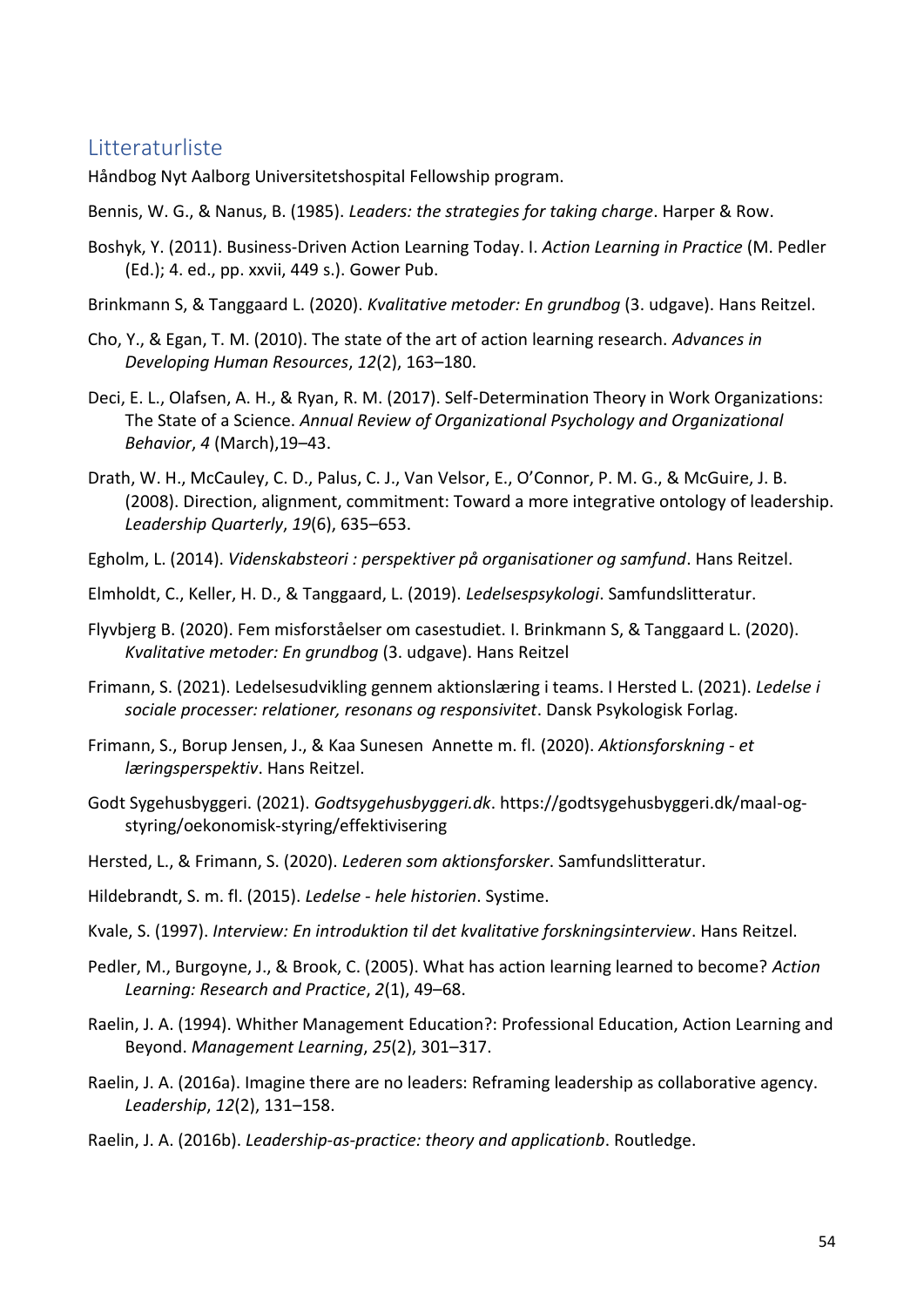## Litteraturliste

Håndbog Nyt Aalborg Universitetshospital Fellowship program.

Bennis, W. G., & Nanus, B. (1985). *Leaders: the strategies for taking charge*. Harper & Row.

Boshyk, Y. (2011). Business-Driven Action Learning Today. I. *Action Learning in Practice* (M. Pedler (Ed.); 4. ed., pp. xxvii, 449 s.). Gower Pub.

Brinkmann S, & Tanggaard L. (2020). *Kvalitative metoder: En grundbog* (3. udgave). Hans Reitzel.

Cho, Y., & Egan, T. M. (2010). The state of the art of action learning research. *Advances in Developing Human Resources*, *12*(2), 163–180.

Deci, E. L., Olafsen, A. H., & Ryan, R. M. (2017). Self-Determination Theory in Work Organizations: The State of a Science. *Annual Review of Organizational Psychology and Organizational Behavior*, *4* (March),19–43.

Drath, W. H., McCauley, C. D., Palus, C. J., Van Velsor, E., O'Connor, P. M. G., & McGuire, J. B. (2008). Direction, alignment, commitment: Toward a more integrative ontology of leadership. *Leadership Quarterly*, *19*(6), 635–653.

Egholm, L. (2014). *Videnskabsteori : perspektiver på organisationer og samfund*. Hans Reitzel.

Elmholdt, C., Keller, H. D., & Tanggaard, L. (2019). *Ledelsespsykologi*. Samfundslitteratur.

Flyvbjerg B. (2020). Fem misforståelser om casestudiet. I. Brinkmann S, & Tanggaard L. (2020). *Kvalitative metoder: En grundbog* (3. udgave). Hans Reitzel

Frimann, S. (2021). Ledelsesudvikling gennem aktionslæring i teams. I Hersted L. (2021). *Ledelse i sociale processer: relationer, resonans og responsivitet*. Dansk Psykologisk Forlag.

Frimann, S., Borup Jensen, J., & Kaa Sunesen Annette m. fl. (2020). *Aktionsforskning - et læringsperspektiv*. Hans Reitzel.

Godt Sygehusbyggeri. (2021). *Godtsygehusbyggeri.dk*. https://godtsygehusbyggeri.dk/maal-og-styring/oekonomisk-styring/effektivisering

Hersted, L., & Frimann, S. (2020). *Lederen som aktionsforsker*. Samfundslitteratur.

Hildebrandt, S. m. fl. (2015). *Ledelse - hele historien*. Systime.

Kvale, S. (1997). *Interview: En introduktion til det kvalitative forskningsinterview*. Hans Reitzel.

Pedler, M., Burgoyne, J., & Brook, C. (2005). What has action learning learned to become? *Action Learning: Research and Practice*, *2*(1), 49–68.

Raelin, J. A. (1994). Whither Management Education?: Professional Education, Action Learning and Beyond. *Management Learning*, *25*(2), 301–317.

Raelin, J. A. (2016a). Imagine there are no leaders: Reframing leadership as collaborative agency. *Leadership*, *12*(2), 131–158.

Raelin, J. A. (2016b). *Leadership-as-practice: theory and applicationb*. Routledge.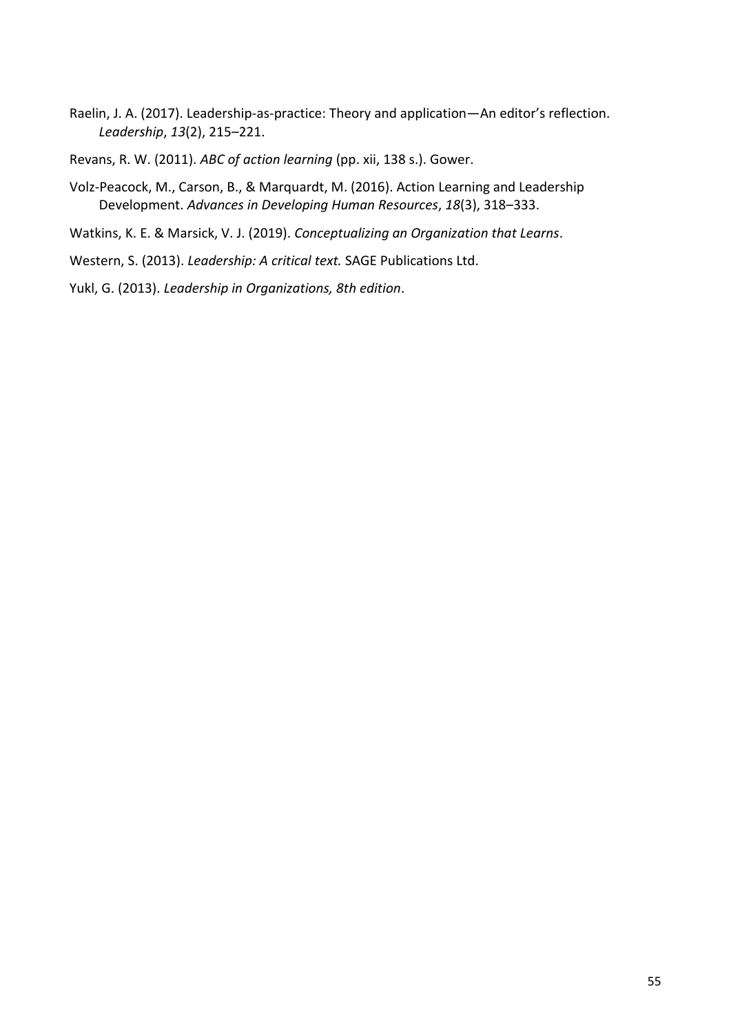Raelin, J. A. (2017). Leadership-as-practice: Theory and application—An editor's reflection. *Leadership*, *13*(2), 215–221.

Revans, R. W. (2011). *ABC of action learning* (pp. xii, 138 s.). Gower.

Volz-Peacock, M., Carson, B., & Marquardt, M. (2016). Action Learning and Leadership Development. *Advances in Developing Human Resources*, *18*(3), 318–333.

Watkins, K. E. & Marsick, V. J. (2019). *Conceptualizing an Organization that Learns*.

Western, S. (2013). *Leadership: A critical text.* SAGE Publications Ltd.

Yukl, G. (2013). *Leadership in Organizations, 8th edition*.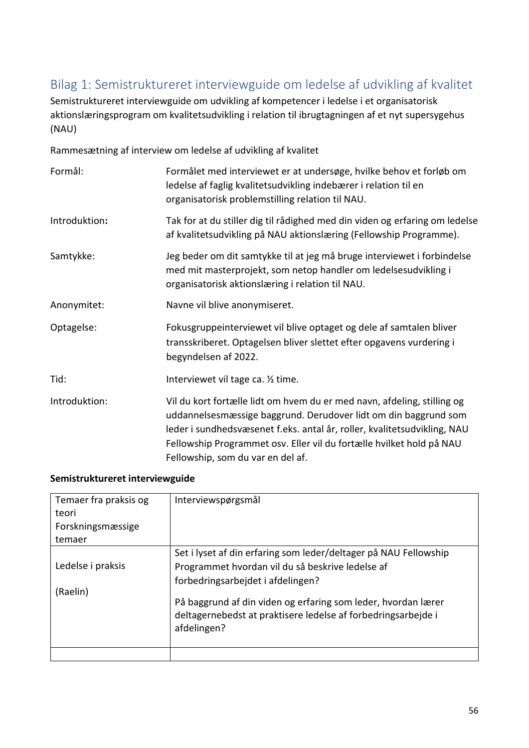## Bilag 1: Semistruktureret interviewguide om ledelse af udvikling af kvalitet

Semistruktureret interviewguide om udvikling af kompetencer i ledelse i et organisatorisk aktionslæringsprogram om kvalitetsudvikling i relation til ibrugtagningen af et nyt supersygehus (NAU)

Rammesætning af interview om ledelse af udvikling af kvalitet

| | |
|---|---|
| Formål: | Formålet med interviewet er at undersøge, hvilke behov et forløb om ledelse af faglig kvalitetsudvikling indebærer i relation til en organisatorisk problemstilling relation til NAU. |
| Introduktion**:** | Tak for at du stiller dig til rådighed med din viden og erfaring om ledelse af kvalitetsudvikling på NAU aktionslæring (Fellowship Programme). |
| Samtykke: | Jeg beder om dit samtykke til at jeg må bruge interviewet i forbindelse med mit masterprojekt, som netop handler om ledelsesudvikling i organisatorisk aktionslæring i relation til NAU. |
| Anonymitet: | Navne vil blive anonymiseret. |
| Optagelse: | Fokusgruppeinterviewet vil blive optaget og dele af samtalen bliver transskriberet. Optagelsen bliver slettet efter opgavens vurdering i begyndelsen af 2022. |
| Tid: | Interviewet vil tage ca. ½ time. |
| Introduktion: | Vil du kort fortælle lidt om hvem du er med navn, afdeling, stilling og uddannelsesmæssige baggrund. Derudover lidt om din baggrund som leder i sundhedsvæsenet f.eks. antal år, roller, kvalitetsudvikling, NAU Fellowship Programmet osv. Eller vil du fortælle hvilket hold på NAU Fellowship, som du var en del af. |

**Semistruktureret interviewguide**

| Temaer fra praksis og teori<br>Forskningsmæssige temaer | Interviewspørgsmål |
|---|---|
| Ledelse i praksis<br><br>(Raelin) | Set i lyset af din erfaring som leder/deltager på NAU Fellowship Programmet hvordan vil du så beskrive ledelse af forbedringsarbejdet i afdelingen?<br><br>På baggrund af din viden og erfaring som leder, hvordan lærer deltagernebedst at praktisere ledelse af forbedringsarbejde i afdelingen? |
| | |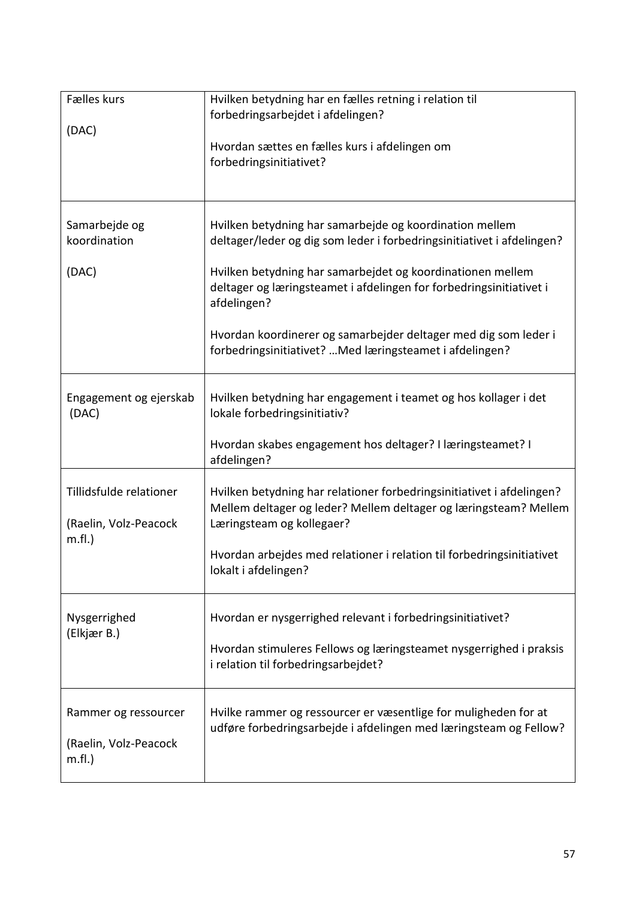| | |
|---|---|
| Fælles kurs<br><br>(DAC) | Hvilken betydning har en fælles retning i relation til forbedringsarbejdet i afdelingen?<br><br>Hvordan sættes en fælles kurs i afdelingen om forbedringsinitiativet? |
| Samarbejde og koordination<br><br>(DAC) | Hvilken betydning har samarbejde og koordination mellem deltager/leder og dig som leder i forbedringsinitiativet i afdelingen?<br><br>Hvilken betydning har samarbejdet og koordinationen mellem deltager og læringsteamet i afdelingen for forbedringsinitiativet i afdelingen?<br><br>Hvordan koordinerer og samarbejder deltager med dig som leder i forbedringsinitiativet? …Med læringsteamet i afdelingen? |
| Engagement og ejerskab (DAC) | Hvilken betydning har engagement i teamet og hos kollager i det lokale forbedringsinitiativ?<br><br>Hvordan skabes engagement hos deltager? I læringsteamet? I afdelingen? |
| Tillidsfulde relationer<br><br>(Raelin, Volz-Peacock m.fl.) | Hvilken betydning har relationer forbedringsinitiativet i afdelingen? Mellem deltager og leder? Mellem deltager og læringsteam? Mellem Læringsteam og kollegaer?<br><br>Hvordan arbejdes med relationer i relation til forbedringsinitiativet lokalt i afdelingen? |
| Nysgerrighed<br>(Elkjær B.) | Hvordan er nysgerrighed relevant i forbedringsinitiativet?<br><br>Hvordan stimuleres Fellows og læringsteamet nysgerrighed i praksis i relation til forbedringsarbejdet? |
| Rammer og ressourcer<br><br>(Raelin, Volz-Peacock m.fl.) | Hvilke rammer og ressourcer er væsentlige for muligheden for at udføre forbedringsarbejde i afdelingen med læringsteam og Fellow? |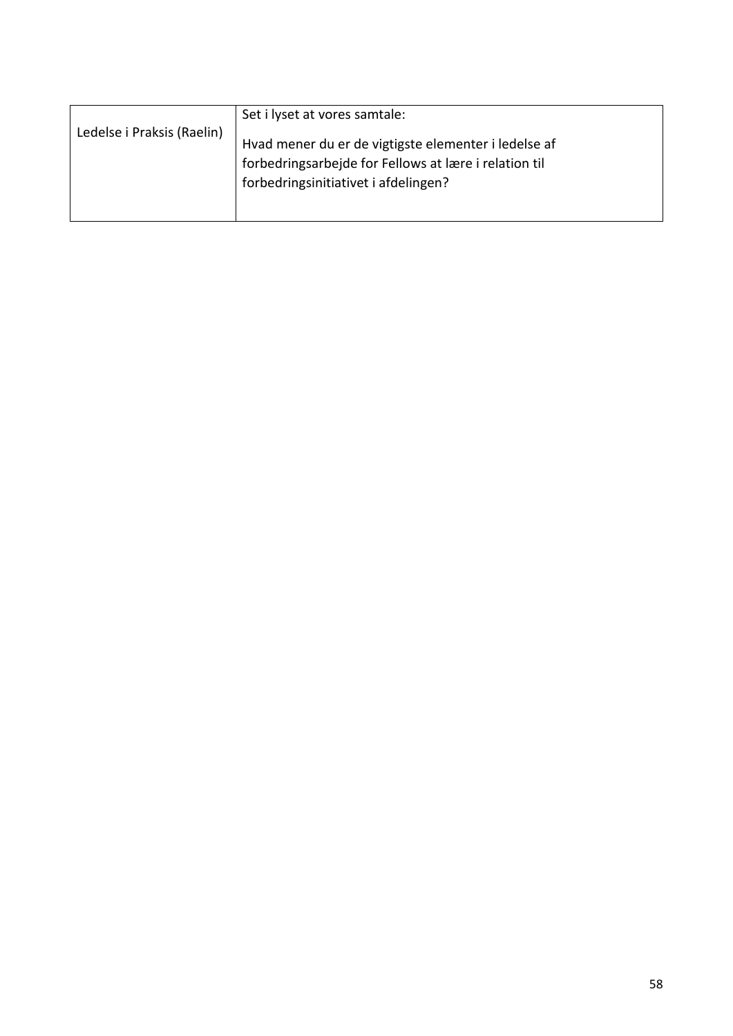| Ledelse i Praksis (Raelin) | Set i lyset at vores samtale:<br><br>Hvad mener du er de vigtigste elementer i ledelse af forbedringsarbejde for Fellows at lære i relation til forbedringsinitiativet i afdelingen? |
| --- | --- |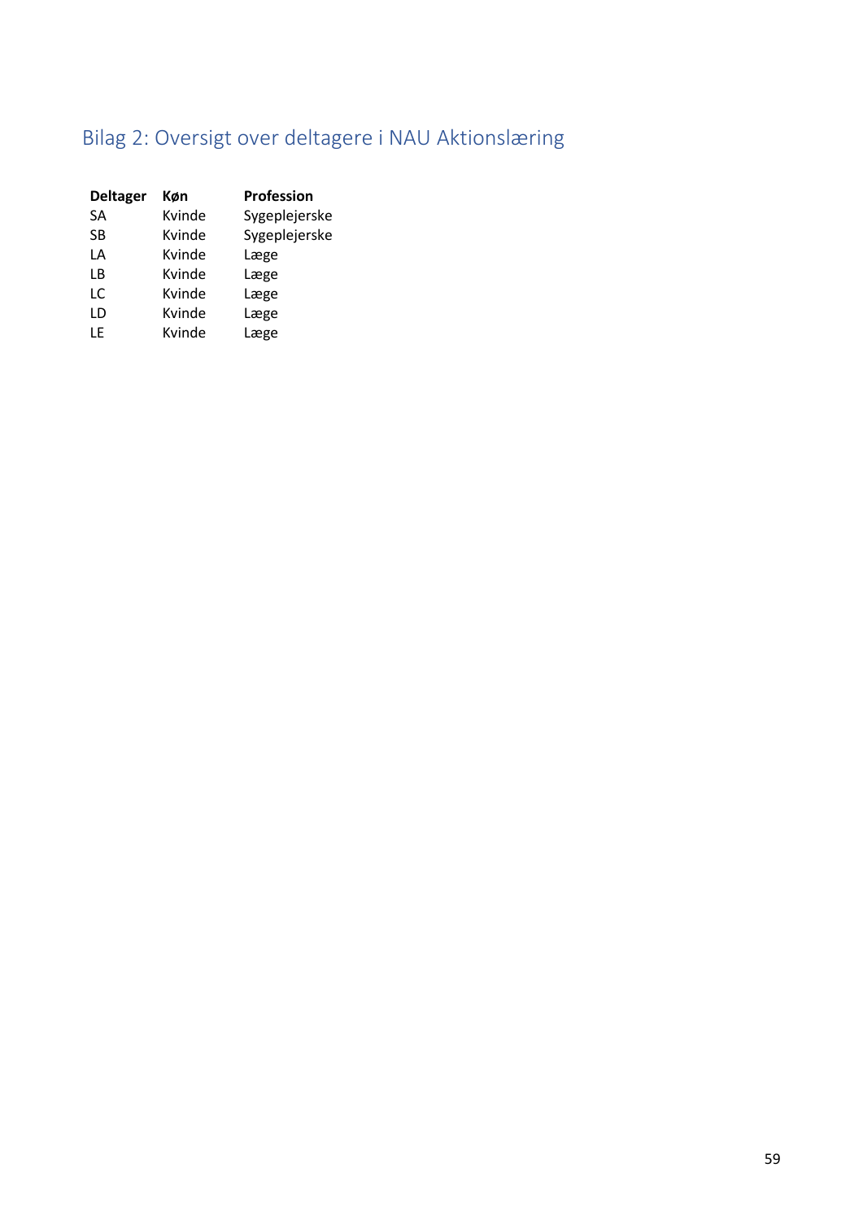# Bilag 2: Oversigt over deltagere i NAU Aktionslæring

| Deltager | Køn | Profession |
| --- | --- | --- |
| SA | Kvinde | Sygeplejerske |
| SB | Kvinde | Sygeplejerske |
| LA | Kvinde | Læge |
| LB | Kvinde | Læge |
| LC | Kvinde | Læge |
| LD | Kvinde | Læge |
| LE | Kvinde | Læge |